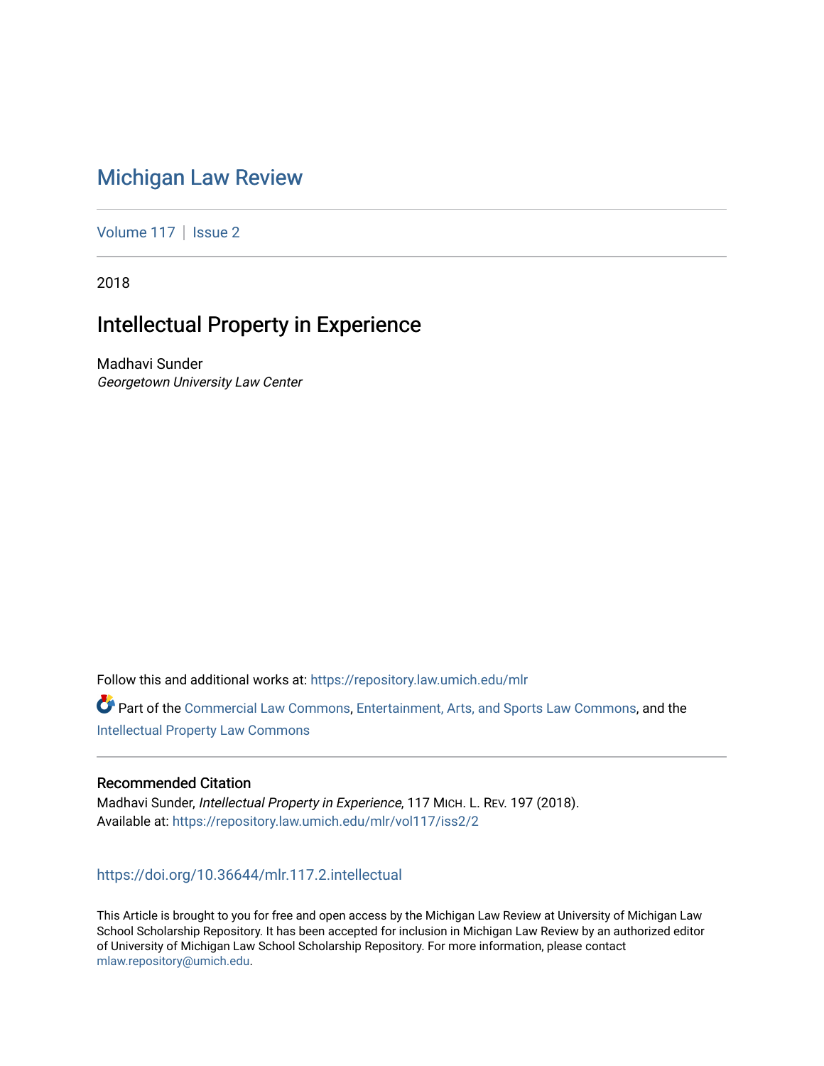# Michigan Law Review

Volume 117 | Issue 2

2018

## Intellectual Property in Experience

Madhavi Sunder
*Georgetown University Law Center*

Follow this and additional works at: https://repository.law.umich.edu/mlr

Part of the Commercial Law Commons, Entertainment, Arts, and Sports Law Commons, and the Intellectual Property Law Commons

### Recommended Citation

Madhavi Sunder, *Intellectual Property in Experience*, 117 MICH. L. REV. 197 (2018).
Available at: https://repository.law.umich.edu/mlr/vol117/iss2/2

https://doi.org/10.36644/mlr.117.2.intellectual

This Article is brought to you for free and open access by the Michigan Law Review at University of Michigan Law School Scholarship Repository. It has been accepted for inclusion in Michigan Law Review by an authorized editor of University of Michigan Law School Scholarship Repository. For more information, please contact mlaw.repository@umich.edu.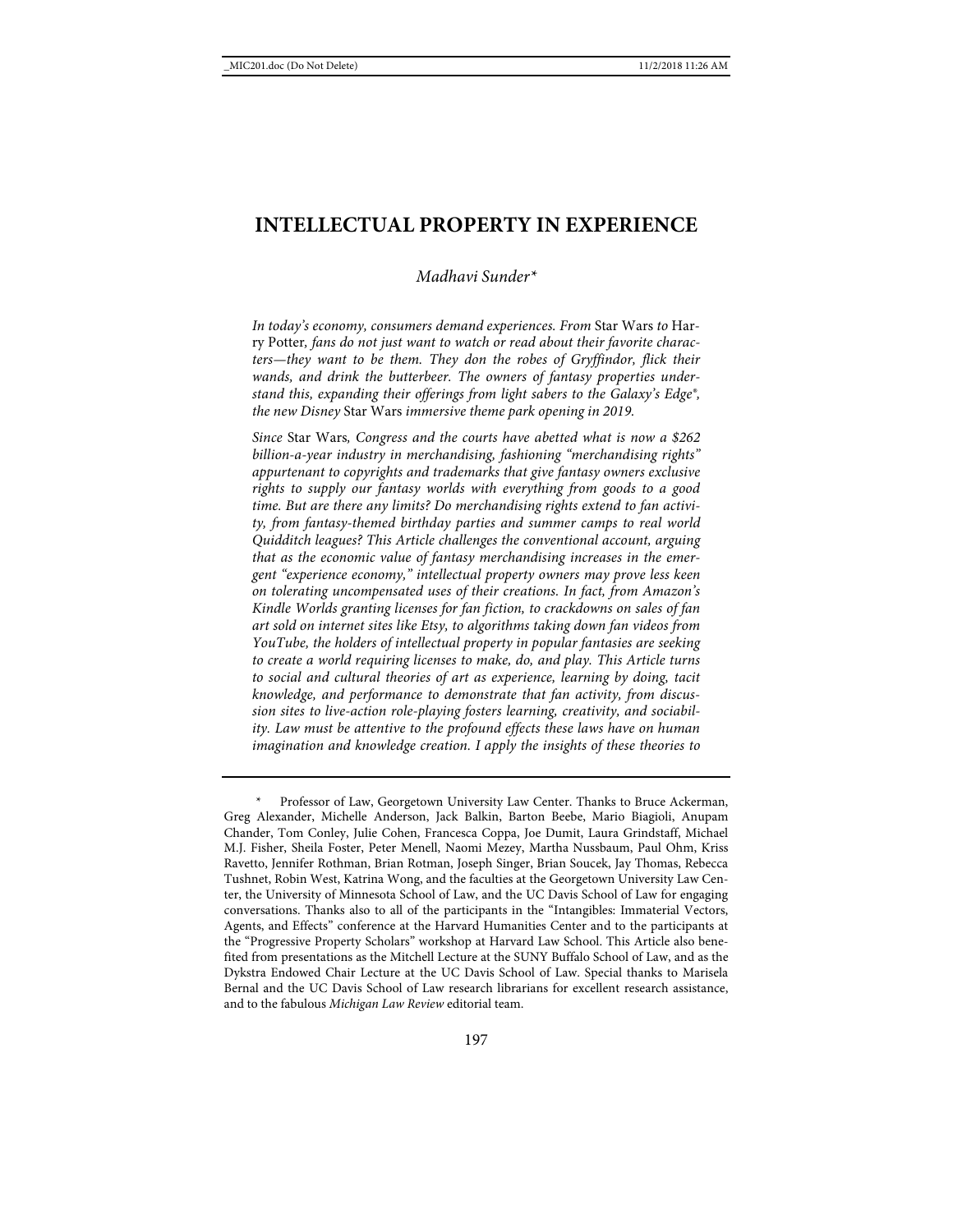# INTELLECTUAL PROPERTY IN EXPERIENCE

*Madhavi Sunder**

*In today's economy, consumers demand experiences. From* Star Wars *to* Harry Potter*, fans do not just want to watch or read about their favorite characters—they want to be them. They don the robes of Gryffindor, flick their wands, and drink the butterbeer. The owners of fantasy properties understand this, expanding their offerings from light sabers to the Galaxy's Edge®, the new Disney* Star Wars *immersive theme park opening in 2019.*

*Since* Star Wars*, Congress and the courts have abetted what is now a $262 billion-a-year industry in merchandising, fashioning "merchandising rights" appurtenant to copyrights and trademarks that give fantasy owners exclusive rights to supply our fantasy worlds with everything from goods to a good time. But are there any limits? Do merchandising rights extend to fan activity, from fantasy-themed birthday parties and summer camps to real world Quidditch leagues? This Article challenges the conventional account, arguing that as the economic value of fantasy merchandising increases in the emergent "experience economy," intellectual property owners may prove less keen on tolerating uncompensated uses of their creations. In fact, from Amazon's Kindle Worlds granting licenses for fan fiction, to crackdowns on sales of fan art sold on internet sites like Etsy, to algorithms taking down fan videos from YouTube, the holders of intellectual property in popular fantasies are seeking to create a world requiring licenses to make, do, and play. This Article turns to social and cultural theories of art as experience, learning by doing, tacit knowledge, and performance to demonstrate that fan activity, from discussion sites to live-action role-playing fosters learning, creativity, and sociability. Law must be attentive to the profound effects these laws have on human imagination and knowledge creation. I apply the insights of these theories to*

---

\* Professor of Law, Georgetown University Law Center. Thanks to Bruce Ackerman, Greg Alexander, Michelle Anderson, Jack Balkin, Barton Beebe, Mario Biagioli, Anupam Chander, Tom Conley, Julie Cohen, Francesca Coppa, Joe Dumit, Laura Grindstaff, Michael M.J. Fisher, Sheila Foster, Peter Menell, Naomi Mezey, Martha Nussbaum, Paul Ohm, Kriss Ravetto, Jennifer Rothman, Brian Rotman, Joseph Singer, Brian Soucek, Jay Thomas, Rebecca Tushnet, Robin West, Katrina Wong, and the faculties at the Georgetown University Law Center, the University of Minnesota School of Law, and the UC Davis School of Law for engaging conversations. Thanks also to all of the participants in the "Intangibles: Immaterial Vectors, Agents, and Effects" conference at the Harvard Humanities Center and to the participants at the "Progressive Property Scholars" workshop at Harvard Law School. This Article also benefited from presentations as the Mitchell Lecture at the SUNY Buffalo School of Law, and as the Dykstra Endowed Chair Lecture at the UC Davis School of Law. Special thanks to Marisela Bernal and the UC Davis School of Law research librarians for excellent research assistance, and to the fabulous *Michigan Law Review* editorial team.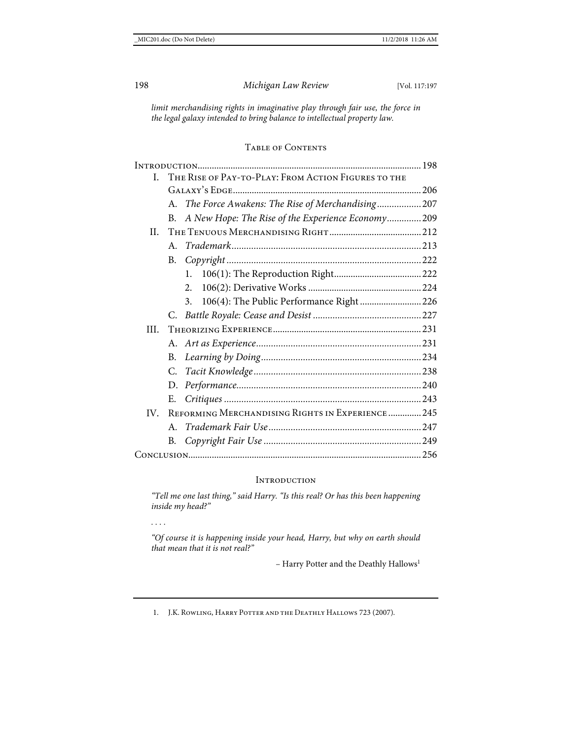*limit merchandising rights in imaginative play through fair use, the force in the legal galaxy intended to bring balance to intellectual property law.*

## Table of Contents

Introduction ... 198

I. The Rise of Pay-to-Play: From Action Figures to the Galaxy's Edge ... 206
   - A. *The Force Awakens: The Rise of Merchandising* ... 207
   - B. *A New Hope: The Rise of the Experience Economy* ... 209

II. The Tenuous Merchandising Right ... 212
   - A. *Trademark* ... 213
   - B. *Copyright* ... 222
     1. 106(1): The Reproduction Right ... 222
     2. 106(2): Derivative Works ... 224
     3. 106(4): The Public Performance Right ... 226
   - C. *Battle Royale: Cease and Desist* ... 227

III. Theorizing Experience ... 231
   - A. *Art as Experience* ... 231
   - B. *Learning by Doing* ... 234
   - C. *Tacit Knowledge* ... 238
   - D. *Performance* ... 240
   - E. *Critiques* ... 243

IV. Reforming Merchandising Rights in Experience ... 245
   - A. *Trademark Fair Use* ... 247
   - B. *Copyright Fair Use* ... 249

Conclusion ... 256

## Introduction

*"Tell me one last thing," said Harry. "Is this real? Or has this been happening inside my head?"*

*. . . .*

*"Of course it is happening inside your head, Harry, but why on earth should that mean that it is not real?"*

– Harry Potter and the Deathly Hallows[1]

1. J.K. Rowling, Harry Potter and the Deathly Hallows 723 (2007).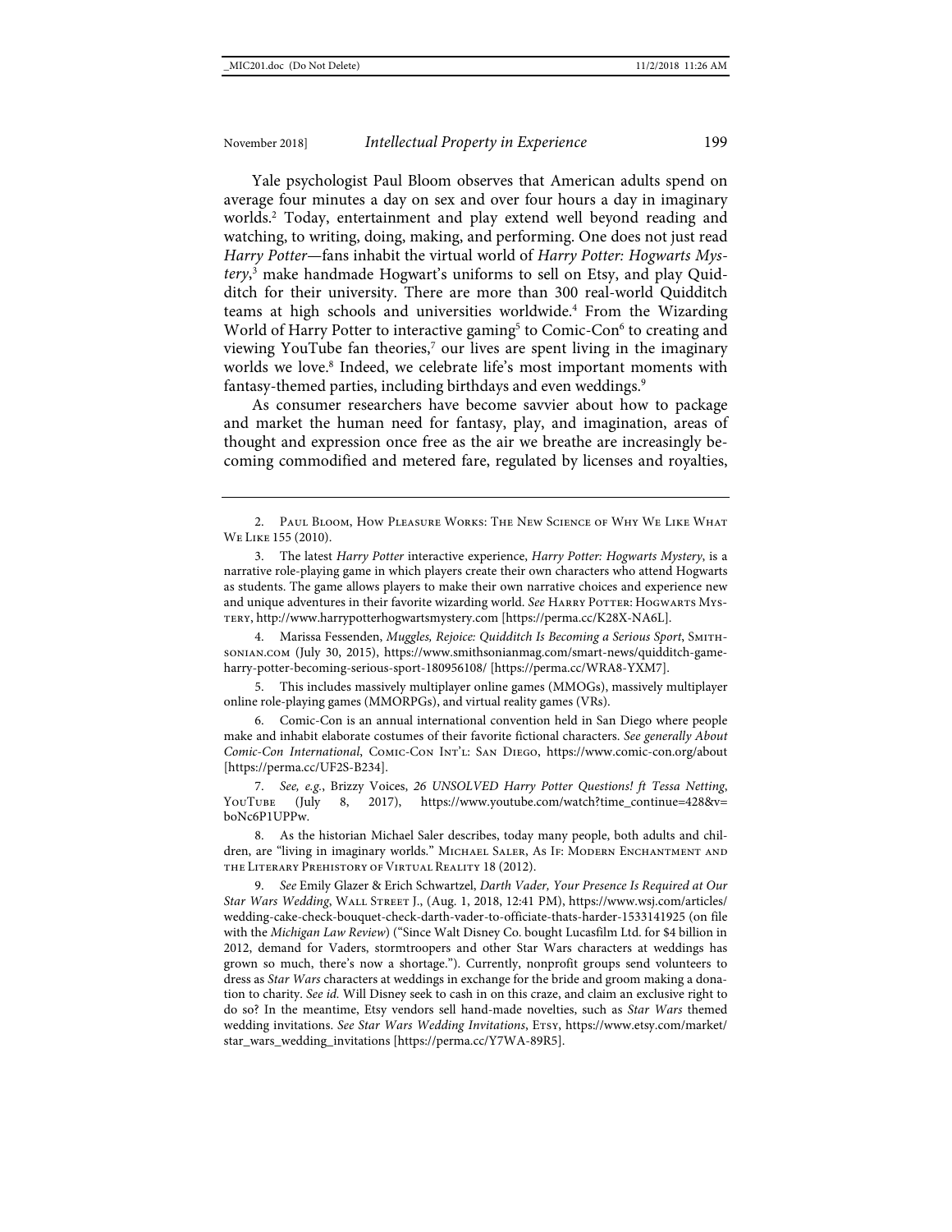Yale psychologist Paul Bloom observes that American adults spend on average four minutes a day on sex and over four hours a day in imaginary worlds.[2] Today, entertainment and play extend well beyond reading and watching, to writing, doing, making, and performing. One does not just read *Harry Potter*—fans inhabit the virtual world of *Harry Potter: Hogwarts Mystery*,[3] make handmade Hogwart's uniforms to sell on Etsy, and play Quidditch for their university. There are more than 300 real-world Quidditch teams at high schools and universities worldwide.[4] From the Wizarding World of Harry Potter to interactive gaming[5] to Comic-Con[6] to creating and viewing YouTube fan theories,[7] our lives are spent living in the imaginary worlds we love.[8] Indeed, we celebrate life's most important moments with fantasy-themed parties, including birthdays and even weddings.[9]

As consumer researchers have become savvier about how to package and market the human need for fantasy, play, and imagination, areas of thought and expression once free as the air we breathe are increasingly becoming commodified and metered fare, regulated by licenses and royalties,

---

2. Paul Bloom, How Pleasure Works: The New Science of Why We Like What We Like 155 (2010).

3. The latest *Harry Potter* interactive experience, *Harry Potter: Hogwarts Mystery*, is a narrative role-playing game in which players create their own characters who attend Hogwarts as students. The game allows players to make their own narrative choices and experience new and unique adventures in their favorite wizarding world. *See* Harry Potter: Hogwarts Mystery, http://www.harrypotterhogwartsmystery.com [https://perma.cc/K28X-NA6L].

4. Marissa Fessenden, *Muggles, Rejoice: Quidditch Is Becoming a Serious Sport*, Smithsonian.com (July 30, 2015), https://www.smithsonianmag.com/smart-news/quidditch-game-harry-potter-becoming-serious-sport-180956108/ [https://perma.cc/WRA8-YXM7].

5. This includes massively multiplayer online games (MMOGs), massively multiplayer online role-playing games (MMORPGs), and virtual reality games (VRs).

6. Comic-Con is an annual international convention held in San Diego where people make and inhabit elaborate costumes of their favorite fictional characters. *See generally About Comic-Con International*, Comic-Con Int'l: San Diego, https://www.comic-con.org/about [https://perma.cc/UF2S-B234].

7. *See, e.g.*, Brizzy Voices, *26 UNSOLVED Harry Potter Questions! ft Tessa Netting*, YouTube (July 8, 2017), https://www.youtube.com/watch?time_continue=428&v=boNc6P1UPPw.

8. As the historian Michael Saler describes, today many people, both adults and children, are "living in imaginary worlds." Michael Saler, As If: Modern Enchantment and the Literary Prehistory of Virtual Reality 18 (2012).

9. *See* Emily Glazer & Erich Schwartzel, *Darth Vader, Your Presence Is Required at Our Star Wars Wedding*, Wall Street J., (Aug. 1, 2018, 12:41 PM), https://www.wsj.com/articles/wedding-cake-check-bouquet-check-darth-vader-to-officiate-thats-harder-1533141925 (on file with the *Michigan Law Review*) ("Since Walt Disney Co. bought Lucasfilm Ltd. for $4 billion in 2012, demand for Vaders, stormtroopers and other Star Wars characters at weddings has grown so much, there's now a shortage."). Currently, nonprofit groups send volunteers to dress as *Star Wars* characters at weddings in exchange for the bride and groom making a donation to charity. *See id.* Will Disney seek to cash in on this craze, and claim an exclusive right to do so? In the meantime, Etsy vendors sell hand-made novelties, such as *Star Wars* themed wedding invitations. *See Star Wars Wedding Invitations*, Etsy, https://www.etsy.com/market/star_wars_wedding_invitations [https://perma.cc/Y7WA-89R5].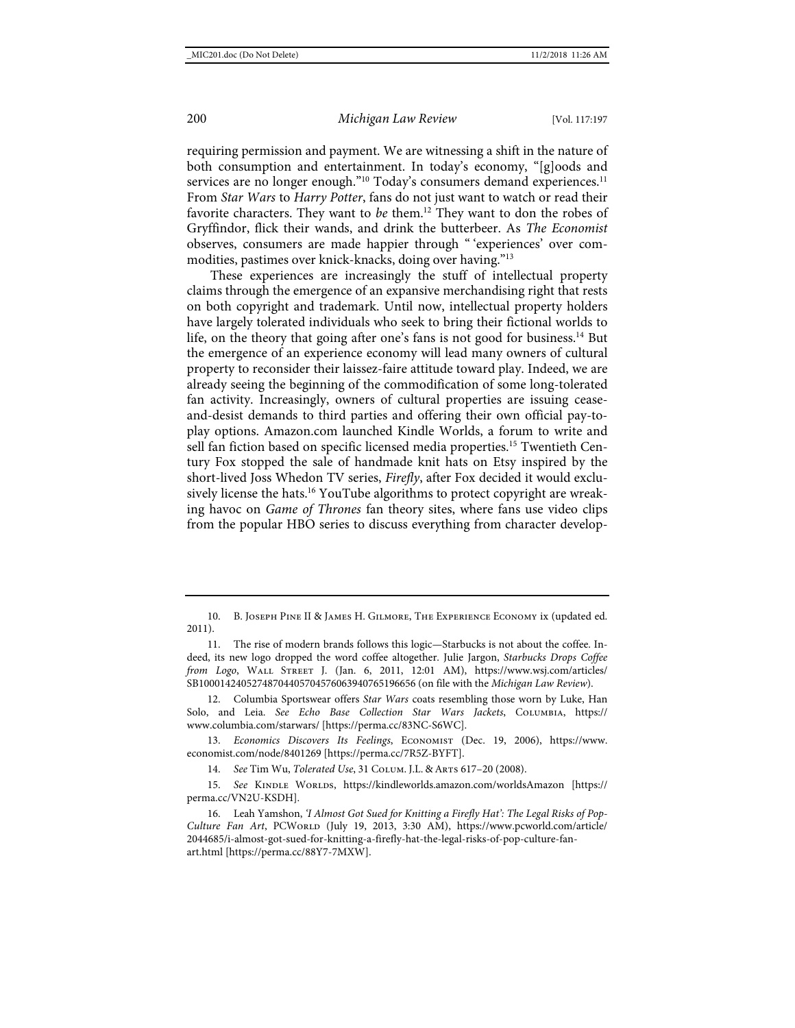requiring permission and payment. We are witnessing a shift in the nature of both consumption and entertainment. In today's economy, "[g]oods and services are no longer enough."[10] Today's consumers demand experiences.[11] From *Star Wars* to *Harry Potter*, fans do not just want to watch or read their favorite characters. They want to *be* them.[12] They want to don the robes of Gryffindor, flick their wands, and drink the butterbeer. As *The Economist* observes, consumers are made happier through " 'experiences' over commodities, pastimes over knick-knacks, doing over having."[13]

These experiences are increasingly the stuff of intellectual property claims through the emergence of an expansive merchandising right that rests on both copyright and trademark. Until now, intellectual property holders have largely tolerated individuals who seek to bring their fictional worlds to life, on the theory that going after one's fans is not good for business.[14] But the emergence of an experience economy will lead many owners of cultural property to reconsider their laissez-faire attitude toward play. Indeed, we are already seeing the beginning of the commodification of some long-tolerated fan activity. Increasingly, owners of cultural properties are issuing cease-and-desist demands to third parties and offering their own official pay-to-play options. Amazon.com launched Kindle Worlds, a forum to write and sell fan fiction based on specific licensed media properties.[15] Twentieth Century Fox stopped the sale of handmade knit hats on Etsy inspired by the short-lived Joss Whedon TV series, *Firefly*, after Fox decided it would exclusively license the hats.[16] YouTube algorithms to protect copyright are wreaking havoc on *Game of Thrones* fan theory sites, where fans use video clips from the popular HBO series to discuss everything from character develop-

---

10. B. Joseph Pine II & James H. Gilmore, The Experience Economy ix (updated ed. 2011).

11. The rise of modern brands follows this logic—Starbucks is not about the coffee. Indeed, its new logo dropped the word coffee altogether. Julie Jargon, *Starbucks Drops Coffee from Logo*, Wall Street J. (Jan. 6, 2011, 12:01 AM), https://www.wsj.com/articles/SB10001424052748704405704576063940765196656 (on file with the *Michigan Law Review*).

12. Columbia Sportswear offers *Star Wars* coats resembling those worn by Luke, Han Solo, and Leia. *See Echo Base Collection Star Wars Jackets*, Columbia, https://www.columbia.com/starwars/ [https://perma.cc/83NC-S6WC].

13. *Economics Discovers Its Feelings*, Economist (Dec. 19, 2006), https://www.economist.com/node/8401269 [https://perma.cc/7R5Z-BYFT].

14. *See* Tim Wu, *Tolerated Use*, 31 Colum. J.L. & Arts 617–20 (2008).

15. *See* Kindle Worlds, https://kindleworlds.amazon.com/worldsAmazon [https://perma.cc/VN2U-KSDH].

16. Leah Yamshon, *'I Almost Got Sued for Knitting a Firefly Hat': The Legal Risks of Pop-Culture Fan Art*, PCWorld (July 19, 2013, 3:30 AM), https://www.pcworld.com/article/2044685/i-almost-got-sued-for-knitting-a-firefly-hat-the-legal-risks-of-pop-culture-fan-art.html [https://perma.cc/88Y7-7MXW].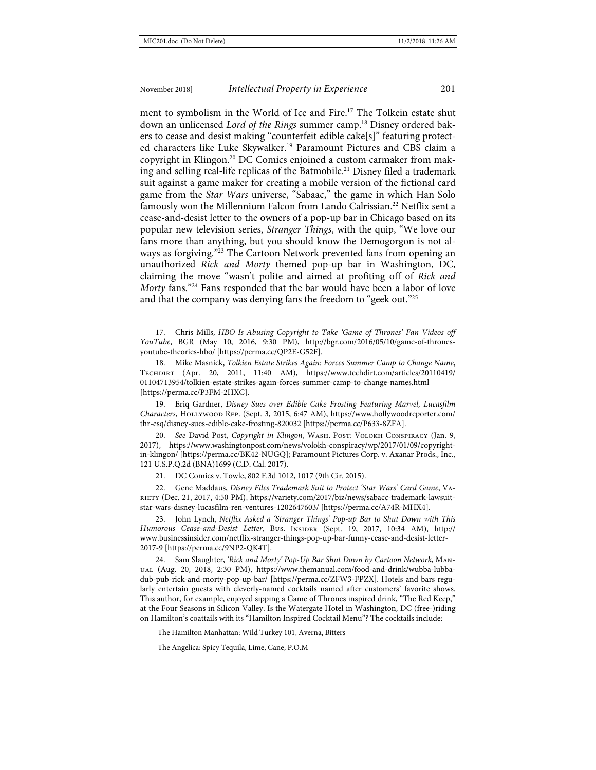ment to symbolism in the World of Ice and Fire.[17] The Tolkein estate shut down an unlicensed *Lord of the Rings* summer camp.[18] Disney ordered bakers to cease and desist making "counterfeit edible cake[s]" featuring protected characters like Luke Skywalker.[19] Paramount Pictures and CBS claim a copyright in Klingon.[20] DC Comics enjoined a custom carmaker from making and selling real-life replicas of the Batmobile.[21] Disney filed a trademark suit against a game maker for creating a mobile version of the fictional card game from the *Star Wars* universe, "Sabaac," the game in which Han Solo famously won the Millennium Falcon from Lando Calrissian.[22] Netflix sent a cease-and-desist letter to the owners of a pop-up bar in Chicago based on its popular new television series, *Stranger Things*, with the quip, "We love our fans more than anything, but you should know the Demogorgon is not always as forgiving."[23] The Cartoon Network prevented fans from opening an unauthorized *Rick and Morty* themed pop-up bar in Washington, DC, claiming the move "wasn't polite and aimed at profiting off of *Rick and Morty* fans."[24] Fans responded that the bar would have been a labor of love and that the company was denying fans the freedom to "geek out."[25]

---

17. Chris Mills, *HBO Is Abusing Copyright to Take 'Game of Thrones' Fan Videos off YouTube*, BGR (May 10, 2016, 9:30 PM), http://bgr.com/2016/05/10/game-of-thrones-youtube-theories-hbo/ [https://perma.cc/QP2E-G52F].

18. Mike Masnick, *Tolkien Estate Strikes Again: Forces Summer Camp to Change Name*, TECHDIRT (Apr. 20, 2011, 11:40 AM), https://www.techdirt.com/articles/20110419/01104713954/tolkien-estate-strikes-again-forces-summer-camp-to-change-names.html [https://perma.cc/P3FM-2HXC].

19. Eriq Gardner, *Disney Sues over Edible Cake Frosting Featuring Marvel, Lucasfilm Characters*, HOLLYWOOD REP. (Sept. 3, 2015, 6:47 AM), https://www.hollywoodreporter.com/thr-esq/disney-sues-edible-cake-frosting-820032 [https://perma.cc/P633-8ZFA].

20. *See* David Post, *Copyright in Klingon*, WASH. POST: VOLOKH CONSPIRACY (Jan. 9, 2017), https://www.washingtonpost.com/news/volokh-conspiracy/wp/2017/01/09/copyright-in-klingon/ [https://perma.cc/BK42-NUGQ]; Paramount Pictures Corp. v. Axanar Prods., Inc., 121 U.S.P.Q.2d (BNA)1699 (C.D. Cal. 2017).

21. DC Comics v. Towle, 802 F.3d 1012, 1017 (9th Cir. 2015).

22. Gene Maddaus, *Disney Files Trademark Suit to Protect 'Star Wars' Card Game*, VARIETY (Dec. 21, 2017, 4:50 PM), https://variety.com/2017/biz/news/sabacc-trademark-lawsuit-star-wars-disney-lucasfilm-ren-ventures-1202647603/ [https://perma.cc/A74R-MHX4].

23. John Lynch, *Netflix Asked a 'Stranger Things' Pop-up Bar to Shut Down with This Humorous Cease-and-Desist Letter*, BUS. INSIDER (Sept. 19, 2017, 10:34 AM), http://www.businessinsider.com/netflix-stranger-things-pop-up-bar-funny-cease-and-desist-letter-2017-9 [https://perma.cc/9NP2-QK4T].

24. Sam Slaughter, *'Rick and Morty' Pop-Up Bar Shut Down by Cartoon Network*, MANUAL (Aug. 20, 2018, 2:30 PM), https://www.themanual.com/food-and-drink/wubba-lubba-dub-pub-rick-and-morty-pop-up-bar/ [https://perma.cc/ZFW3-FPZX]. Hotels and bars regularly entertain guests with cleverly-named cocktails named after customers' favorite shows. This author, for example, enjoyed sipping a Game of Thrones inspired drink, "The Red Keep," at the Four Seasons in Silicon Valley. Is the Watergate Hotel in Washington, DC (free-)riding on Hamilton's coattails with its "Hamilton Inspired Cocktail Menu"? The cocktails include:

The Hamilton Manhattan: Wild Turkey 101, Averna, Bitters

The Angelica: Spicy Tequila, Lime, Cane, P.O.M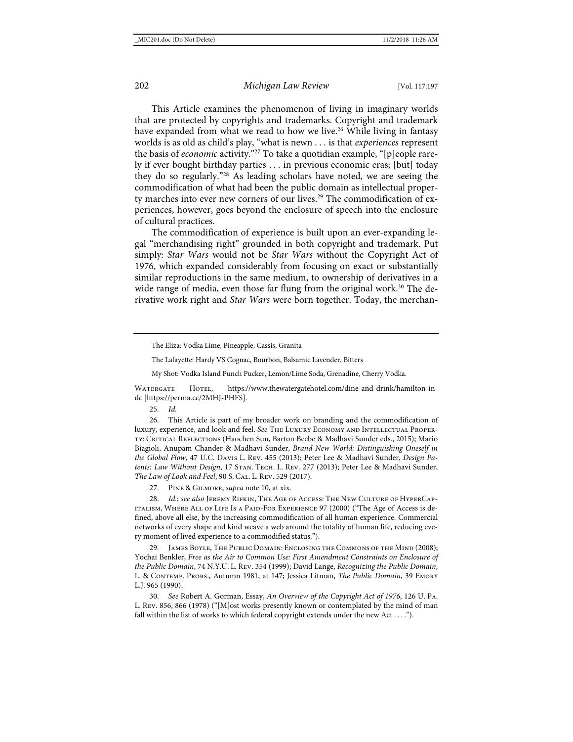This Article examines the phenomenon of living in imaginary worlds that are protected by copyrights and trademarks. Copyright and trademark have expanded from what we read to how we live.[26] While living in fantasy worlds is as old as child's play, "what is newn . . . is that *experiences* represent the basis of *economic* activity."[27] To take a quotidian example, "[p]eople rarely if ever bought birthday parties . . . in previous economic eras; [but] today they do so regularly."[28] As leading scholars have noted, we are seeing the commodification of what had been the public domain as intellectual property marches into ever new corners of our lives.[29] The commodification of experiences, however, goes beyond the enclosure of speech into the enclosure of cultural practices.

The commodification of experience is built upon an ever-expanding legal "merchandising right" grounded in both copyright and trademark. Put simply: *Star Wars* would not be *Star Wars* without the Copyright Act of 1976, which expanded considerably from focusing on exact or substantially similar reproductions in the same medium, to ownership of derivatives in a wide range of media, even those far flung from the original work.[30] The derivative work right and *Star Wars* were born together. Today, the merchan-

---

The Eliza: Vodka Lime, Pineapple, Cassis, Granita

The Lafayette: Hardy VS Cognac, Bourbon, Balsamic Lavender, Bitters

My Shot: Vodka Island Punch Pucker, Lemon/Lime Soda, Grenadine, Cherry Vodka.

Watergate Hotel, https://www.thewatergatehotel.com/dine-and-drink/hamilton-in-dc [https://perma.cc/2MHJ-PHFS].

25. *Id.*

26. This Article is part of my broader work on branding and the commodification of luxury, experience, and look and feel. *See* The Luxury Economy and Intellectual Property: Critical Reflections (Haochen Sun, Barton Beebe & Madhavi Sunder eds., 2015); Mario Biagioli, Anupam Chander & Madhavi Sunder, *Brand New World: Distinguishing Oneself in the Global Flow*, 47 U.C. Davis L. Rev. 455 (2013); Peter Lee & Madhavi Sunder, *Design Patents: Law Without Design*, 17 Stan. Tech. L. Rev. 277 (2013); Peter Lee & Madhavi Sunder, *The Law of Look and Feel*, 90 S. Cal. L. Rev. 529 (2017).

27. Pine & Gilmore, *supra* note 10, at xix.

28. *Id.*; *see also* Jeremy Rifkin, The Age of Access: The New Culture of HyperCapitalism, Where All of Life Is a Paid-For Experience 97 (2000) ("The Age of Access is defined, above all else, by the increasing commodification of all human experience. Commercial networks of every shape and kind weave a web around the totality of human life, reducing every moment of lived experience to a commodified status.").

29. James Boyle, The Public Domain: Enclosing the Commons of the Mind (2008); Yochai Benkler, *Free as the Air to Common Use: First Amendment Constraints on Enclosure of the Public Domain*, 74 N.Y.U. L. Rev. 354 (1999); David Lange, *Recognizing the Public Domain*, L. & Contemp. Probs., Autumn 1981, at 147; Jessica Litman, *The Public Domain*, 39 Emory L.J. 965 (1990).

30. *See* Robert A. Gorman, Essay, *An Overview of the Copyright Act of 1976*, 126 U. Pa. L. Rev. 856, 866 (1978) ("[M]ost works presently known or contemplated by the mind of man fall within the list of works to which federal copyright extends under the new Act . . . .").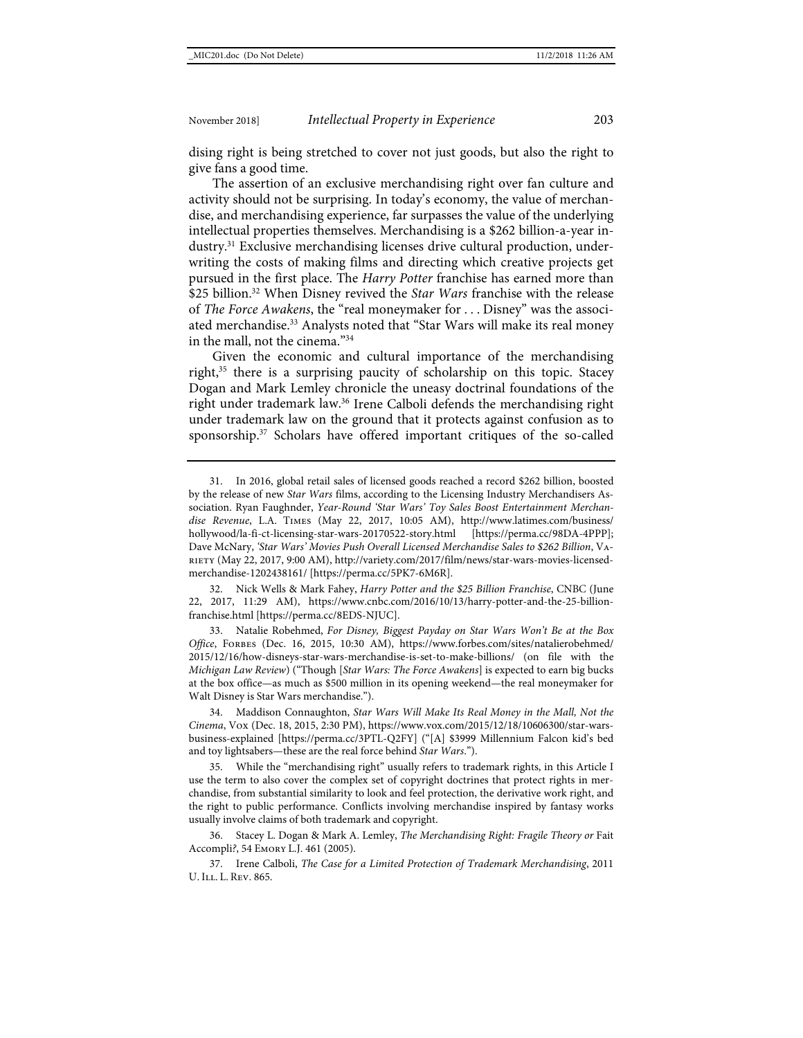dising right is being stretched to cover not just goods, but also the right to give fans a good time.

The assertion of an exclusive merchandising right over fan culture and activity should not be surprising. In today's economy, the value of merchandise, and merchandising experience, far surpasses the value of the underlying intellectual properties themselves. Merchandising is a $262 billion-a-year industry.[31] Exclusive merchandising licenses drive cultural production, underwriting the costs of making films and directing which creative projects get pursued in the first place. The *Harry Potter* franchise has earned more than $25 billion.[32] When Disney revived the *Star Wars* franchise with the release of *The Force Awakens*, the "real moneymaker for . . . Disney" was the associated merchandise.[33] Analysts noted that "Star Wars will make its real money in the mall, not the cinema."[34]

Given the economic and cultural importance of the merchandising right,[35] there is a surprising paucity of scholarship on this topic. Stacey Dogan and Mark Lemley chronicle the uneasy doctrinal foundations of the right under trademark law.[36] Irene Calboli defends the merchandising right under trademark law on the ground that it protects against confusion as to sponsorship.[37] Scholars have offered important critiques of the so-called

---

31. In 2016, global retail sales of licensed goods reached a record $262 billion, boosted by the release of new *Star Wars* films, according to the Licensing Industry Merchandisers Association. Ryan Faughnder, *Year-Round 'Star Wars' Toy Sales Boost Entertainment Merchandise Revenue*, L.A. Times (May 22, 2017, 10:05 AM), http://www.latimes.com/business/hollywood/la-fi-ct-licensing-star-wars-20170522-story.html [https://perma.cc/98DA-4PPP]; Dave McNary, *'Star Wars' Movies Push Overall Licensed Merchandise Sales to $262 Billion*, Variety (May 22, 2017, 9:00 AM), http://variety.com/2017/film/news/star-wars-movies-licensed-merchandise-1202438161/ [https://perma.cc/5PK7-6M6R].

32. Nick Wells & Mark Fahey, *Harry Potter and the $25 Billion Franchise*, CNBC (June 22, 2017, 11:29 AM), https://www.cnbc.com/2016/10/13/harry-potter-and-the-25-billion-franchise.html [https://perma.cc/8EDS-NJUC].

33. Natalie Robehmed, *For Disney, Biggest Payday on Star Wars Won't Be at the Box Office*, Forbes (Dec. 16, 2015, 10:30 AM), https://www.forbes.com/sites/natalierobehmed/2015/12/16/how-disneys-star-wars-merchandise-is-set-to-make-billions/ (on file with the *Michigan Law Review*) ("Though [*Star Wars: The Force Awakens*] is expected to earn big bucks at the box office—as much as $500 million in its opening weekend—the real moneymaker for Walt Disney is Star Wars merchandise.").

34. Maddison Connaughton, *Star Wars Will Make Its Real Money in the Mall, Not the Cinema*, Vox (Dec. 18, 2015, 2:30 PM), https://www.vox.com/2015/12/18/10606300/star-wars-business-explained [https://perma.cc/3PTL-Q2FY] ("[A] $3999 Millennium Falcon kid's bed and toy lightsabers—these are the real force behind *Star Wars*.").

35. While the "merchandising right" usually refers to trademark rights, in this Article I use the term to also cover the complex set of copyright doctrines that protect rights in merchandise, from substantial similarity to look and feel protection, the derivative work right, and the right to public performance. Conflicts involving merchandise inspired by fantasy works usually involve claims of both trademark and copyright.

36. Stacey L. Dogan & Mark A. Lemley, *The Merchandising Right: Fragile Theory or* Fait Accompli?, 54 Emory L.J. 461 (2005).

37. Irene Calboli, *The Case for a Limited Protection of Trademark Merchandising*, 2011 U. Ill. L. Rev. 865.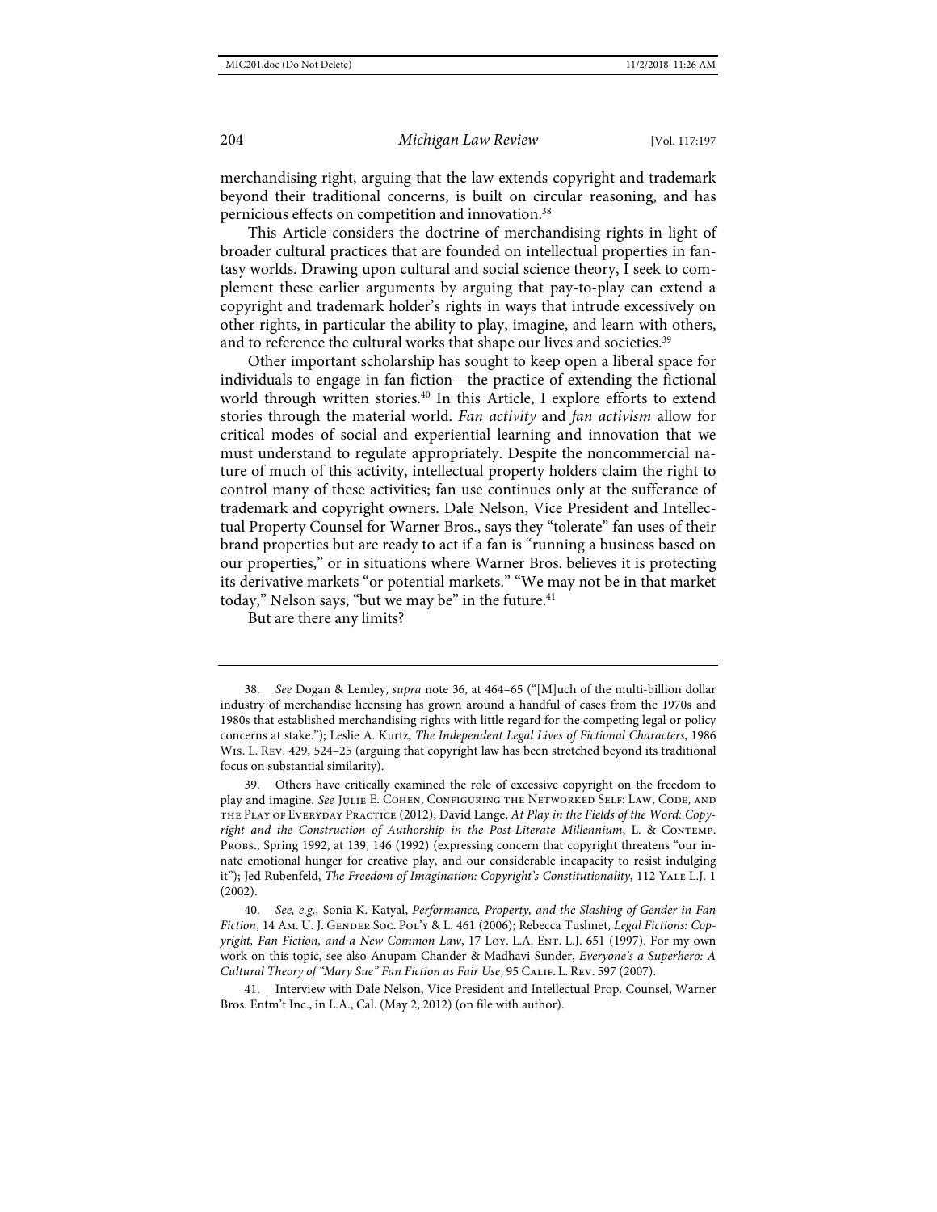merchandising right, arguing that the law extends copyright and trademark beyond their traditional concerns, is built on circular reasoning, and has pernicious effects on competition and innovation.[38]

This Article considers the doctrine of merchandising rights in light of broader cultural practices that are founded on intellectual properties in fantasy worlds. Drawing upon cultural and social science theory, I seek to complement these earlier arguments by arguing that pay-to-play can extend a copyright and trademark holder's rights in ways that intrude excessively on other rights, in particular the ability to play, imagine, and learn with others, and to reference the cultural works that shape our lives and societies.[39]

Other important scholarship has sought to keep open a liberal space for individuals to engage in fan fiction—the practice of extending the fictional world through written stories.[40] In this Article, I explore efforts to extend stories through the material world. *Fan activity* and *fan activism* allow for critical modes of social and experiential learning and innovation that we must understand to regulate appropriately. Despite the noncommercial nature of much of this activity, intellectual property holders claim the right to control many of these activities; fan use continues only at the sufferance of trademark and copyright owners. Dale Nelson, Vice President and Intellectual Property Counsel for Warner Bros., says they "tolerate" fan uses of their brand properties but are ready to act if a fan is "running a business based on our properties," or in situations where Warner Bros. believes it is protecting its derivative markets "or potential markets." "We may not be in that market today," Nelson says, "but we may be" in the future.[41]

But are there any limits?

---

38. *See* Dogan & Lemley, *supra* note 36, at 464–65 ("[M]uch of the multi-billion dollar industry of merchandise licensing has grown around a handful of cases from the 1970s and 1980s that established merchandising rights with little regard for the competing legal or policy concerns at stake."); Leslie A. Kurtz, *The Independent Legal Lives of Fictional Characters*, 1986 Wis. L. Rev. 429, 524–25 (arguing that copyright law has been stretched beyond its traditional focus on substantial similarity).

39. Others have critically examined the role of excessive copyright on the freedom to play and imagine. *See* Julie E. Cohen, Configuring the Networked Self: Law, Code, and the Play of Everyday Practice (2012); David Lange, *At Play in the Fields of the Word: Copyright and the Construction of Authorship in the Post-Literate Millennium*, L. & Contemp. Probs., Spring 1992, at 139, 146 (1992) (expressing concern that copyright threatens "our innate emotional hunger for creative play, and our considerable incapacity to resist indulging it"); Jed Rubenfeld, *The Freedom of Imagination: Copyright's Constitutionality*, 112 Yale L.J. 1 (2002).

40. *See, e.g.*, Sonia K. Katyal, *Performance, Property, and the Slashing of Gender in Fan Fiction*, 14 Am. U. J. Gender Soc. Pol'y & L. 461 (2006); Rebecca Tushnet, *Legal Fictions: Copyright, Fan Fiction, and a New Common Law*, 17 Loy. L.A. Ent. L.J. 651 (1997). For my own work on this topic, see also Anupam Chander & Madhavi Sunder, *Everyone's a Superhero: A Cultural Theory of "Mary Sue" Fan Fiction as Fair Use*, 95 Calif. L. Rev. 597 (2007).

41. Interview with Dale Nelson, Vice President and Intellectual Prop. Counsel, Warner Bros. Entm't Inc., in L.A., Cal. (May 2, 2012) (on file with author).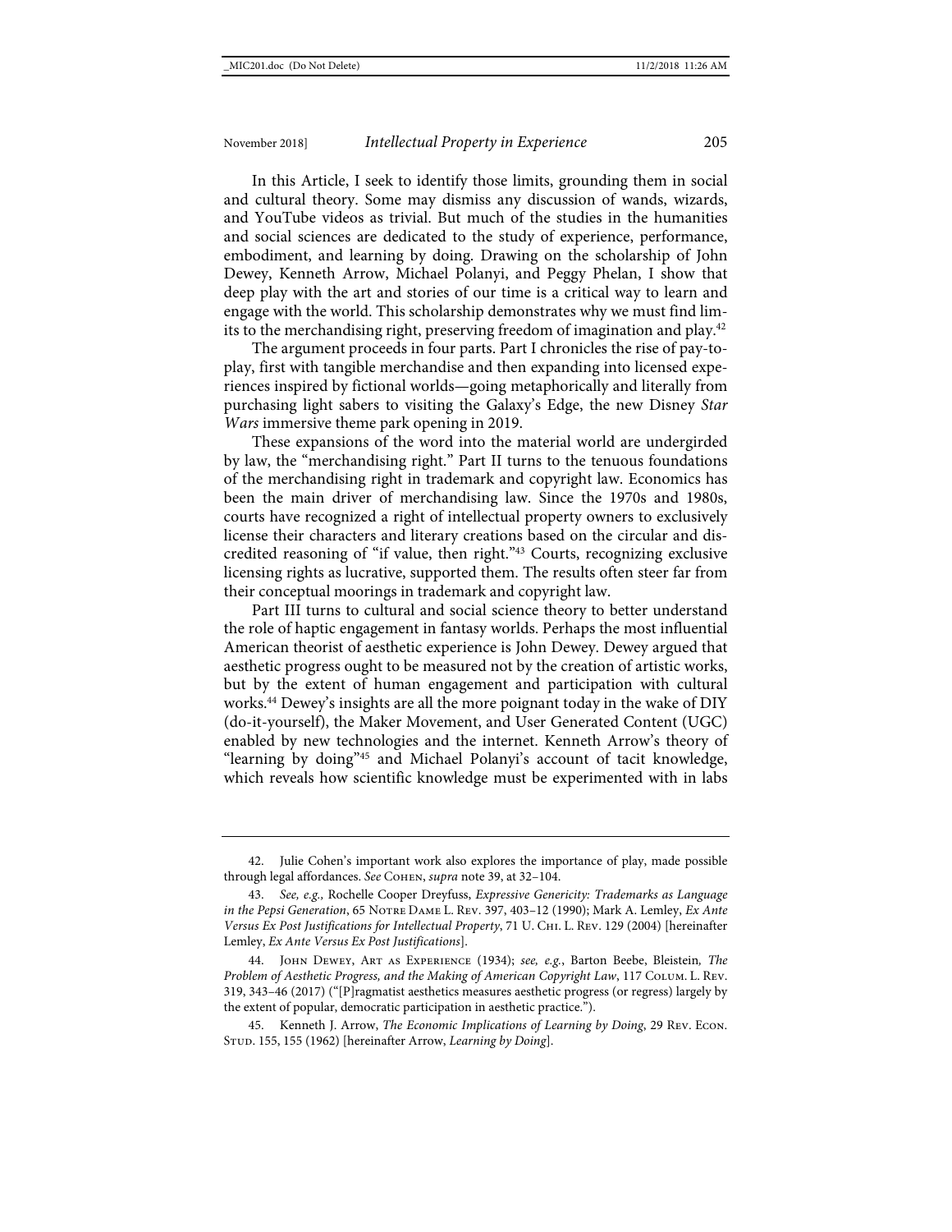In this Article, I seek to identify those limits, grounding them in social and cultural theory. Some may dismiss any discussion of wands, wizards, and YouTube videos as trivial. But much of the studies in the humanities and social sciences are dedicated to the study of experience, performance, embodiment, and learning by doing. Drawing on the scholarship of John Dewey, Kenneth Arrow, Michael Polanyi, and Peggy Phelan, I show that deep play with the art and stories of our time is a critical way to learn and engage with the world. This scholarship demonstrates why we must find limits to the merchandising right, preserving freedom of imagination and play.[42]

The argument proceeds in four parts. Part I chronicles the rise of pay-to-play, first with tangible merchandise and then expanding into licensed experiences inspired by fictional worlds—going metaphorically and literally from purchasing light sabers to visiting the Galaxy's Edge, the new Disney *Star Wars* immersive theme park opening in 2019.

These expansions of the word into the material world are undergirded by law, the "merchandising right." Part II turns to the tenuous foundations of the merchandising right in trademark and copyright law. Economics has been the main driver of merchandising law. Since the 1970s and 1980s, courts have recognized a right of intellectual property owners to exclusively license their characters and literary creations based on the circular and discredited reasoning of "if value, then right."[43] Courts, recognizing exclusive licensing rights as lucrative, supported them. The results often steer far from their conceptual moorings in trademark and copyright law.

Part III turns to cultural and social science theory to better understand the role of haptic engagement in fantasy worlds. Perhaps the most influential American theorist of aesthetic experience is John Dewey. Dewey argued that aesthetic progress ought to be measured not by the creation of artistic works, but by the extent of human engagement and participation with cultural works.[44] Dewey's insights are all the more poignant today in the wake of DIY (do-it-yourself), the Maker Movement, and User Generated Content (UGC) enabled by new technologies and the internet. Kenneth Arrow's theory of "learning by doing"[45] and Michael Polanyi's account of tacit knowledge, which reveals how scientific knowledge must be experimented with in labs

---

42. Julie Cohen's important work also explores the importance of play, made possible through legal affordances. *See* Cohen, *supra* note 39, at 32–104.

43. *See, e.g.*, Rochelle Cooper Dreyfuss, *Expressive Genericity: Trademarks as Language in the Pepsi Generation*, 65 Notre Dame L. Rev. 397, 403–12 (1990); Mark A. Lemley, *Ex Ante Versus Ex Post Justifications for Intellectual Property*, 71 U. Chi. L. Rev. 129 (2004) [hereinafter Lemley, *Ex Ante Versus Ex Post Justifications*].

44. John Dewey, Art as Experience (1934); *see, e.g.*, Barton Beebe, Bleistein*, The Problem of Aesthetic Progress, and the Making of American Copyright Law*, 117 Colum. L. Rev. 319, 343–46 (2017) ("[P]ragmatist aesthetics measures aesthetic progress (or regress) largely by the extent of popular, democratic participation in aesthetic practice.").

45. Kenneth J. Arrow, *The Economic Implications of Learning by Doing*, 29 Rev. Econ. Stud. 155, 155 (1962) [hereinafter Arrow, *Learning by Doing*].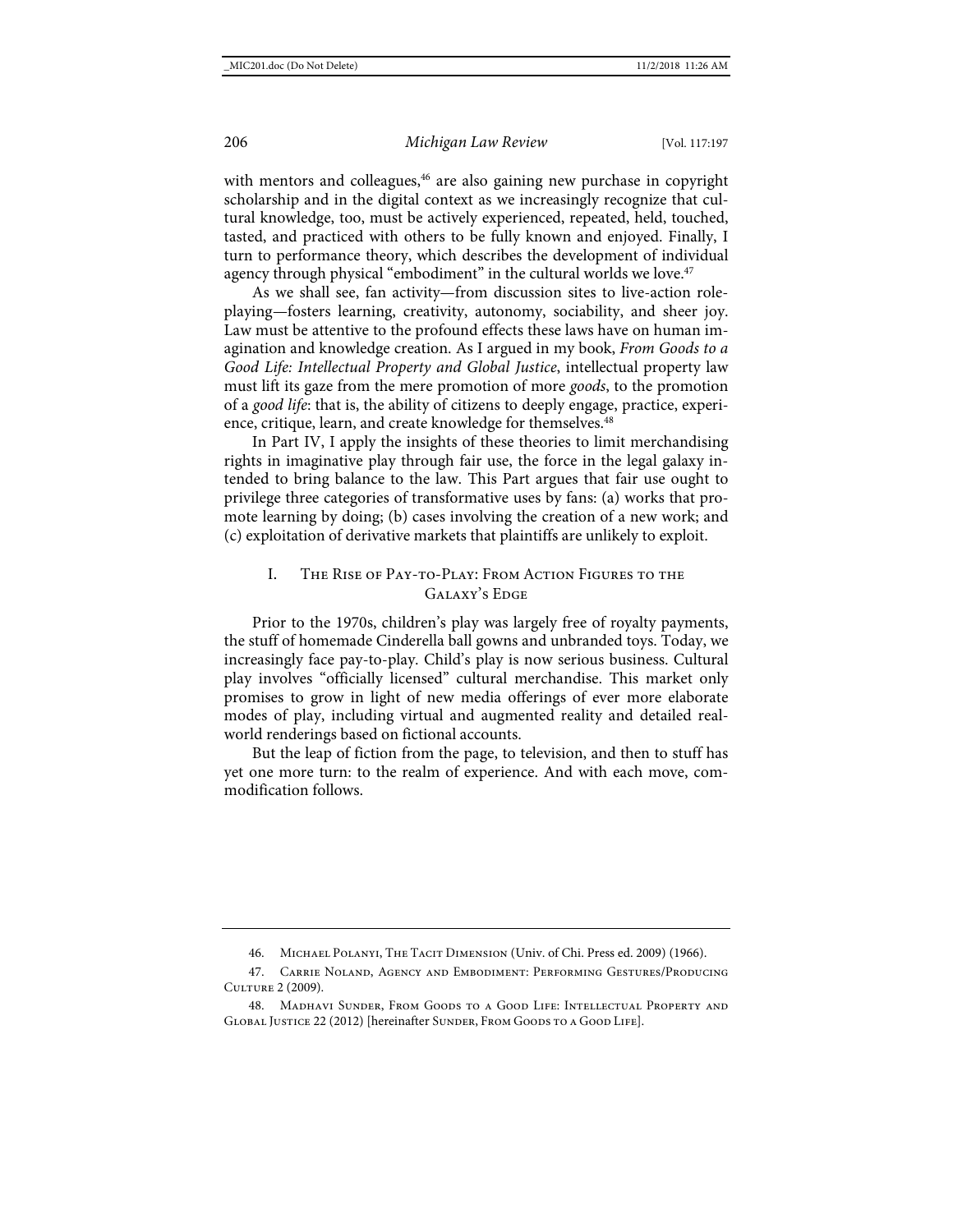with mentors and colleagues,[46] are also gaining new purchase in copyright scholarship and in the digital context as we increasingly recognize that cultural knowledge, too, must be actively experienced, repeated, held, touched, tasted, and practiced with others to be fully known and enjoyed. Finally, I turn to performance theory, which describes the development of individual agency through physical "embodiment" in the cultural worlds we love.[47]

As we shall see, fan activity—from discussion sites to live-action role-playing—fosters learning, creativity, autonomy, sociability, and sheer joy. Law must be attentive to the profound effects these laws have on human imagination and knowledge creation. As I argued in my book, *From Goods to a Good Life: Intellectual Property and Global Justice*, intellectual property law must lift its gaze from the mere promotion of more *goods*, to the promotion of a *good life*: that is, the ability of citizens to deeply engage, practice, experience, critique, learn, and create knowledge for themselves.[48]

In Part IV, I apply the insights of these theories to limit merchandising rights in imaginative play through fair use, the force in the legal galaxy intended to bring balance to the law. This Part argues that fair use ought to privilege three categories of transformative uses by fans: (a) works that promote learning by doing; (b) cases involving the creation of a new work; and (c) exploitation of derivative markets that plaintiffs are unlikely to exploit.

## I. The Rise of Pay-to-Play: From Action Figures to the Galaxy's Edge

Prior to the 1970s, children's play was largely free of royalty payments, the stuff of homemade Cinderella ball gowns and unbranded toys. Today, we increasingly face pay-to-play. Child's play is now serious business. Cultural play involves "officially licensed" cultural merchandise. This market only promises to grow in light of new media offerings of ever more elaborate modes of play, including virtual and augmented reality and detailed real-world renderings based on fictional accounts.

But the leap of fiction from the page, to television, and then to stuff has yet one more turn: to the realm of experience. And with each move, commodification follows.

---

46. Michael Polanyi, The Tacit Dimension (Univ. of Chi. Press ed. 2009) (1966).

47. Carrie Noland, Agency and Embodiment: Performing Gestures/Producing Culture 2 (2009).

48. Madhavi Sunder, From Goods to a Good Life: Intellectual Property and Global Justice 22 (2012) [hereinafter Sunder, From Goods to a Good Life].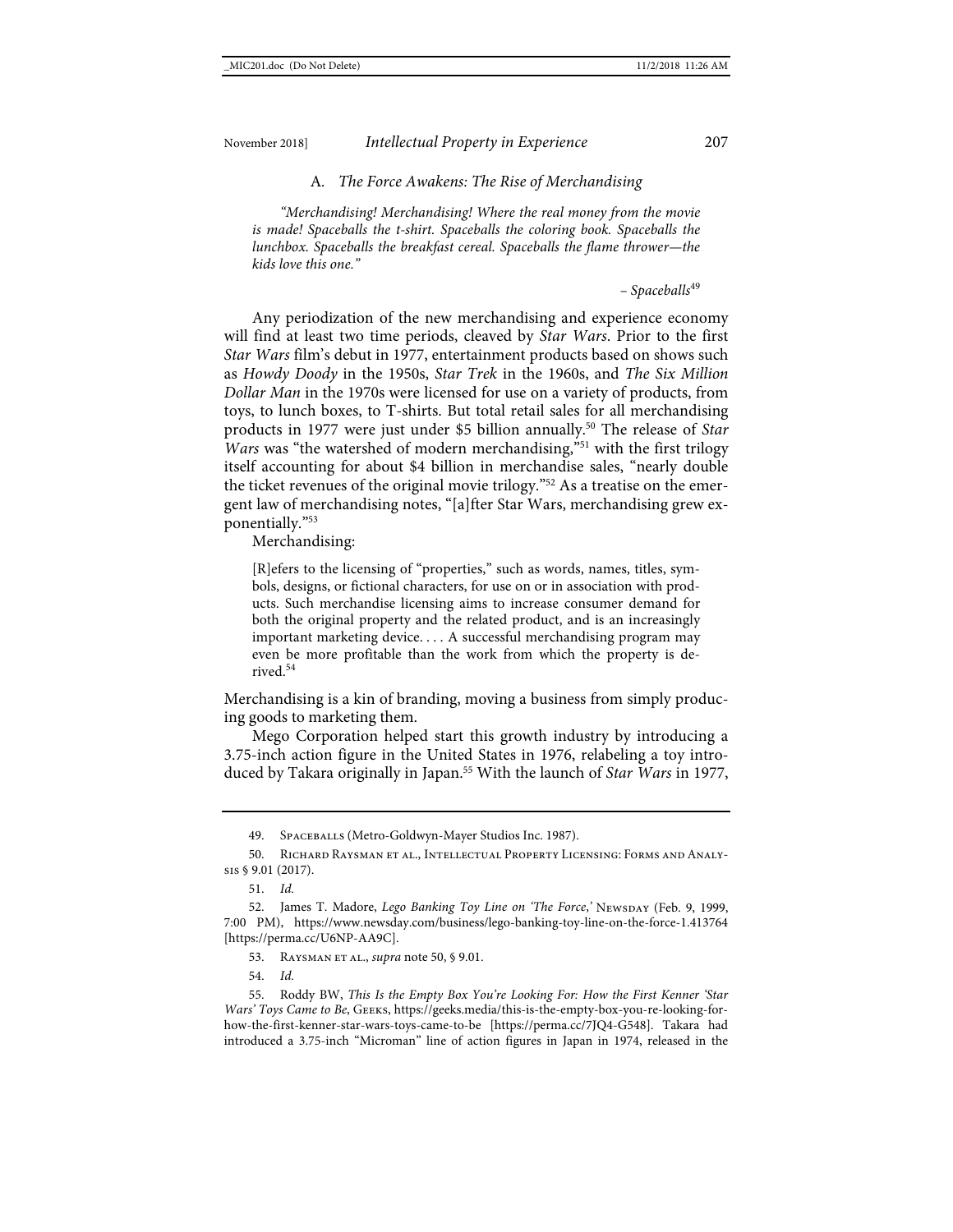### A. *The Force Awakens: The Rise of Merchandising*

> *"Merchandising! Merchandising! Where the real money from the movie is made! Spaceballs the t-shirt. Spaceballs the coloring book. Spaceballs the lunchbox. Spaceballs the breakfast cereal. Spaceballs the flame thrower—the kids love this one."*
>
> – *Spaceballs*[49]

Any periodization of the new merchandising and experience economy will find at least two time periods, cleaved by *Star Wars*. Prior to the first *Star Wars* film's debut in 1977, entertainment products based on shows such as *Howdy Doody* in the 1950s, *Star Trek* in the 1960s, and *The Six Million Dollar Man* in the 1970s were licensed for use on a variety of products, from toys, to lunch boxes, to T-shirts. But total retail sales for all merchandising products in 1977 were just under $5 billion annually.[50] The release of *Star Wars* was "the watershed of modern merchandising,"[51] with the first trilogy itself accounting for about $4 billion in merchandise sales, "nearly double the ticket revenues of the original movie trilogy."[52] As a treatise on the emergent law of merchandising notes, "[a]fter Star Wars, merchandising grew exponentially."[53]

Merchandising:

> [R]efers to the licensing of "properties," such as words, names, titles, symbols, designs, or fictional characters, for use on or in association with products. Such merchandise licensing aims to increase consumer demand for both the original property and the related product, and is an increasingly important marketing device. . . . A successful merchandising program may even be more profitable than the work from which the property is derived.[54]

Merchandising is a kin of branding, moving a business from simply producing goods to marketing them.

Mego Corporation helped start this growth industry by introducing a 3.75-inch action figure in the United States in 1976, relabeling a toy introduced by Takara originally in Japan.[55] With the launch of *Star Wars* in 1977,

---

49. Spaceballs (Metro-Goldwyn-Mayer Studios Inc. 1987).

50. Richard Raysman et al., Intellectual Property Licensing: Forms and Analysis § 9.01 (2017).

51. *Id.*

52. James T. Madore, *Lego Banking Toy Line on 'The Force,'* Newsday (Feb. 9, 1999, 7:00 PM), https://www.newsday.com/business/lego-banking-toy-line-on-the-force-1.413764 [https://perma.cc/U6NP-AA9C].

53. Raysman et al., *supra* note 50, § 9.01.

54. *Id.*

55. Roddy BW, *This Is the Empty Box You're Looking For: How the First Kenner 'Star Wars' Toys Came to Be*, Geeks, https://geeks.media/this-is-the-empty-box-you-re-looking-for-how-the-first-kenner-star-wars-toys-came-to-be [https://perma.cc/7JQ4-G548]. Takara had introduced a 3.75-inch "Microman" line of action figures in Japan in 1974, released in the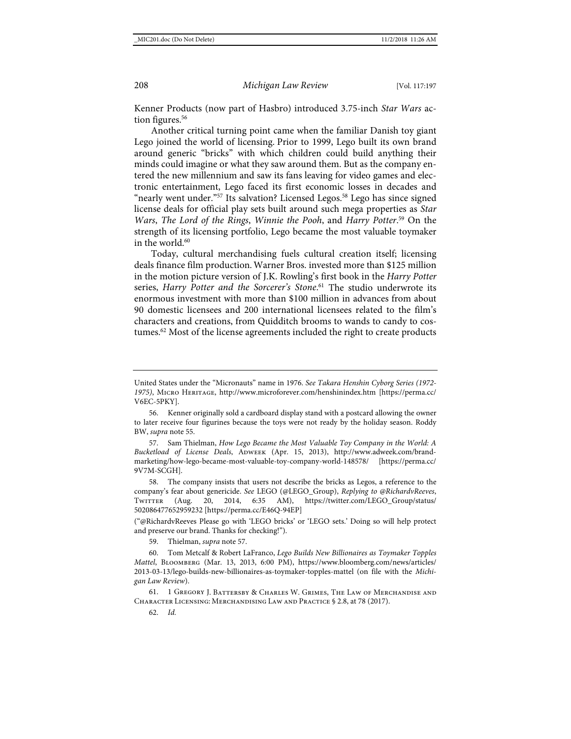Kenner Products (now part of Hasbro) introduced 3.75-inch *Star Wars* action figures.[56]

Another critical turning point came when the familiar Danish toy giant Lego joined the world of licensing. Prior to 1999, Lego built its own brand around generic "bricks" with which children could build anything their minds could imagine or what they saw around them. But as the company entered the new millennium and saw its fans leaving for video games and electronic entertainment, Lego faced its first economic losses in decades and "nearly went under."[57] Its salvation? Licensed Legos.[58] Lego has since signed license deals for official play sets built around such mega properties as *Star Wars*, *The Lord of the Rings*, *Winnie the Pooh*, and *Harry Potter*.[59] On the strength of its licensing portfolio, Lego became the most valuable toymaker in the world.[60]

Today, cultural merchandising fuels cultural creation itself; licensing deals finance film production. Warner Bros. invested more than $125 million in the motion picture version of J.K. Rowling's first book in the *Harry Potter* series, *Harry Potter and the Sorcerer's Stone*.[61] The studio underwrote its enormous investment with more than $100 million in advances from about 90 domestic licensees and 200 international licensees related to the film's characters and creations, from Quidditch brooms to wands to candy to costumes.[62] Most of the license agreements included the right to create products

---

United States under the "Micronauts" name in 1976. *See Takara Henshin Cyborg Series (1972-1975)*, MICRO HERITAGE, http://www.microforever.com/henshinindex.htm [https://perma.cc/V6EC-5PKY].

56. Kenner originally sold a cardboard display stand with a postcard allowing the owner to later receive four figurines because the toys were not ready by the holiday season. Roddy BW, *supra* note 55.

57. Sam Thielman, *How Lego Became the Most Valuable Toy Company in the World: A Bucketload of License Deals*, ADWEEK (Apr. 15, 2013), http://www.adweek.com/brand-marketing/how-lego-became-most-valuable-toy-company-world-148578/ [https://perma.cc/9V7M-SCGH].

58. The company insists that users not describe the bricks as Legos, a reference to the company's fear about genericide. *See* LEGO (@LEGO_Group), *Replying to @RichardvReeves*, TWITTER (Aug. 20, 2014, 6:35 AM), https://twitter.com/LEGO_Group/status/502086477652959232 [https://perma.cc/E46Q-94EP]

("@RichardvReeves Please go with 'LEGO bricks' or 'LEGO sets.' Doing so will help protect and preserve our brand. Thanks for checking!").

59. Thielman, *supra* note 57.

60. Tom Metcalf & Robert LaFranco, *Lego Builds New Billionaires as Toymaker Topples Mattel*, BLOOMBERG (Mar. 13, 2013, 6:00 PM), https://www.bloomberg.com/news/articles/2013-03-13/lego-builds-new-billionaires-as-toymaker-topples-mattel (on file with the *Michigan Law Review*).

61. 1 GREGORY J. BATTERSBY & CHARLES W. GRIMES, THE LAW OF MERCHANDISE AND CHARACTER LICENSING: MERCHANDISING LAW AND PRACTICE § 2.8, at 78 (2017).

62. *Id.*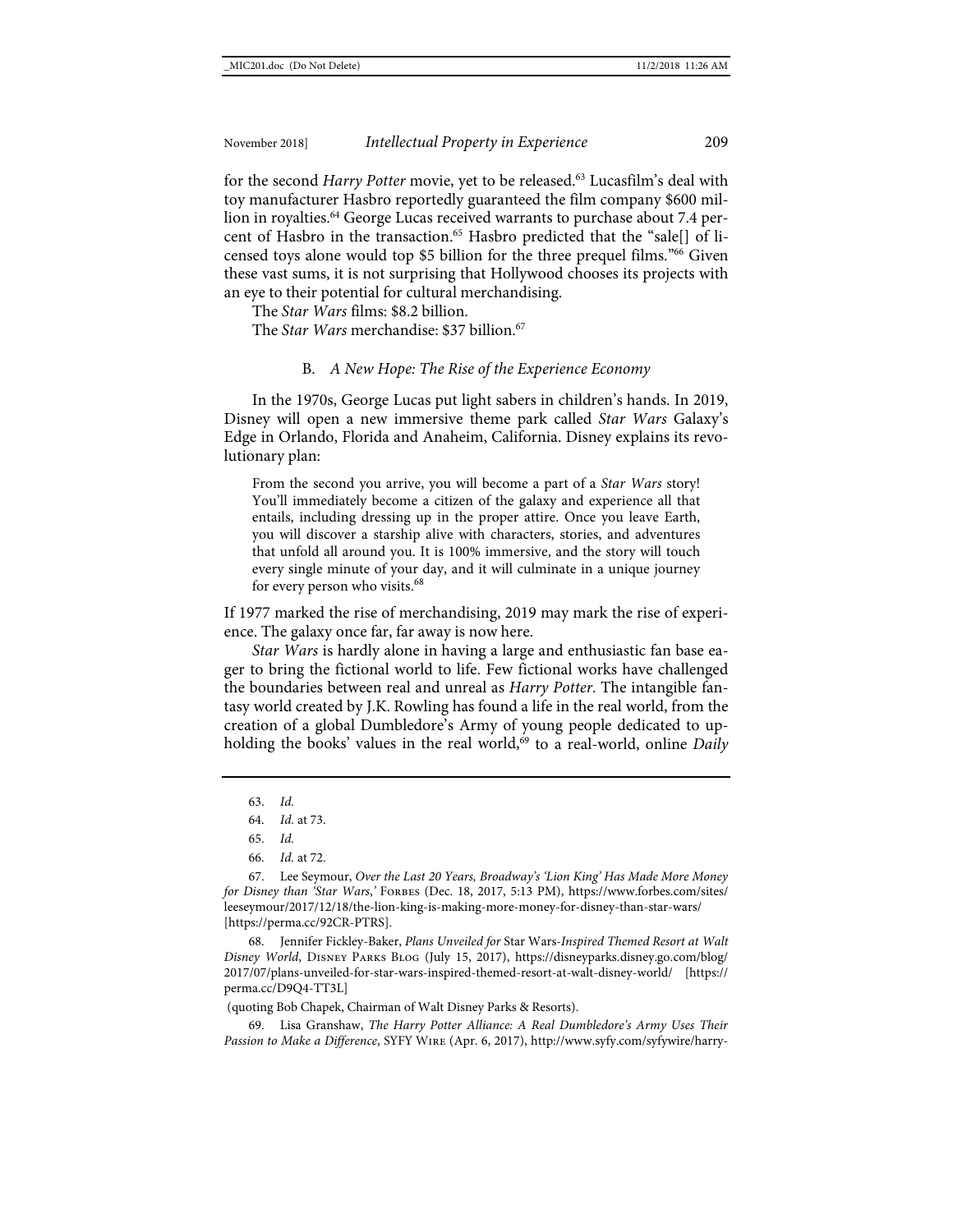for the second *Harry Potter* movie, yet to be released.[63] Lucasfilm's deal with toy manufacturer Hasbro reportedly guaranteed the film company $600 million in royalties.[64] George Lucas received warrants to purchase about 7.4 percent of Hasbro in the transaction.[65] Hasbro predicted that the "sale[] of licensed toys alone would top $5 billion for the three prequel films."[66] Given these vast sums, it is not surprising that Hollywood chooses its projects with an eye to their potential for cultural merchandising.

The *Star Wars* films: $8.2 billion.

The *Star Wars* merchandise: $37 billion.[67]

### B. *A New Hope: The Rise of the Experience Economy*

In the 1970s, George Lucas put light sabers in children's hands. In 2019, Disney will open a new immersive theme park called *Star Wars* Galaxy's Edge in Orlando, Florida and Anaheim, California. Disney explains its revolutionary plan:

> From the second you arrive, you will become a part of a *Star Wars* story! You'll immediately become a citizen of the galaxy and experience all that entails, including dressing up in the proper attire. Once you leave Earth, you will discover a starship alive with characters, stories, and adventures that unfold all around you. It is 100% immersive, and the story will touch every single minute of your day, and it will culminate in a unique journey for every person who visits.[68]

If 1977 marked the rise of merchandising, 2019 may mark the rise of experience. The galaxy once far, far away is now here.

*Star Wars* is hardly alone in having a large and enthusiastic fan base eager to bring the fictional world to life. Few fictional works have challenged the boundaries between real and unreal as *Harry Potter*. The intangible fantasy world created by J.K. Rowling has found a life in the real world, from the creation of a global Dumbledore's Army of young people dedicated to upholding the books' values in the real world,[69] to a real-world, online *Daily*

---

63. *Id.*

64. *Id.* at 73.

65. *Id.*

66. *Id.* at 72.

67. Lee Seymour, *Over the Last 20 Years, Broadway's 'Lion King' Has Made More Money for Disney than 'Star Wars,'* Forbes (Dec. 18, 2017, 5:13 PM), https://www.forbes.com/sites/leeseymour/2017/12/18/the-lion-king-is-making-more-money-for-disney-than-star-wars/ [https://perma.cc/92CR-PTRS].

68. Jennifer Fickley-Baker, *Plans Unveiled for* Star Wars*-Inspired Themed Resort at Walt Disney World*, Disney Parks Blog (July 15, 2017), https://disneyparks.disney.go.com/blog/2017/07/plans-unveiled-for-star-wars-inspired-themed-resort-at-walt-disney-world/ [https://perma.cc/D9Q4-TT3L] (quoting Bob Chapek, Chairman of Walt Disney Parks & Resorts).

69. Lisa Granshaw, *The Harry Potter Alliance: A Real Dumbledore's Army Uses Their Passion to Make a Difference*, SYFY Wire (Apr. 6, 2017), http://www.syfy.com/syfywire/harry-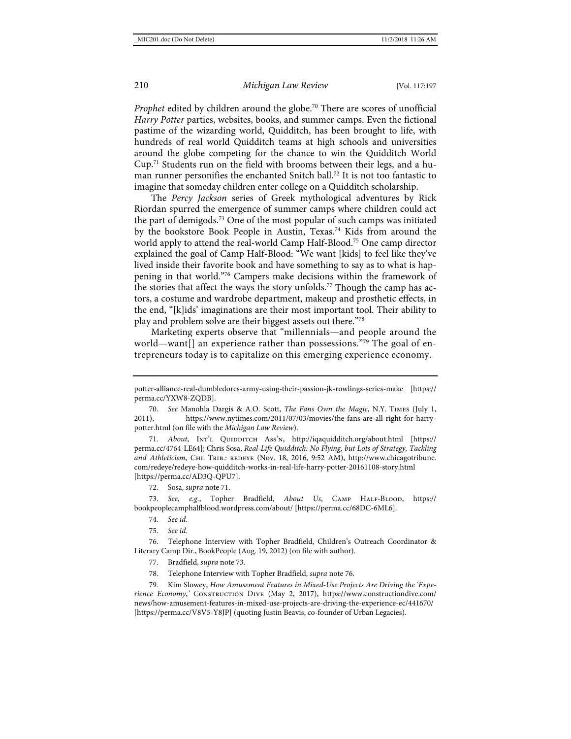*Prophet* edited by children around the globe.[70] There are scores of unofficial *Harry Potter* parties, websites, books, and summer camps. Even the fictional pastime of the wizarding world, Quidditch, has been brought to life, with hundreds of real world Quidditch teams at high schools and universities around the globe competing for the chance to win the Quidditch World Cup.[71] Students run on the field with brooms between their legs, and a human runner personifies the enchanted Snitch ball.[72] It is not too fantastic to imagine that someday children enter college on a Quidditch scholarship.

The *Percy Jackson* series of Greek mythological adventures by Rick Riordan spurred the emergence of summer camps where children could act the part of demigods.[73] One of the most popular of such camps was initiated by the bookstore Book People in Austin, Texas.[74] Kids from around the world apply to attend the real-world Camp Half-Blood.[75] One camp director explained the goal of Camp Half-Blood: "We want [kids] to feel like they've lived inside their favorite book and have something to say as to what is happening in that world."[76] Campers make decisions within the framework of the stories that affect the ways the story unfolds.[77] Though the camp has actors, a costume and wardrobe department, makeup and prosthetic effects, in the end, "[k]ids' imaginations are their most important tool. Their ability to play and problem solve are their biggest assets out there."[78]

Marketing experts observe that "millennials—and people around the world—want[] an experience rather than possessions."[79] The goal of entrepreneurs today is to capitalize on this emerging experience economy.

---

potter-alliance-real-dumbledores-army-using-their-passion-jk-rowlings-series-make [https://perma.cc/YXW8-ZQDB].

70. *See* Manohla Dargis & A.O. Scott, *The Fans Own the Magic*, N.Y. Times (July 1, 2011), https://www.nytimes.com/2011/07/03/movies/the-fans-are-all-right-for-harry-potter.html (on file with the *Michigan Law Review*).

71. *About*, Int'l Quidditch Ass'n, http://iqaquidditch.org/about.html [https://perma.cc/4764-LE64]; Chris Sosa, *Real-Life Quidditch: No Flying, but Lots of Strategy, Tackling and Athleticism*, Chi. Trib.: redeye (Nov. 18, 2016, 9:52 AM), http://www.chicagotribune.com/redeye/redeye-how-quidditch-works-in-real-life-harry-potter-20161108-story.html [https://perma.cc/AD3Q-QPU7].

72. Sosa, *supra* note 71.

73. *See, e.g.*, Topher Bradfield, *About Us*, Camp Half-Blood, https://bookpeoplecamphalfblood.wordpress.com/about/ [https://perma.cc/68DC-6ML6].

74. *See id.*

75. *See id.*

76. Telephone Interview with Topher Bradfield, Children's Outreach Coordinator & Literary Camp Dir., BookPeople (Aug. 19, 2012) (on file with author).

77. Bradfield, *supra* note 73.

78. Telephone Interview with Topher Bradfield, *supra* note 76.

79. Kim Slowey, *How Amusement Features in Mixed-Use Projects Are Driving the 'Experience Economy*,*'* Construction Dive (May 2, 2017), https://www.constructiondive.com/news/how-amusement-features-in-mixed-use-projects-are-driving-the-experience-ec/441670/ [https://perma.cc/V8V5-Y8JP] (quoting Justin Beavis, co-founder of Urban Legacies).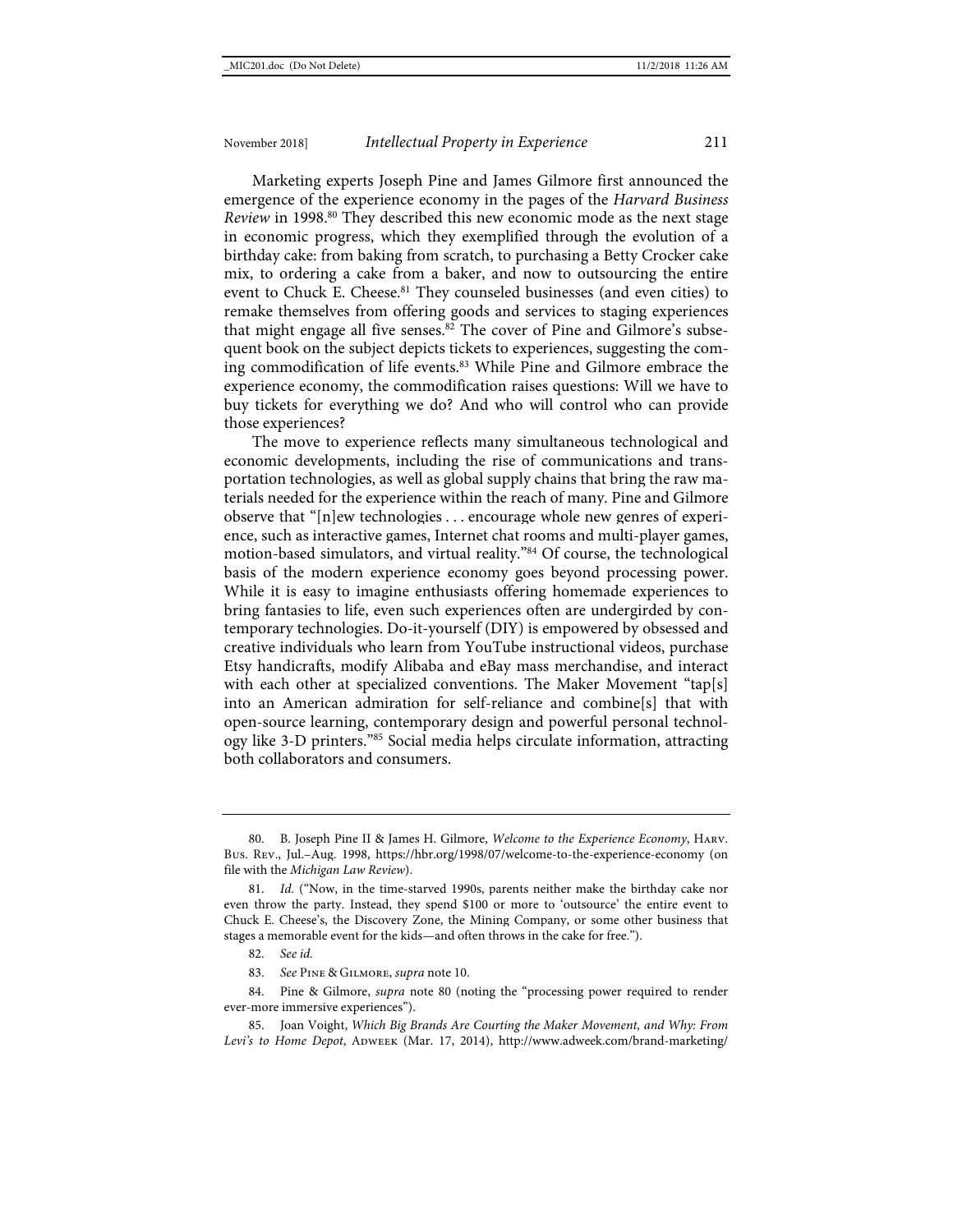Marketing experts Joseph Pine and James Gilmore first announced the emergence of the experience economy in the pages of the *Harvard Business Review* in 1998.[80] They described this new economic mode as the next stage in economic progress, which they exemplified through the evolution of a birthday cake: from baking from scratch, to purchasing a Betty Crocker cake mix, to ordering a cake from a baker, and now to outsourcing the entire event to Chuck E. Cheese.[81] They counseled businesses (and even cities) to remake themselves from offering goods and services to staging experiences that might engage all five senses.[82] The cover of Pine and Gilmore's subsequent book on the subject depicts tickets to experiences, suggesting the coming commodification of life events.[83] While Pine and Gilmore embrace the experience economy, the commodification raises questions: Will we have to buy tickets for everything we do? And who will control who can provide those experiences?

The move to experience reflects many simultaneous technological and economic developments, including the rise of communications and transportation technologies, as well as global supply chains that bring the raw materials needed for the experience within the reach of many. Pine and Gilmore observe that "[n]ew technologies . . . encourage whole new genres of experience, such as interactive games, Internet chat rooms and multi-player games, motion-based simulators, and virtual reality."[84] Of course, the technological basis of the modern experience economy goes beyond processing power. While it is easy to imagine enthusiasts offering homemade experiences to bring fantasies to life, even such experiences often are undergirded by contemporary technologies. Do-it-yourself (DIY) is empowered by obsessed and creative individuals who learn from YouTube instructional videos, purchase Etsy handicrafts, modify Alibaba and eBay mass merchandise, and interact with each other at specialized conventions. The Maker Movement "tap[s] into an American admiration for self-reliance and combine[s] that with open-source learning, contemporary design and powerful personal technology like 3-D printers."[85] Social media helps circulate information, attracting both collaborators and consumers.

---

80. B. Joseph Pine II & James H. Gilmore, *Welcome to the Experience Economy*, Harv. Bus. Rev., Jul.–Aug. 1998, https://hbr.org/1998/07/welcome-to-the-experience-economy (on file with the *Michigan Law Review*).

81. *Id.* ("Now, in the time-starved 1990s, parents neither make the birthday cake nor even throw the party. Instead, they spend $100 or more to 'outsource' the entire event to Chuck E. Cheese's, the Discovery Zone, the Mining Company, or some other business that stages a memorable event for the kids—and often throws in the cake for free.").

82. *See id.*

83. *See* Pine & Gilmore, *supra* note 10.

84. Pine & Gilmore, *supra* note 80 (noting the "processing power required to render ever-more immersive experiences").

85. Joan Voight, *Which Big Brands Are Courting the Maker Movement, and Why: From Levi's to Home Depot*, Adweek (Mar. 17, 2014), http://www.adweek.com/brand-marketing/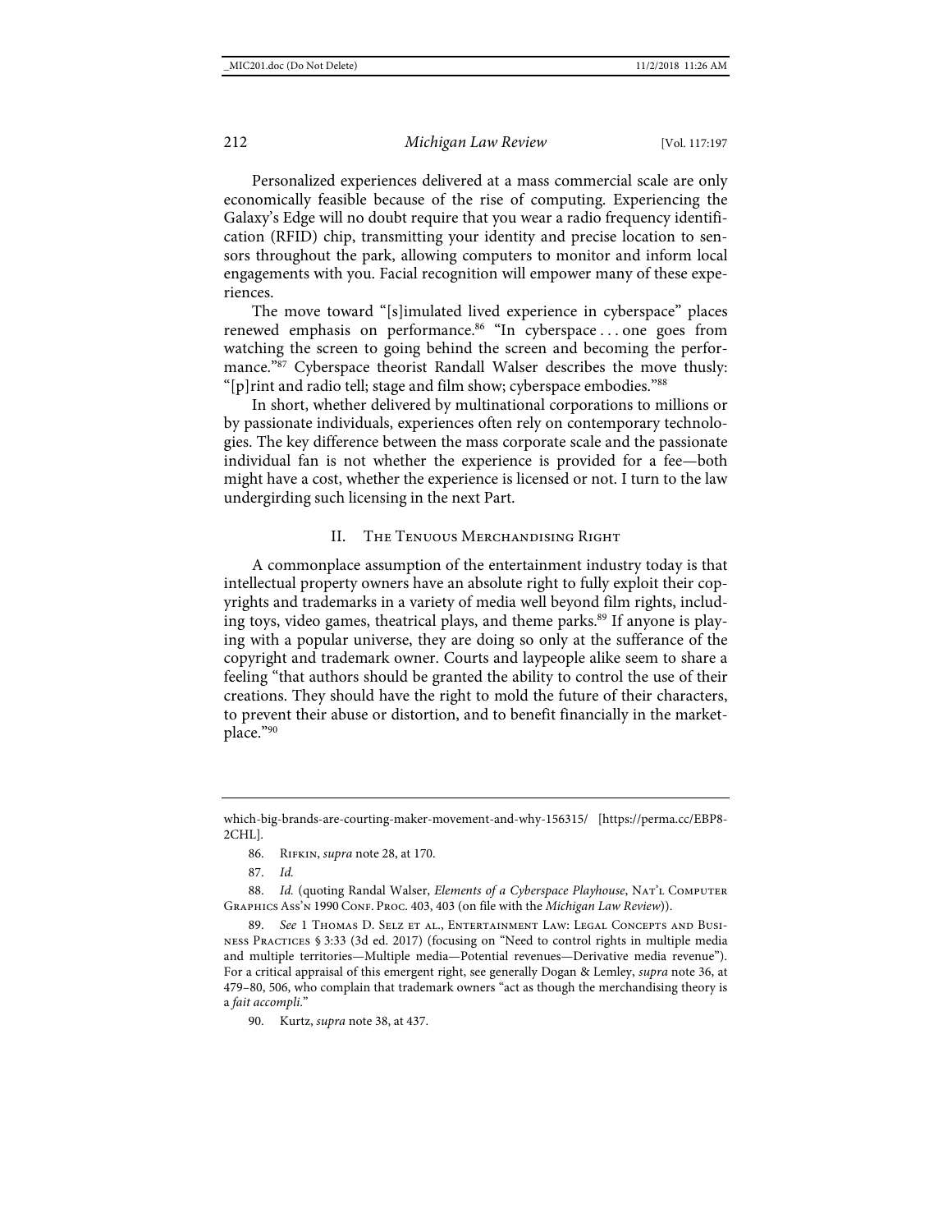Personalized experiences delivered at a mass commercial scale are only economically feasible because of the rise of computing. Experiencing the Galaxy's Edge will no doubt require that you wear a radio frequency identification (RFID) chip, transmitting your identity and precise location to sensors throughout the park, allowing computers to monitor and inform local engagements with you. Facial recognition will empower many of these experiences.

The move toward "[s]imulated lived experience in cyberspace" places renewed emphasis on performance.[86] "In cyberspace . . . one goes from watching the screen to going behind the screen and becoming the performance."[87] Cyberspace theorist Randall Walser describes the move thusly: "[p]rint and radio tell; stage and film show; cyberspace embodies."[88]

In short, whether delivered by multinational corporations to millions or by passionate individuals, experiences often rely on contemporary technologies. The key difference between the mass corporate scale and the passionate individual fan is not whether the experience is provided for a fee—both might have a cost, whether the experience is licensed or not. I turn to the law undergirding such licensing in the next Part.

## II. The Tenuous Merchandising Right

A commonplace assumption of the entertainment industry today is that intellectual property owners have an absolute right to fully exploit their copyrights and trademarks in a variety of media well beyond film rights, including toys, video games, theatrical plays, and theme parks.[89] If anyone is playing with a popular universe, they are doing so only at the sufferance of the copyright and trademark owner. Courts and laypeople alike seem to share a feeling "that authors should be granted the ability to control the use of their creations. They should have the right to mold the future of their characters, to prevent their abuse or distortion, and to benefit financially in the marketplace."[90]

---

which-big-brands-are-courting-maker-movement-and-why-156315/ [https://perma.cc/EBP8-2CHL].

86. Rifkin, *supra* note 28, at 170.

87. *Id.*

88. *Id.* (quoting Randal Walser, *Elements of a Cyberspace Playhouse*, Nat'l Computer Graphics Ass'n 1990 Conf. Proc. 403, 403 (on file with the *Michigan Law Review*)).

89. *See* 1 Thomas D. Selz et al., Entertainment Law: Legal Concepts and Business Practices § 3:33 (3d ed. 2017) (focusing on "Need to control rights in multiple media and multiple territories—Multiple media—Potential revenues—Derivative media revenue"). For a critical appraisal of this emergent right, see generally Dogan & Lemley, *supra* note 36, at 479–80, 506, who complain that trademark owners "act as though the merchandising theory is a *fait accompli*."

90. Kurtz, *supra* note 38, at 437.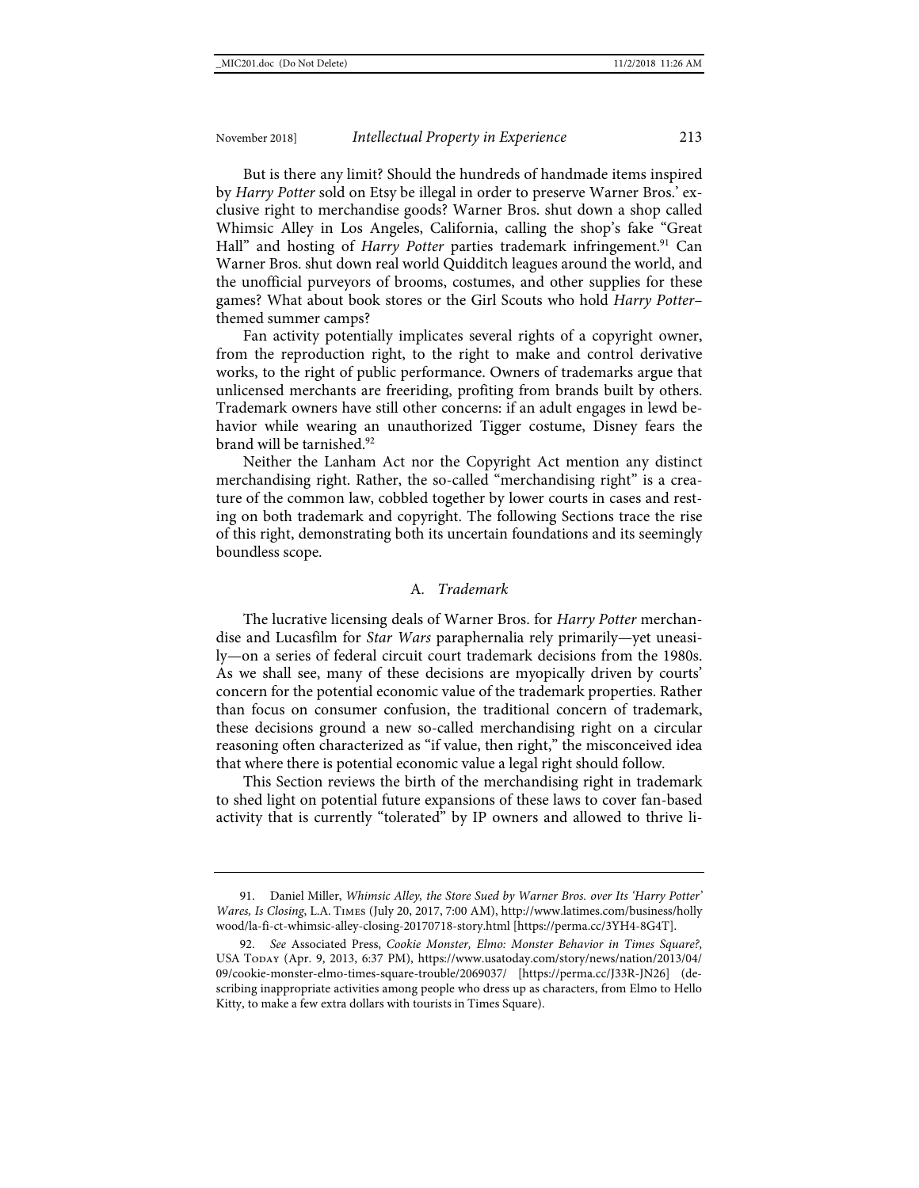But is there any limit? Should the hundreds of handmade items inspired by *Harry Potter* sold on Etsy be illegal in order to preserve Warner Bros.' exclusive right to merchandise goods? Warner Bros. shut down a shop called Whimsic Alley in Los Angeles, California, calling the shop's fake "Great Hall" and hosting of *Harry Potter* parties trademark infringement.[91] Can Warner Bros. shut down real world Quidditch leagues around the world, and the unofficial purveyors of brooms, costumes, and other supplies for these games? What about book stores or the Girl Scouts who hold *Harry Potter*–themed summer camps?

Fan activity potentially implicates several rights of a copyright owner, from the reproduction right, to the right to make and control derivative works, to the right of public performance. Owners of trademarks argue that unlicensed merchants are freeriding, profiting from brands built by others. Trademark owners have still other concerns: if an adult engages in lewd behavior while wearing an unauthorized Tigger costume, Disney fears the brand will be tarnished.[92]

Neither the Lanham Act nor the Copyright Act mention any distinct merchandising right. Rather, the so-called "merchandising right" is a creature of the common law, cobbled together by lower courts in cases and resting on both trademark and copyright. The following Sections trace the rise of this right, demonstrating both its uncertain foundations and its seemingly boundless scope.

## A. *Trademark*

The lucrative licensing deals of Warner Bros. for *Harry Potter* merchandise and Lucasfilm for *Star Wars* paraphernalia rely primarily—yet uneasily—on a series of federal circuit court trademark decisions from the 1980s. As we shall see, many of these decisions are myopically driven by courts' concern for the potential economic value of the trademark properties. Rather than focus on consumer confusion, the traditional concern of trademark, these decisions ground a new so-called merchandising right on a circular reasoning often characterized as "if value, then right," the misconceived idea that where there is potential economic value a legal right should follow.

This Section reviews the birth of the merchandising right in trademark to shed light on potential future expansions of these laws to cover fan-based activity that is currently "tolerated" by IP owners and allowed to thrive li-

---

91. Daniel Miller, *Whimsic Alley, the Store Sued by Warner Bros. over Its 'Harry Potter' Wares, Is Closing*, L.A. Times (July 20, 2017, 7:00 AM), http://www.latimes.com/business/hollywood/la-fi-ct-whimsic-alley-closing-20170718-story.html [https://perma.cc/3YH4-8G4T].

92. *See* Associated Press, *Cookie Monster, Elmo: Monster Behavior in Times Square?*, USA Today (Apr. 9, 2013, 6:37 PM), https://www.usatoday.com/story/news/nation/2013/04/09/cookie-monster-elmo-times-square-trouble/2069037/ [https://perma.cc/J33R-JN26] (describing inappropriate activities among people who dress up as characters, from Elmo to Hello Kitty, to make a few extra dollars with tourists in Times Square).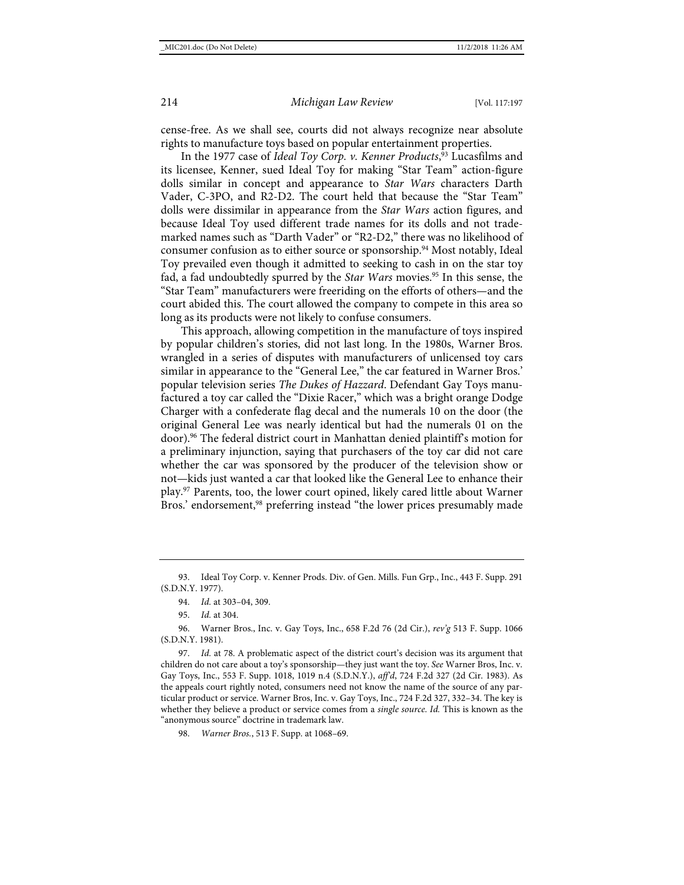cense-free. As we shall see, courts did not always recognize near absolute rights to manufacture toys based on popular entertainment properties.

In the 1977 case of *Ideal Toy Corp. v. Kenner Products*,[93] Lucasfilms and its licensee, Kenner, sued Ideal Toy for making "Star Team" action-figure dolls similar in concept and appearance to *Star Wars* characters Darth Vader, C-3PO, and R2-D2. The court held that because the "Star Team" dolls were dissimilar in appearance from the *Star Wars* action figures, and because Ideal Toy used different trade names for its dolls and not trademarked names such as "Darth Vader" or "R2-D2," there was no likelihood of consumer confusion as to either source or sponsorship.[94] Most notably, Ideal Toy prevailed even though it admitted to seeking to cash in on the star toy fad, a fad undoubtedly spurred by the *Star Wars* movies.[95] In this sense, the "Star Team" manufacturers were freeriding on the efforts of others—and the court abided this. The court allowed the company to compete in this area so long as its products were not likely to confuse consumers.

This approach, allowing competition in the manufacture of toys inspired by popular children's stories, did not last long. In the 1980s, Warner Bros. wrangled in a series of disputes with manufacturers of unlicensed toy cars similar in appearance to the "General Lee," the car featured in Warner Bros.' popular television series *The Dukes of Hazzard*. Defendant Gay Toys manufactured a toy car called the "Dixie Racer," which was a bright orange Dodge Charger with a confederate flag decal and the numerals 10 on the door (the original General Lee was nearly identical but had the numerals 01 on the door).[96] The federal district court in Manhattan denied plaintiff's motion for a preliminary injunction, saying that purchasers of the toy car did not care whether the car was sponsored by the producer of the television show or not—kids just wanted a car that looked like the General Lee to enhance their play.[97] Parents, too, the lower court opined, likely cared little about Warner Bros.' endorsement,[98] preferring instead "the lower prices presumably made

---

93. Ideal Toy Corp. v. Kenner Prods. Div. of Gen. Mills. Fun Grp., Inc., 443 F. Supp. 291 (S.D.N.Y. 1977).

94. *Id.* at 303–04, 309.

95. *Id.* at 304.

96. Warner Bros., Inc. v. Gay Toys, Inc., 658 F.2d 76 (2d Cir.), *rev'g* 513 F. Supp. 1066 (S.D.N.Y. 1981).

97. *Id.* at 78. A problematic aspect of the district court's decision was its argument that children do not care about a toy's sponsorship—they just want the toy. *See* Warner Bros, Inc. v. Gay Toys, Inc., 553 F. Supp. 1018, 1019 n.4 (S.D.N.Y.), *aff'd*, 724 F.2d 327 (2d Cir. 1983). As the appeals court rightly noted, consumers need not know the name of the source of any particular product or service. Warner Bros, Inc. v. Gay Toys, Inc., 724 F.2d 327, 332–34. The key is whether they believe a product or service comes from a *single source*. *Id.* This is known as the "anonymous source" doctrine in trademark law.

98. *Warner Bros.*, 513 F. Supp. at 1068–69.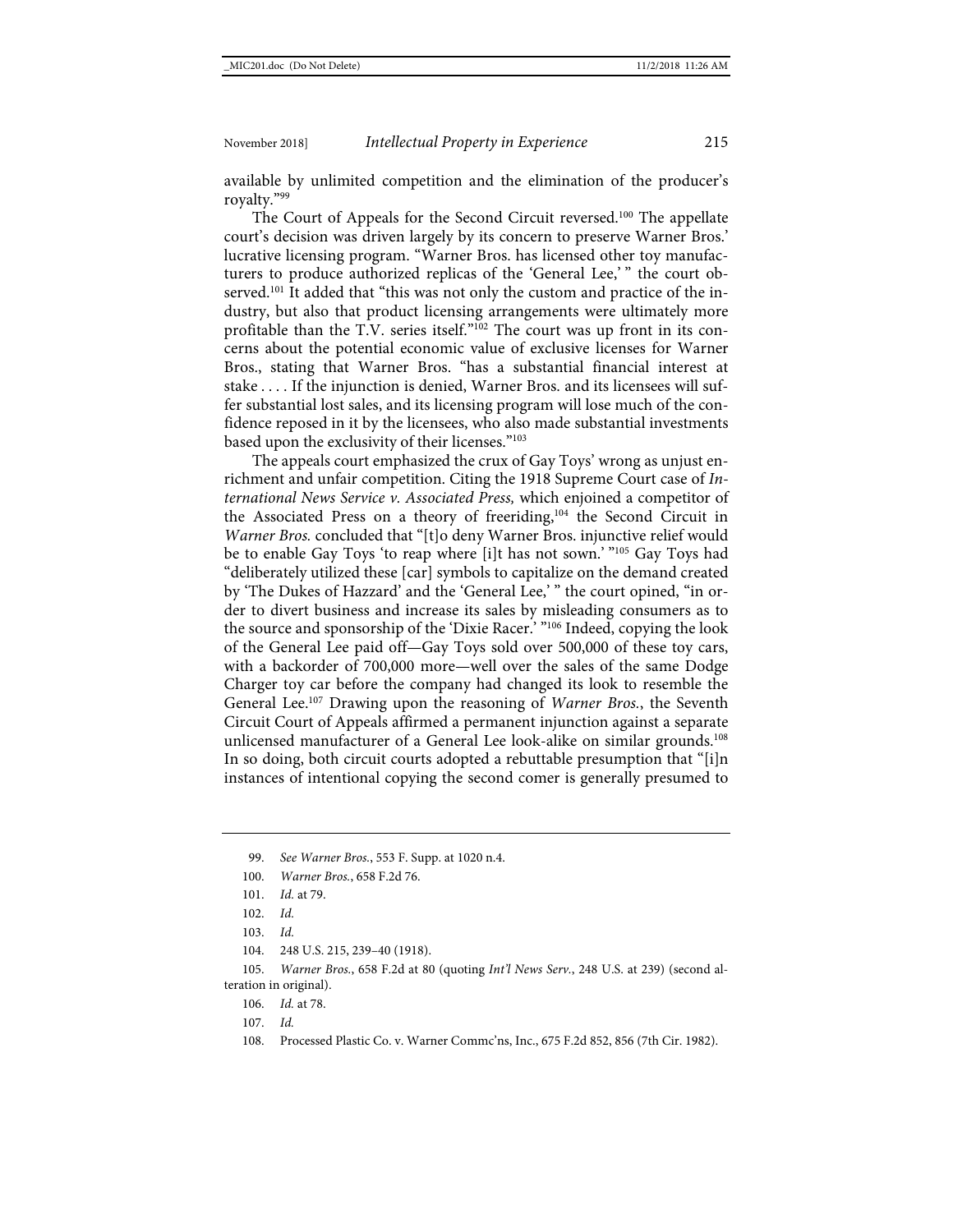available by unlimited competition and the elimination of the producer's royalty."[99]

The Court of Appeals for the Second Circuit reversed.[100] The appellate court's decision was driven largely by its concern to preserve Warner Bros.' lucrative licensing program. "Warner Bros. has licensed other toy manufacturers to produce authorized replicas of the 'General Lee,'" the court observed.[101] It added that "this was not only the custom and practice of the industry, but also that product licensing arrangements were ultimately more profitable than the T.V. series itself."[102] The court was up front in its concerns about the potential economic value of exclusive licenses for Warner Bros., stating that Warner Bros. "has a substantial financial interest at stake . . . . If the injunction is denied, Warner Bros. and its licensees will suffer substantial lost sales, and its licensing program will lose much of the confidence reposed in it by the licensees, who also made substantial investments based upon the exclusivity of their licenses."[103]

The appeals court emphasized the crux of Gay Toys' wrong as unjust enrichment and unfair competition. Citing the 1918 Supreme Court case of *International News Service v. Associated Press,* which enjoined a competitor of the Associated Press on a theory of freeriding,[104] the Second Circuit in *Warner Bros.* concluded that "[t]o deny Warner Bros. injunctive relief would be to enable Gay Toys 'to reap where [i]t has not sown.'"[105] Gay Toys had "deliberately utilized these [car] symbols to capitalize on the demand created by 'The Dukes of Hazzard' and the 'General Lee,'" the court opined, "in order to divert business and increase its sales by misleading consumers as to the source and sponsorship of the 'Dixie Racer.'"[106] Indeed, copying the look of the General Lee paid off—Gay Toys sold over 500,000 of these toy cars, with a backorder of 700,000 more—well over the sales of the same Dodge Charger toy car before the company had changed its look to resemble the General Lee.[107] Drawing upon the reasoning of *Warner Bros.*, the Seventh Circuit Court of Appeals affirmed a permanent injunction against a separate unlicensed manufacturer of a General Lee look-alike on similar grounds.[108] In so doing, both circuit courts adopted a rebuttable presumption that "[i]n instances of intentional copying the second comer is generally presumed to

---

99. *See Warner Bros.*, 553 F. Supp. at 1020 n.4.

100. *Warner Bros.*, 658 F.2d 76.

101. *Id.* at 79.

102. *Id.*

103. *Id.*

104. 248 U.S. 215, 239–40 (1918).

105. *Warner Bros.*, 658 F.2d at 80 (quoting *Int'l News Serv.*, 248 U.S. at 239) (second alteration in original).

106. *Id.* at 78.

107. *Id.*

108. Processed Plastic Co. v. Warner Commc'ns, Inc., 675 F.2d 852, 856 (7th Cir. 1982).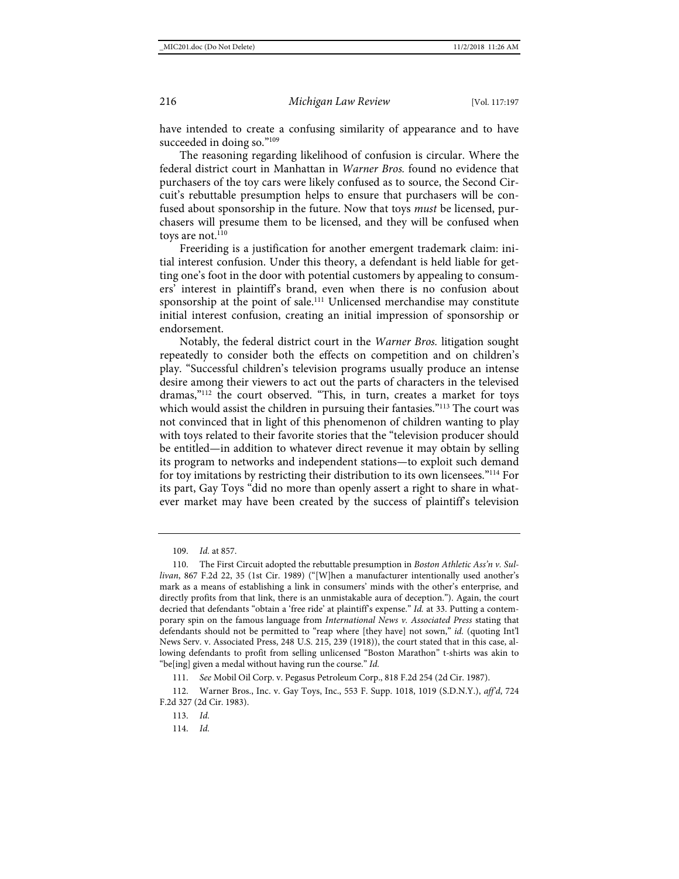have intended to create a confusing similarity of appearance and to have succeeded in doing so."[109]

The reasoning regarding likelihood of confusion is circular. Where the federal district court in Manhattan in *Warner Bros.* found no evidence that purchasers of the toy cars were likely confused as to source, the Second Circuit's rebuttable presumption helps to ensure that purchasers will be confused about sponsorship in the future. Now that toys *must* be licensed, purchasers will presume them to be licensed, and they will be confused when toys are not.[110]

Freeriding is a justification for another emergent trademark claim: initial interest confusion. Under this theory, a defendant is held liable for getting one's foot in the door with potential customers by appealing to consumers' interest in plaintiff's brand, even when there is no confusion about sponsorship at the point of sale.[111] Unlicensed merchandise may constitute initial interest confusion, creating an initial impression of sponsorship or endorsement.

Notably, the federal district court in the *Warner Bros.* litigation sought repeatedly to consider both the effects on competition and on children's play. "Successful children's television programs usually produce an intense desire among their viewers to act out the parts of characters in the televised dramas,"[112] the court observed. "This, in turn, creates a market for toys which would assist the children in pursuing their fantasies."[113] The court was not convinced that in light of this phenomenon of children wanting to play with toys related to their favorite stories that the "television producer should be entitled—in addition to whatever direct revenue it may obtain by selling its program to networks and independent stations—to exploit such demand for toy imitations by restricting their distribution to its own licensees."[114] For its part, Gay Toys "did no more than openly assert a right to share in whatever market may have been created by the success of plaintiff's television

---

109. *Id.* at 857.

110. The First Circuit adopted the rebuttable presumption in *Boston Athletic Ass'n v. Sullivan*, 867 F.2d 22, 35 (1st Cir. 1989) ("[W]hen a manufacturer intentionally used another's mark as a means of establishing a link in consumers' minds with the other's enterprise, and directly profits from that link, there is an unmistakable aura of deception."). Again, the court decried that defendants "obtain a 'free ride' at plaintiff's expense." *Id.* at 33. Putting a contemporary spin on the famous language from *International News v. Associated Press* stating that defendants should not be permitted to "reap where [they have] not sown," *id.* (quoting Int'l News Serv. v. Associated Press, 248 U.S. 215, 239 (1918)), the court stated that in this case, allowing defendants to profit from selling unlicensed "Boston Marathon" t-shirts was akin to "be[ing] given a medal without having run the course." *Id.*

111. *See* Mobil Oil Corp. v. Pegasus Petroleum Corp., 818 F.2d 254 (2d Cir. 1987).

112. Warner Bros., Inc. v. Gay Toys, Inc., 553 F. Supp. 1018, 1019 (S.D.N.Y.), *aff'd*, 724 F.2d 327 (2d Cir. 1983).

113. *Id.*

114. *Id.*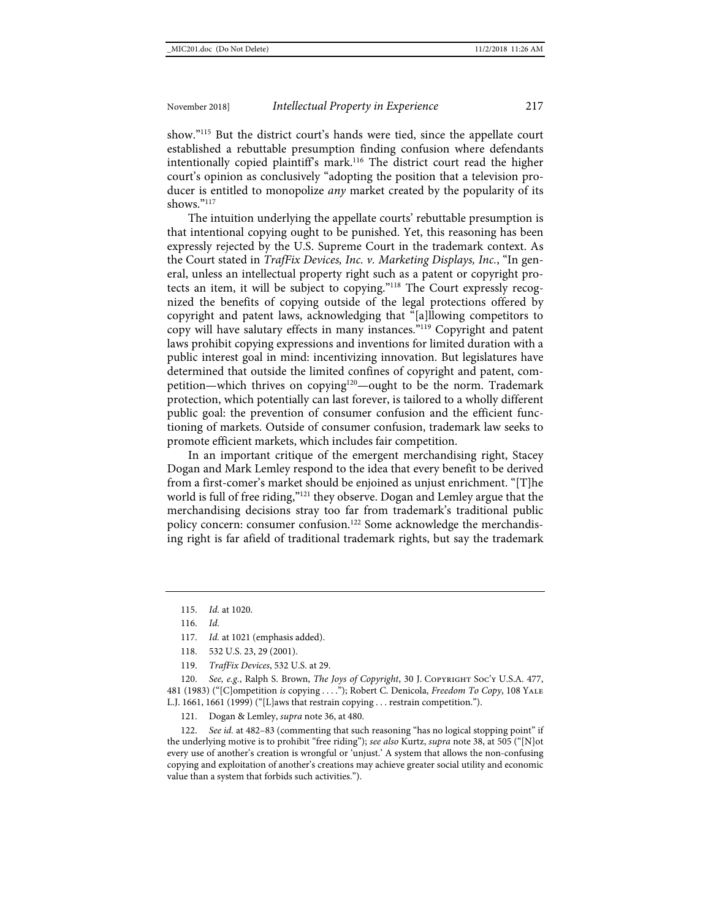show."[115] But the district court's hands were tied, since the appellate court established a rebuttable presumption finding confusion where defendants intentionally copied plaintiff's mark.[116] The district court read the higher court's opinion as conclusively "adopting the position that a television producer is entitled to monopolize *any* market created by the popularity of its shows."[117]

The intuition underlying the appellate courts' rebuttable presumption is that intentional copying ought to be punished. Yet, this reasoning has been expressly rejected by the U.S. Supreme Court in the trademark context. As the Court stated in *TrafFix Devices, Inc. v. Marketing Displays, Inc.*, "In general, unless an intellectual property right such as a patent or copyright protects an item, it will be subject to copying."[118] The Court expressly recognized the benefits of copying outside of the legal protections offered by copyright and patent laws, acknowledging that "[a]llowing competitors to copy will have salutary effects in many instances."[119] Copyright and patent laws prohibit copying expressions and inventions for limited duration with a public interest goal in mind: incentivizing innovation. But legislatures have determined that outside the limited confines of copyright and patent, competition—which thrives on copying[120]—ought to be the norm. Trademark protection, which potentially can last forever, is tailored to a wholly different public goal: the prevention of consumer confusion and the efficient functioning of markets. Outside of consumer confusion, trademark law seeks to promote efficient markets, which includes fair competition.

In an important critique of the emergent merchandising right, Stacey Dogan and Mark Lemley respond to the idea that every benefit to be derived from a first-comer's market should be enjoined as unjust enrichment. "[T]he world is full of free riding,"[121] they observe. Dogan and Lemley argue that the merchandising decisions stray too far from trademark's traditional public policy concern: consumer confusion.[122] Some acknowledge the merchandising right is far afield of traditional trademark rights, but say the trademark

---

115. *Id.* at 1020.

116. *Id.*

117. *Id.* at 1021 (emphasis added).

118. 532 U.S. 23, 29 (2001).

119. *TrafFix Devices*, 532 U.S. at 29.

120. *See, e.g.*, Ralph S. Brown, *The Joys of Copyright*, 30 J. Copyright Soc'y U.S.A. 477, 481 (1983) ("[C]ompetition *is* copying . . . ."); Robert C. Denicola, *Freedom To Copy*, 108 Yale L.J. 1661, 1661 (1999) ("[L]aws that restrain copying . . . restrain competition.").

121. Dogan & Lemley, *supra* note 36, at 480.

122. *See id.* at 482–83 (commenting that such reasoning "has no logical stopping point" if the underlying motive is to prohibit "free riding"); *see also* Kurtz, *supra* note 38, at 505 ("[N]ot every use of another's creation is wrongful or 'unjust.' A system that allows the non-confusing copying and exploitation of another's creations may achieve greater social utility and economic value than a system that forbids such activities.").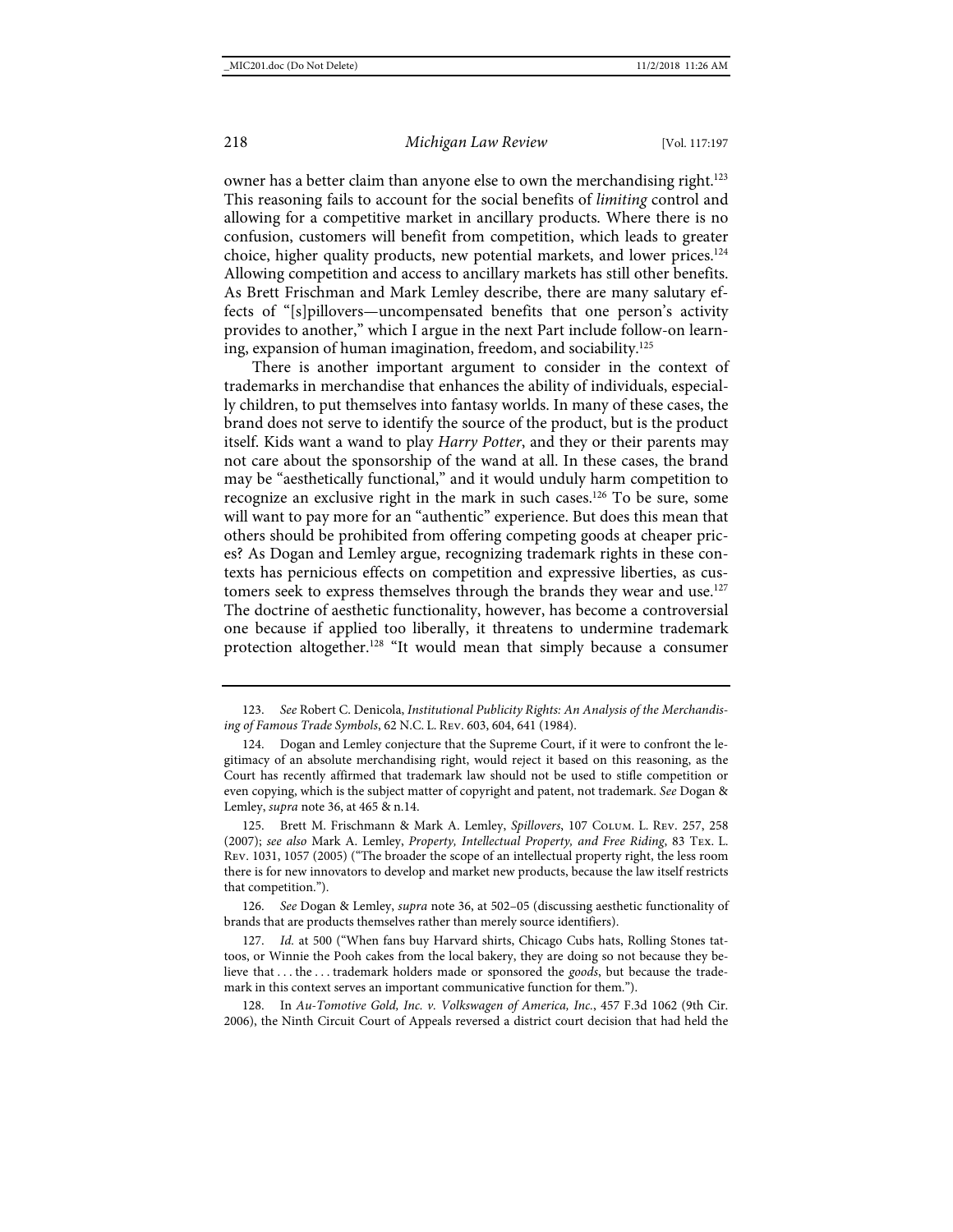owner has a better claim than anyone else to own the merchandising right.[123] This reasoning fails to account for the social benefits of *limiting* control and allowing for a competitive market in ancillary products. Where there is no confusion, customers will benefit from competition, which leads to greater choice, higher quality products, new potential markets, and lower prices.[124] Allowing competition and access to ancillary markets has still other benefits. As Brett Frischman and Mark Lemley describe, there are many salutary effects of "[s]pillovers—uncompensated benefits that one person's activity provides to another," which I argue in the next Part include follow-on learning, expansion of human imagination, freedom, and sociability.[125]

There is another important argument to consider in the context of trademarks in merchandise that enhances the ability of individuals, especially children, to put themselves into fantasy worlds. In many of these cases, the brand does not serve to identify the source of the product, but is the product itself. Kids want a wand to play *Harry Potter*, and they or their parents may not care about the sponsorship of the wand at all. In these cases, the brand may be "aesthetically functional," and it would unduly harm competition to recognize an exclusive right in the mark in such cases.[126] To be sure, some will want to pay more for an "authentic" experience. But does this mean that others should be prohibited from offering competing goods at cheaper prices? As Dogan and Lemley argue, recognizing trademark rights in these contexts has pernicious effects on competition and expressive liberties, as customers seek to express themselves through the brands they wear and use.[127] The doctrine of aesthetic functionality, however, has become a controversial one because if applied too liberally, it threatens to undermine trademark protection altogether.[128] "It would mean that simply because a consumer

---

123. *See* Robert C. Denicola, *Institutional Publicity Rights: An Analysis of the Merchandising of Famous Trade Symbols*, 62 N.C. L. Rev. 603, 604, 641 (1984).

124. Dogan and Lemley conjecture that the Supreme Court, if it were to confront the legitimacy of an absolute merchandising right, would reject it based on this reasoning, as the Court has recently affirmed that trademark law should not be used to stifle competition or even copying, which is the subject matter of copyright and patent, not trademark. *See* Dogan & Lemley, *supra* note 36, at 465 & n.14.

125. Brett M. Frischmann & Mark A. Lemley, *Spillovers*, 107 Colum. L. Rev. 257, 258 (2007); *see also* Mark A. Lemley, *Property, Intellectual Property, and Free Riding*, 83 Tex. L. Rev. 1031, 1057 (2005) ("The broader the scope of an intellectual property right, the less room there is for new innovators to develop and market new products, because the law itself restricts that competition.").

126. *See* Dogan & Lemley, *supra* note 36, at 502–05 (discussing aesthetic functionality of brands that are products themselves rather than merely source identifiers).

127. *Id.* at 500 ("When fans buy Harvard shirts, Chicago Cubs hats, Rolling Stones tattoos, or Winnie the Pooh cakes from the local bakery, they are doing so not because they believe that . . . the . . . trademark holders made or sponsored the *goods*, but because the trademark in this context serves an important communicative function for them.").

128. In *Au-Tomotive Gold, Inc. v. Volkswagen of America, Inc.*, 457 F.3d 1062 (9th Cir. 2006), the Ninth Circuit Court of Appeals reversed a district court decision that had held the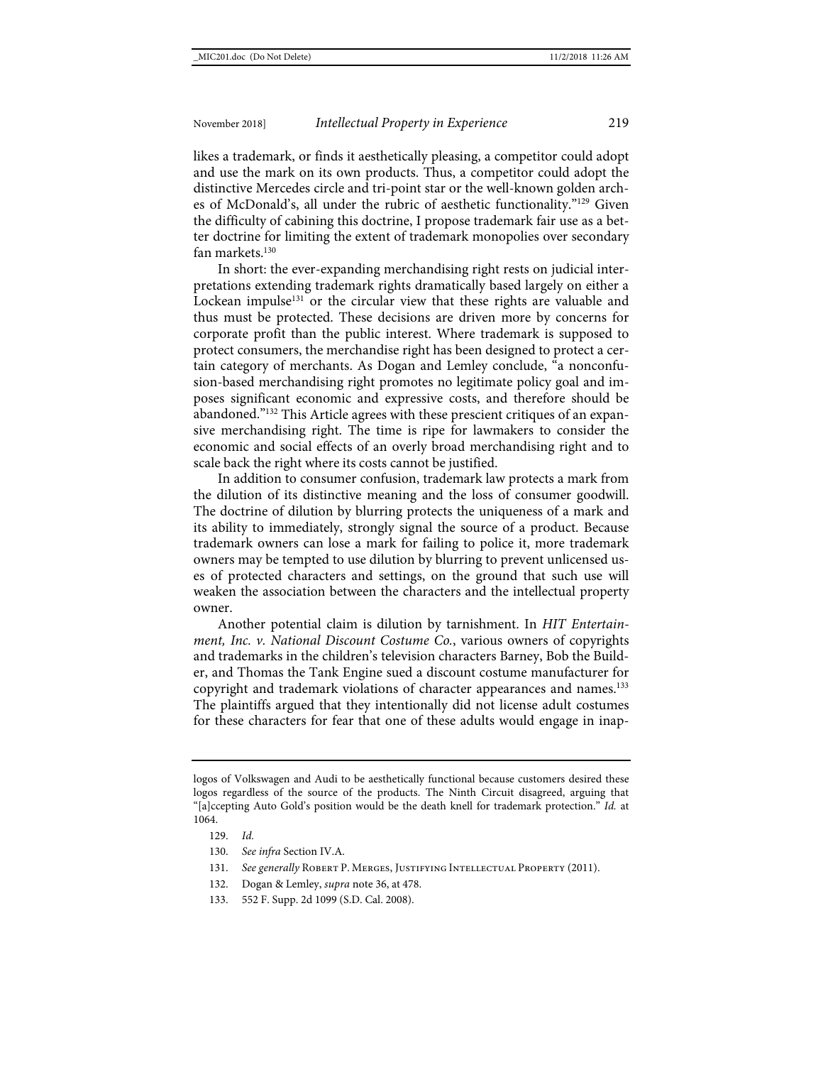likes a trademark, or finds it aesthetically pleasing, a competitor could adopt and use the mark on its own products. Thus, a competitor could adopt the distinctive Mercedes circle and tri-point star or the well-known golden arches of McDonald's, all under the rubric of aesthetic functionality."[129] Given the difficulty of cabining this doctrine, I propose trademark fair use as a better doctrine for limiting the extent of trademark monopolies over secondary fan markets.[130]

In short: the ever-expanding merchandising right rests on judicial interpretations extending trademark rights dramatically based largely on either a Lockean impulse[131] or the circular view that these rights are valuable and thus must be protected. These decisions are driven more by concerns for corporate profit than the public interest. Where trademark is supposed to protect consumers, the merchandise right has been designed to protect a certain category of merchants. As Dogan and Lemley conclude, "a nonconfusion-based merchandising right promotes no legitimate policy goal and imposes significant economic and expressive costs, and therefore should be abandoned."[132] This Article agrees with these prescient critiques of an expansive merchandising right. The time is ripe for lawmakers to consider the economic and social effects of an overly broad merchandising right and to scale back the right where its costs cannot be justified.

In addition to consumer confusion, trademark law protects a mark from the dilution of its distinctive meaning and the loss of consumer goodwill. The doctrine of dilution by blurring protects the uniqueness of a mark and its ability to immediately, strongly signal the source of a product. Because trademark owners can lose a mark for failing to police it, more trademark owners may be tempted to use dilution by blurring to prevent unlicensed uses of protected characters and settings, on the ground that such use will weaken the association between the characters and the intellectual property owner.

Another potential claim is dilution by tarnishment. In *HIT Entertainment, Inc. v. National Discount Costume Co.*, various owners of copyrights and trademarks in the children's television characters Barney, Bob the Builder, and Thomas the Tank Engine sued a discount costume manufacturer for copyright and trademark violations of character appearances and names.[133] The plaintiffs argued that they intentionally did not license adult costumes for these characters for fear that one of these adults would engage in inap-

---

logos of Volkswagen and Audi to be aesthetically functional because customers desired these logos regardless of the source of the products. The Ninth Circuit disagreed, arguing that "[a]ccepting Auto Gold's position would be the death knell for trademark protection." *Id.* at 1064.

129. *Id.*

130. *See infra* Section IV.A.

131. *See generally* Robert P. Merges, Justifying Intellectual Property (2011).

132. Dogan & Lemley, *supra* note 36, at 478.

133. 552 F. Supp. 2d 1099 (S.D. Cal. 2008).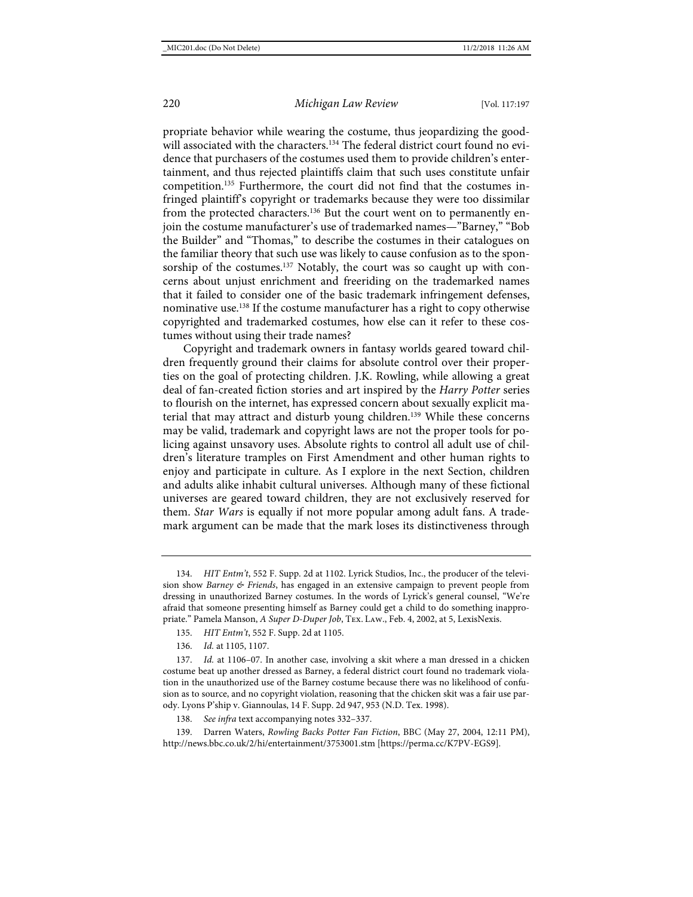propriate behavior while wearing the costume, thus jeopardizing the goodwill associated with the characters.[134] The federal district court found no evidence that purchasers of the costumes used them to provide children's entertainment, and thus rejected plaintiffs claim that such uses constitute unfair competition.[135] Furthermore, the court did not find that the costumes infringed plaintiff's copyright or trademarks because they were too dissimilar from the protected characters.[136] But the court went on to permanently enjoin the costume manufacturer's use of trademarked names—"Barney," "Bob the Builder" and "Thomas," to describe the costumes in their catalogues on the familiar theory that such use was likely to cause confusion as to the sponsorship of the costumes.[137] Notably, the court was so caught up with concerns about unjust enrichment and freeriding on the trademarked names that it failed to consider one of the basic trademark infringement defenses, nominative use.[138] If the costume manufacturer has a right to copy otherwise copyrighted and trademarked costumes, how else can it refer to these costumes without using their trade names?

Copyright and trademark owners in fantasy worlds geared toward children frequently ground their claims for absolute control over their properties on the goal of protecting children. J.K. Rowling, while allowing a great deal of fan-created fiction stories and art inspired by the *Harry Potter* series to flourish on the internet, has expressed concern about sexually explicit material that may attract and disturb young children.[139] While these concerns may be valid, trademark and copyright laws are not the proper tools for policing against unsavory uses. Absolute rights to control all adult use of children's literature tramples on First Amendment and other human rights to enjoy and participate in culture. As I explore in the next Section, children and adults alike inhabit cultural universes. Although many of these fictional universes are geared toward children, they are not exclusively reserved for them. *Star Wars* is equally if not more popular among adult fans. A trademark argument can be made that the mark loses its distinctiveness through

---

134. *HIT Entm't*, 552 F. Supp. 2d at 1102. Lyrick Studios, Inc., the producer of the television show *Barney & Friends*, has engaged in an extensive campaign to prevent people from dressing in unauthorized Barney costumes. In the words of Lyrick's general counsel, "We're afraid that someone presenting himself as Barney could get a child to do something inappropriate." Pamela Manson, *A Super D-Duper Job*, Tex. Law., Feb. 4, 2002, at 5, LexisNexis.

135. *HIT Entm't*, 552 F. Supp. 2d at 1105.

136. *Id.* at 1105, 1107.

137. *Id.* at 1106–07. In another case, involving a skit where a man dressed in a chicken costume beat up another dressed as Barney, a federal district court found no trademark violation in the unauthorized use of the Barney costume because there was no likelihood of confusion as to source, and no copyright violation, reasoning that the chicken skit was a fair use parody. Lyons P'ship v. Giannoulas, 14 F. Supp. 2d 947, 953 (N.D. Tex. 1998).

138. *See infra* text accompanying notes 332–337.

139. Darren Waters, *Rowling Backs Potter Fan Fiction*, BBC (May 27, 2004, 12:11 PM), http://news.bbc.co.uk/2/hi/entertainment/3753001.stm [https://perma.cc/K7PV-EGS9].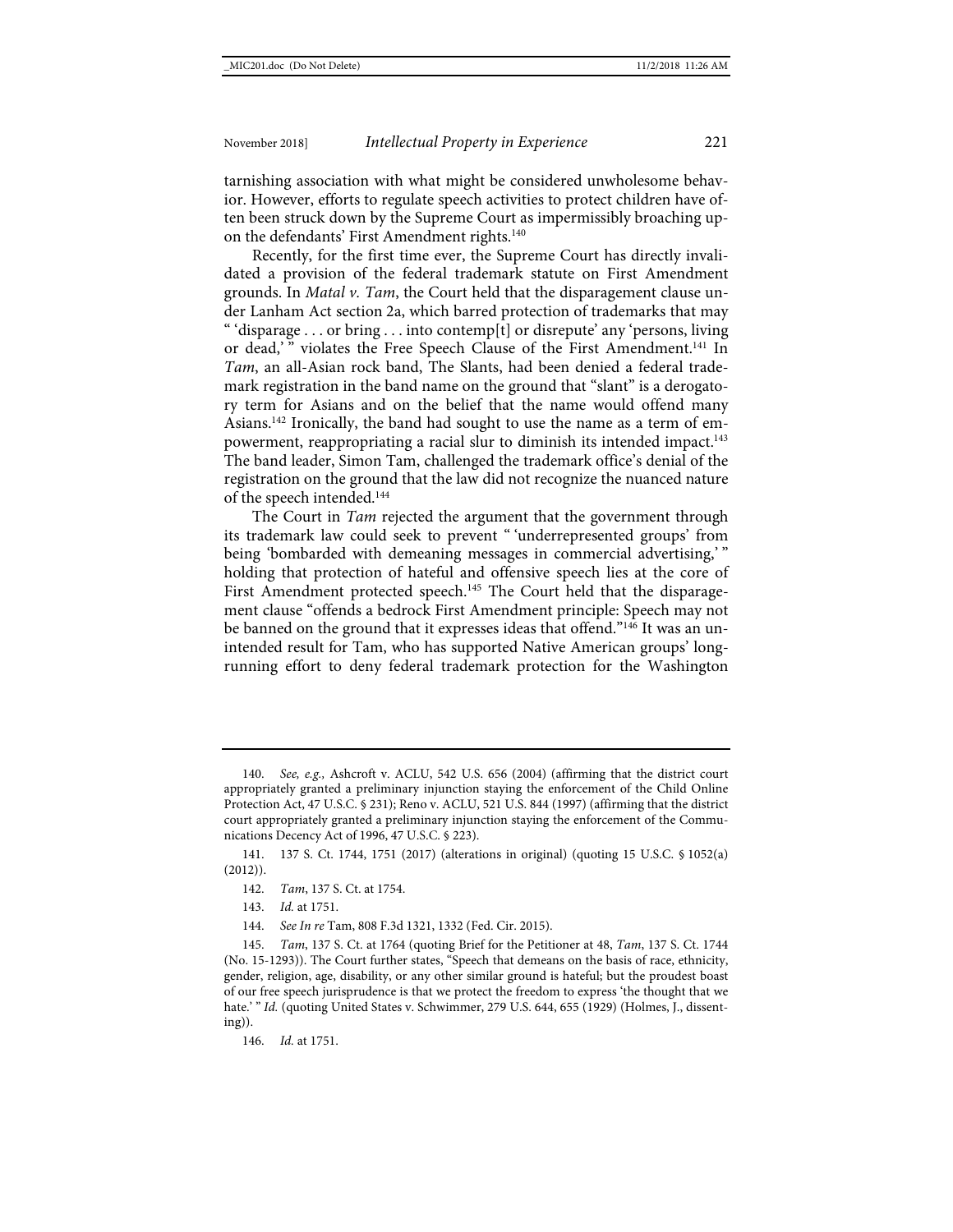tarnishing association with what might be considered unwholesome behavior. However, efforts to regulate speech activities to protect children have often been struck down by the Supreme Court as impermissibly broaching upon the defendants' First Amendment rights.[140]

Recently, for the first time ever, the Supreme Court has directly invalidated a provision of the federal trademark statute on First Amendment grounds. In *Matal v. Tam*, the Court held that the disparagement clause under Lanham Act section 2a, which barred protection of trademarks that may " 'disparage . . . or bring . . . into contemp[t] or disrepute' any 'persons, living or dead,' " violates the Free Speech Clause of the First Amendment.[141] In *Tam*, an all-Asian rock band, The Slants, had been denied a federal trademark registration in the band name on the ground that "slant" is a derogatory term for Asians and on the belief that the name would offend many Asians.[142] Ironically, the band had sought to use the name as a term of empowerment, reappropriating a racial slur to diminish its intended impact.[143] The band leader, Simon Tam, challenged the trademark office's denial of the registration on the ground that the law did not recognize the nuanced nature of the speech intended.[144]

The Court in *Tam* rejected the argument that the government through its trademark law could seek to prevent " 'underrepresented groups' from being 'bombarded with demeaning messages in commercial advertising,' " holding that protection of hateful and offensive speech lies at the core of First Amendment protected speech.[145] The Court held that the disparagement clause "offends a bedrock First Amendment principle: Speech may not be banned on the ground that it expresses ideas that offend."[146] It was an unintended result for Tam, who has supported Native American groups' long-running effort to deny federal trademark protection for the Washington

---

140. *See, e.g.,* Ashcroft v. ACLU, 542 U.S. 656 (2004) (affirming that the district court appropriately granted a preliminary injunction staying the enforcement of the Child Online Protection Act, 47 U.S.C. § 231); Reno v. ACLU, 521 U.S. 844 (1997) (affirming that the district court appropriately granted a preliminary injunction staying the enforcement of the Communications Decency Act of 1996, 47 U.S.C. § 223).

141. 137 S. Ct. 1744, 1751 (2017) (alterations in original) (quoting 15 U.S.C. § 1052(a) (2012)).

142. *Tam*, 137 S. Ct. at 1754.

143. *Id.* at 1751.

144. *See In re* Tam, 808 F.3d 1321, 1332 (Fed. Cir. 2015).

145. *Tam*, 137 S. Ct. at 1764 (quoting Brief for the Petitioner at 48, *Tam*, 137 S. Ct. 1744 (No. 15-1293)). The Court further states, "Speech that demeans on the basis of race, ethnicity, gender, religion, age, disability, or any other similar ground is hateful; but the proudest boast of our free speech jurisprudence is that we protect the freedom to express 'the thought that we hate.' " *Id.* (quoting United States v. Schwimmer, 279 U.S. 644, 655 (1929) (Holmes, J., dissenting)).

146. *Id.* at 1751.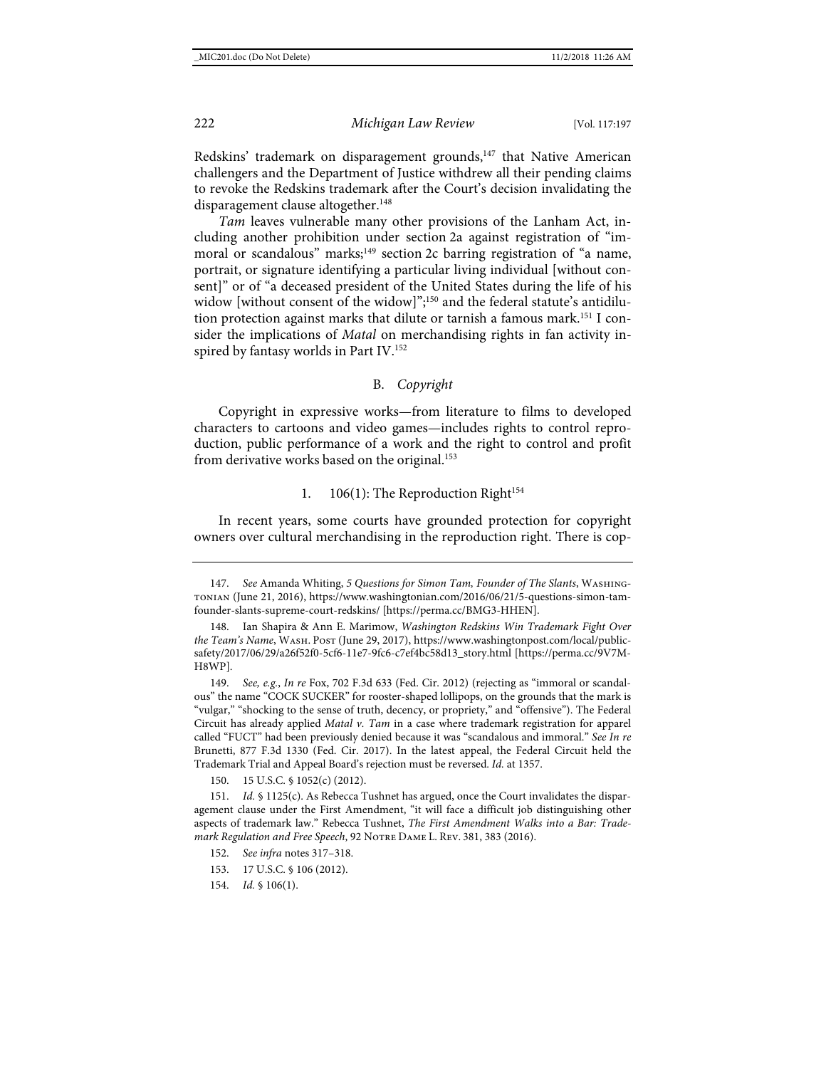Redskins' trademark on disparagement grounds,[147] that Native American challengers and the Department of Justice withdrew all their pending claims to revoke the Redskins trademark after the Court's decision invalidating the disparagement clause altogether.[148]

*Tam* leaves vulnerable many other provisions of the Lanham Act, including another prohibition under section 2a against registration of "immoral or scandalous" marks;[149] section 2c barring registration of "a name, portrait, or signature identifying a particular living individual [without consent]" or of "a deceased president of the United States during the life of his widow [without consent of the widow]";[150] and the federal statute's antidilution protection against marks that dilute or tarnish a famous mark.[151] I consider the implications of *Matal* on merchandising rights in fan activity inspired by fantasy worlds in Part IV.[152]

### B. *Copyright*

Copyright in expressive works—from literature to films to developed characters to cartoons and video games—includes rights to control reproduction, public performance of a work and the right to control and profit from derivative works based on the original.[153]

#### 1. 106(1): The Reproduction Right[154]

In recent years, some courts have grounded protection for copyright owners over cultural merchandising in the reproduction right. There is cop-

---

147. *See* Amanda Whiting, *5 Questions for Simon Tam, Founder of The Slants*, Washingtonian (June 21, 2016), https://www.washingtonian.com/2016/06/21/5-questions-simon-tam-founder-slants-supreme-court-redskins/ [https://perma.cc/BMG3-HHEN].

148. Ian Shapira & Ann E. Marimow, *Washington Redskins Win Trademark Fight Over the Team's Name*, Wash. Post (June 29, 2017), https://www.washingtonpost.com/local/public-safety/2017/06/29/a26f52f0-5cf6-11e7-9fc6-c7ef4bc58d13_story.html [https://perma.cc/9V7M-H8WP].

149. *See, e.g.*, *In re* Fox, 702 F.3d 633 (Fed. Cir. 2012) (rejecting as "immoral or scandalous" the name "COCK SUCKER" for rooster-shaped lollipops, on the grounds that the mark is "vulgar," "shocking to the sense of truth, decency, or propriety," and "offensive"). The Federal Circuit has already applied *Matal v. Tam* in a case where trademark registration for apparel called "FUCT" had been previously denied because it was "scandalous and immoral." *See In re* Brunetti, 877 F.3d 1330 (Fed. Cir. 2017). In the latest appeal, the Federal Circuit held the Trademark Trial and Appeal Board's rejection must be reversed. *Id.* at 1357.

150. 15 U.S.C. § 1052(c) (2012).

151. *Id.* § 1125(c). As Rebecca Tushnet has argued, once the Court invalidates the disparagement clause under the First Amendment, "it will face a difficult job distinguishing other aspects of trademark law." Rebecca Tushnet, *The First Amendment Walks into a Bar: Trademark Regulation and Free Speech*, 92 Notre Dame L. Rev. 381, 383 (2016).

152. *See infra* notes 317–318.

153. 17 U.S.C. § 106 (2012).

154. *Id.* § 106(1).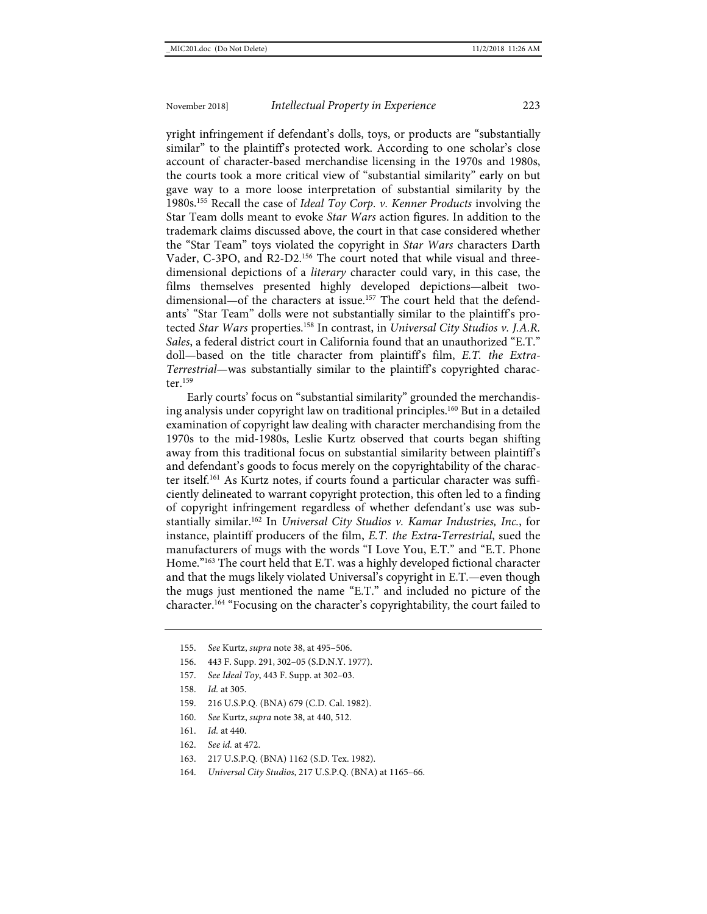yright infringement if defendant's dolls, toys, or products are "substantially similar" to the plaintiff's protected work. According to one scholar's close account of character-based merchandise licensing in the 1970s and 1980s, the courts took a more critical view of "substantial similarity" early on but gave way to a more loose interpretation of substantial similarity by the 1980s.[155] Recall the case of *Ideal Toy Corp. v. Kenner Products* involving the Star Team dolls meant to evoke *Star Wars* action figures. In addition to the trademark claims discussed above, the court in that case considered whether the "Star Team" toys violated the copyright in *Star Wars* characters Darth Vader, C-3PO, and R2-D2.[156] The court noted that while visual and three-dimensional depictions of a *literary* character could vary, in this case, the films themselves presented highly developed depictions—albeit two-dimensional—of the characters at issue.[157] The court held that the defendants' "Star Team" dolls were not substantially similar to the plaintiff's protected *Star Wars* properties.[158] In contrast, in *Universal City Studios v. J.A.R. Sales*, a federal district court in California found that an unauthorized "E.T." doll—based on the title character from plaintiff's film, *E.T. the Extra-Terrestrial*—was substantially similar to the plaintiff's copyrighted character.[159]

Early courts' focus on "substantial similarity" grounded the merchandising analysis under copyright law on traditional principles.[160] But in a detailed examination of copyright law dealing with character merchandising from the 1970s to the mid-1980s, Leslie Kurtz observed that courts began shifting away from this traditional focus on substantial similarity between plaintiff's and defendant's goods to focus merely on the copyrightability of the character itself.[161] As Kurtz notes, if courts found a particular character was sufficiently delineated to warrant copyright protection, this often led to a finding of copyright infringement regardless of whether defendant's use was substantially similar.[162] In *Universal City Studios v. Kamar Industries, Inc.*, for instance, plaintiff producers of the film, *E.T. the Extra-Terrestrial*, sued the manufacturers of mugs with the words "I Love You, E.T." and "E.T. Phone Home."[163] The court held that E.T. was a highly developed fictional character and that the mugs likely violated Universal's copyright in E.T.—even though the mugs just mentioned the name "E.T." and included no picture of the character.[164] "Focusing on the character's copyrightability, the court failed to

155. *See* Kurtz, *supra* note 38, at 495–506.

156. 443 F. Supp. 291, 302–05 (S.D.N.Y. 1977).

157. *See Ideal Toy*, 443 F. Supp. at 302–03.

158. *Id.* at 305.

159. 216 U.S.P.Q. (BNA) 679 (C.D. Cal. 1982).

160. *See* Kurtz, *supra* note 38, at 440, 512.

161. *Id.* at 440.

162. *See id.* at 472.

163. 217 U.S.P.Q. (BNA) 1162 (S.D. Tex. 1982).

164. *Universal City Studios*, 217 U.S.P.Q. (BNA) at 1165–66.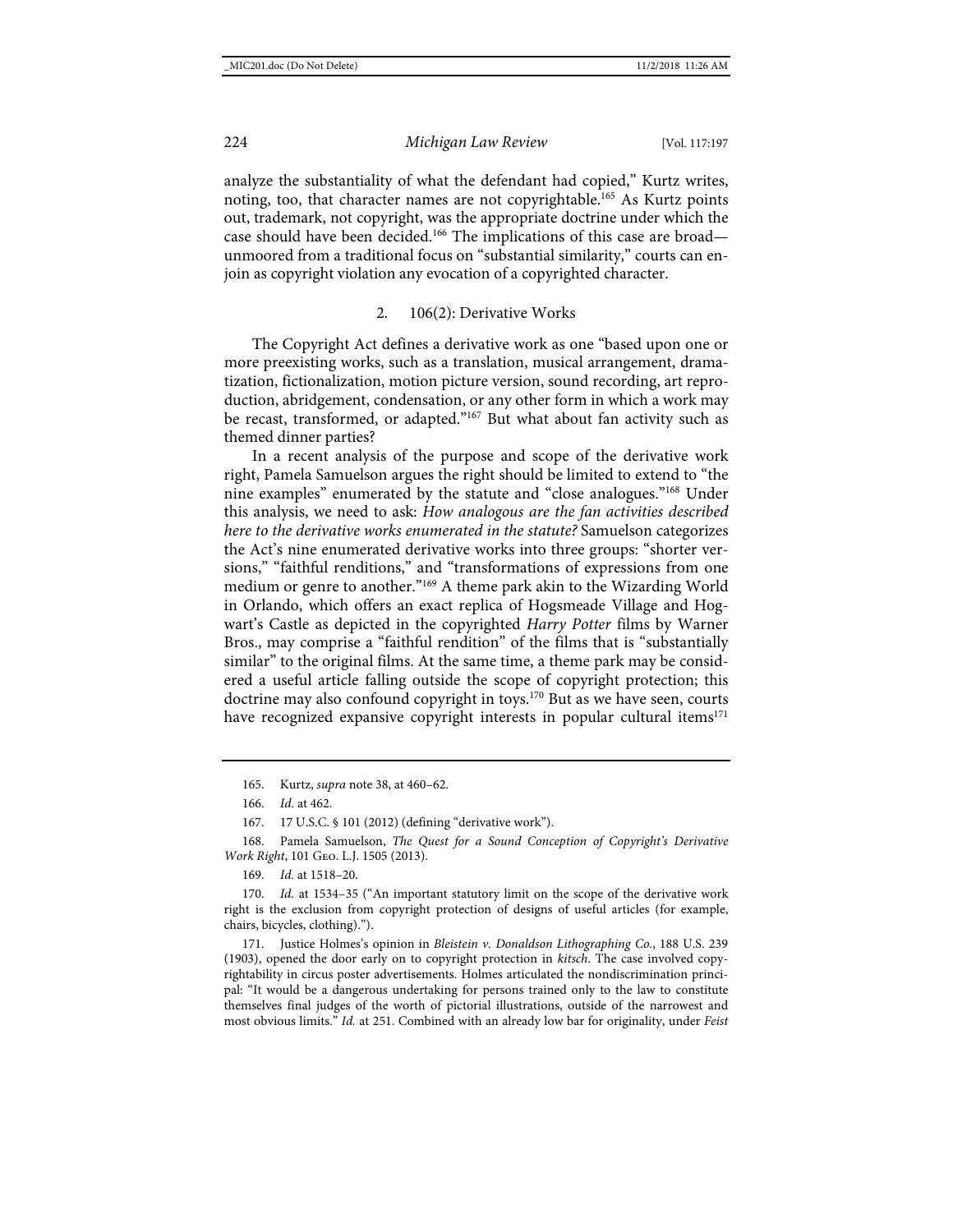analyze the substantiality of what the defendant had copied," Kurtz writes, noting, too, that character names are not copyrightable.[165] As Kurtz points out, trademark, not copyright, was the appropriate doctrine under which the case should have been decided.[166] The implications of this case are broad—unmoored from a traditional focus on "substantial similarity," courts can enjoin as copyright violation any evocation of a copyrighted character.

### 2. 106(2): Derivative Works

The Copyright Act defines a derivative work as one "based upon one or more preexisting works, such as a translation, musical arrangement, dramatization, fictionalization, motion picture version, sound recording, art reproduction, abridgement, condensation, or any other form in which a work may be recast, transformed, or adapted."[167] But what about fan activity such as themed dinner parties?

In a recent analysis of the purpose and scope of the derivative work right, Pamela Samuelson argues the right should be limited to extend to "the nine examples" enumerated by the statute and "close analogues."[168] Under this analysis, we need to ask: *How analogous are the fan activities described here to the derivative works enumerated in the statute?* Samuelson categorizes the Act's nine enumerated derivative works into three groups: "shorter versions," "faithful renditions," and "transformations of expressions from one medium or genre to another."[169] A theme park akin to the Wizarding World in Orlando, which offers an exact replica of Hogsmeade Village and Hogwart's Castle as depicted in the copyrighted *Harry Potter* films by Warner Bros., may comprise a "faithful rendition" of the films that is "substantially similar" to the original films. At the same time, a theme park may be considered a useful article falling outside the scope of copyright protection; this doctrine may also confound copyright in toys.[170] But as we have seen, courts have recognized expansive copyright interests in popular cultural items[171]

---

165. Kurtz, *supra* note 38, at 460–62.

166. *Id.* at 462.

167. 17 U.S.C. § 101 (2012) (defining "derivative work").

168. Pamela Samuelson, *The Quest for a Sound Conception of Copyright's Derivative Work Right*, 101 Geo. L.J. 1505 (2013).

169. *Id.* at 1518–20.

170. *Id.* at 1534–35 ("An important statutory limit on the scope of the derivative work right is the exclusion from copyright protection of designs of useful articles (for example, chairs, bicycles, clothing).").

171. Justice Holmes's opinion in *Bleistein v. Donaldson Lithographing Co.*, 188 U.S. 239 (1903), opened the door early on to copyright protection in *kitsch*. The case involved copyrightability in circus poster advertisements. Holmes articulated the nondiscrimination principal: "It would be a dangerous undertaking for persons trained only to the law to constitute themselves final judges of the worth of pictorial illustrations, outside of the narrowest and most obvious limits." *Id.* at 251. Combined with an already low bar for originality, under *Feist*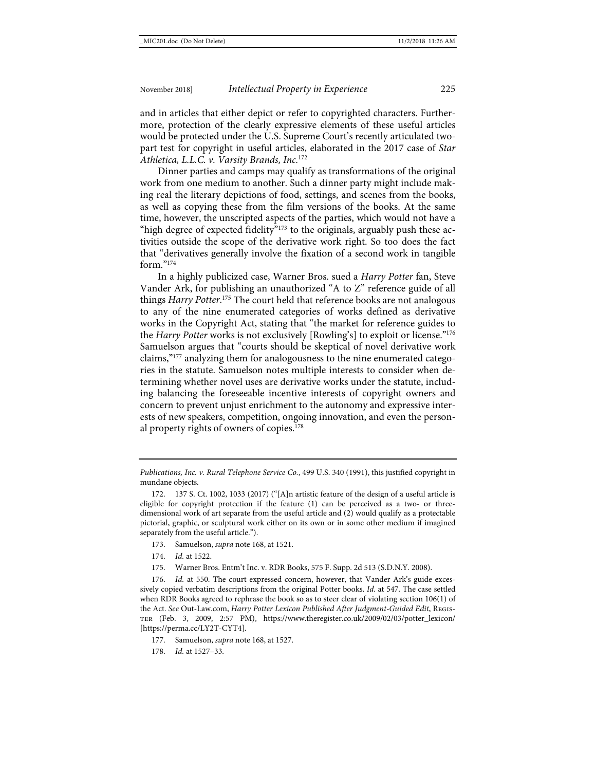and in articles that either depict or refer to copyrighted characters. Furthermore, protection of the clearly expressive elements of these useful articles would be protected under the U.S. Supreme Court's recently articulated two-part test for copyright in useful articles, elaborated in the 2017 case of *Star Athletica, L.L.C. v. Varsity Brands, Inc.*[172]

Dinner parties and camps may qualify as transformations of the original work from one medium to another. Such a dinner party might include making real the literary depictions of food, settings, and scenes from the books, as well as copying these from the film versions of the books. At the same time, however, the unscripted aspects of the parties, which would not have a "high degree of expected fidelity"[173] to the originals, arguably push these activities outside the scope of the derivative work right. So too does the fact that "derivatives generally involve the fixation of a second work in tangible form."[174]

In a highly publicized case, Warner Bros. sued a *Harry Potter* fan, Steve Vander Ark, for publishing an unauthorized "A to Z" reference guide of all things *Harry Potter*.[175] The court held that reference books are not analogous to any of the nine enumerated categories of works defined as derivative works in the Copyright Act, stating that "the market for reference guides to the *Harry Potter* works is not exclusively [Rowling's] to exploit or license."[176] Samuelson argues that "courts should be skeptical of novel derivative work claims,"[177] analyzing them for analogousness to the nine enumerated categories in the statute. Samuelson notes multiple interests to consider when determining whether novel uses are derivative works under the statute, including balancing the foreseeable incentive interests of copyright owners and concern to prevent unjust enrichment to the autonomy and expressive interests of new speakers, competition, ongoing innovation, and even the personal property rights of owners of copies.[178]

---

*Publications, Inc. v. Rural Telephone Service Co.*, 499 U.S. 340 (1991), this justified copyright in mundane objects.

172. 137 S. Ct. 1002, 1033 (2017) ("[A]n artistic feature of the design of a useful article is eligible for copyright protection if the feature (1) can be perceived as a two- or three-dimensional work of art separate from the useful article and (2) would qualify as a protectable pictorial, graphic, or sculptural work either on its own or in some other medium if imagined separately from the useful article.").

173. Samuelson, *supra* note 168, at 1521.

174. *Id.* at 1522.

175. Warner Bros. Entm't Inc. v. RDR Books, 575 F. Supp. 2d 513 (S.D.N.Y. 2008).

176. *Id.* at 550. The court expressed concern, however, that Vander Ark's guide excessively copied verbatim descriptions from the original Potter books. *Id.* at 547. The case settled when RDR Books agreed to rephrase the book so as to steer clear of violating section 106(1) of the Act. *See* Out-Law.com, *Harry Potter Lexicon Published After Judgment-Guided Edit*, Register (Feb. 3, 2009, 2:57 PM), https://www.theregister.co.uk/2009/02/03/potter_lexicon/ [https://perma.cc/LY2T-CYT4].

177. Samuelson, *supra* note 168, at 1527.

178. *Id.* at 1527–33.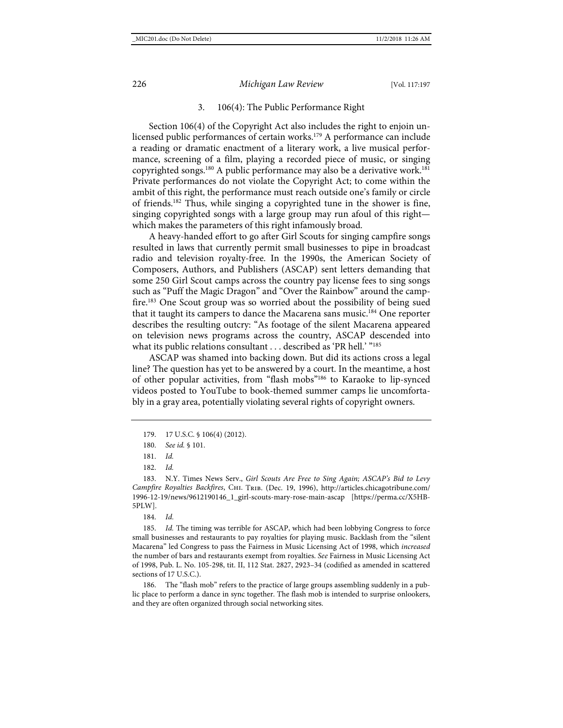### 3. 106(4): The Public Performance Right

Section 106(4) of the Copyright Act also includes the right to enjoin unlicensed public performances of certain works.[179] A performance can include a reading or dramatic enactment of a literary work, a live musical performance, screening of a film, playing a recorded piece of music, or singing copyrighted songs.[180] A public performance may also be a derivative work.[181] Private performances do not violate the Copyright Act; to come within the ambit of this right, the performance must reach outside one's family or circle of friends.[182] Thus, while singing a copyrighted tune in the shower is fine, singing copyrighted songs with a large group may run afoul of this right—which makes the parameters of this right infamously broad.

A heavy-handed effort to go after Girl Scouts for singing campfire songs resulted in laws that currently permit small businesses to pipe in broadcast radio and television royalty-free. In the 1990s, the American Society of Composers, Authors, and Publishers (ASCAP) sent letters demanding that some 250 Girl Scout camps across the country pay license fees to sing songs such as "Puff the Magic Dragon" and "Over the Rainbow" around the campfire.[183] One Scout group was so worried about the possibility of being sued that it taught its campers to dance the Macarena sans music.[184] One reporter describes the resulting outcry: "As footage of the silent Macarena appeared on television news programs across the country, ASCAP descended into what its public relations consultant . . . described as 'PR hell.' "[185]

ASCAP was shamed into backing down. But did its actions cross a legal line? The question has yet to be answered by a court. In the meantime, a host of other popular activities, from "flash mobs"[186] to Karaoke to lip-synced videos posted to YouTube to book-themed summer camps lie uncomfortably in a gray area, potentially violating several rights of copyright owners.

---

179. 17 U.S.C. § 106(4) (2012).

180. *See id.* § 101.

181. *Id.*

182. *Id.*

183. N.Y. Times News Serv., *Girl Scouts Are Free to Sing Again; ASCAP's Bid to Levy Campfire Royalties Backfires*, Chi. Trib. (Dec. 19, 1996), http://articles.chicagotribune.com/1996-12-19/news/9612190146_1_girl-scouts-mary-rose-main-ascap [https://perma.cc/X5HB-5PLW].

184. *Id.*

185. *Id.* The timing was terrible for ASCAP, which had been lobbying Congress to force small businesses and restaurants to pay royalties for playing music. Backlash from the "silent Macarena" led Congress to pass the Fairness in Music Licensing Act of 1998, which *increased* the number of bars and restaurants exempt from royalties. *See* Fairness in Music Licensing Act of 1998, Pub. L. No. 105-298, tit. II, 112 Stat. 2827, 2923–34 (codified as amended in scattered sections of 17 U.S.C.).

186. The "flash mob" refers to the practice of large groups assembling suddenly in a public place to perform a dance in sync together. The flash mob is intended to surprise onlookers, and they are often organized through social networking sites.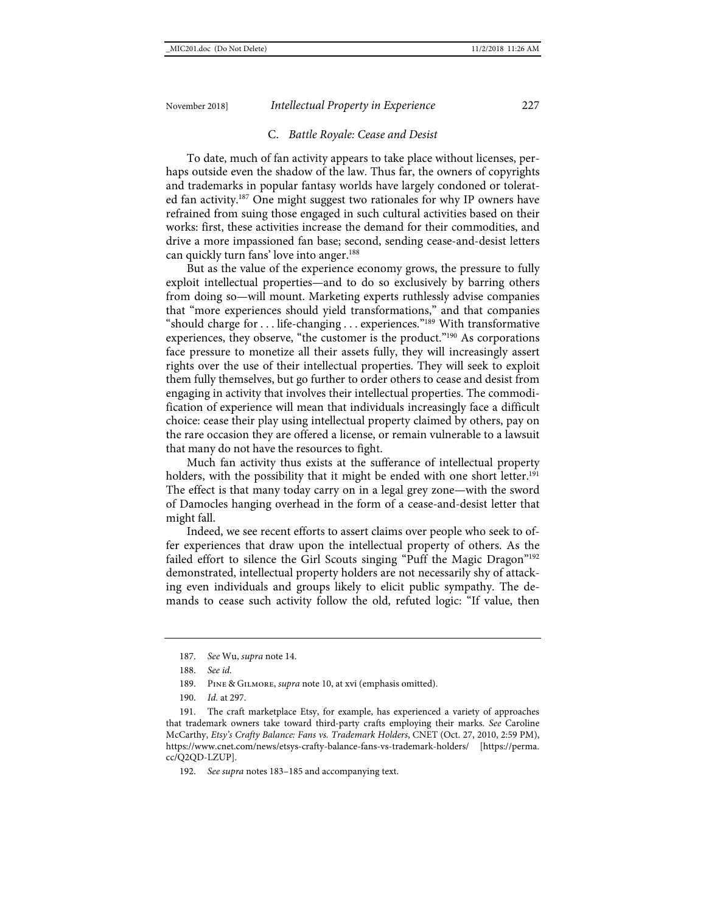### C. *Battle Royale: Cease and Desist*

To date, much of fan activity appears to take place without licenses, perhaps outside even the shadow of the law. Thus far, the owners of copyrights and trademarks in popular fantasy worlds have largely condoned or tolerated fan activity.[187] One might suggest two rationales for why IP owners have refrained from suing those engaged in such cultural activities based on their works: first, these activities increase the demand for their commodities, and drive a more impassioned fan base; second, sending cease-and-desist letters can quickly turn fans' love into anger.[188]

But as the value of the experience economy grows, the pressure to fully exploit intellectual properties—and to do so exclusively by barring others from doing so—will mount. Marketing experts ruthlessly advise companies that "more experiences should yield transformations," and that companies "should charge for . . . life-changing . . . experiences."[189] With transformative experiences, they observe, "the customer is the product."[190] As corporations face pressure to monetize all their assets fully, they will increasingly assert rights over the use of their intellectual properties. They will seek to exploit them fully themselves, but go further to order others to cease and desist from engaging in activity that involves their intellectual properties. The commodification of experience will mean that individuals increasingly face a difficult choice: cease their play using intellectual property claimed by others, pay on the rare occasion they are offered a license, or remain vulnerable to a lawsuit that many do not have the resources to fight.

Much fan activity thus exists at the sufferance of intellectual property holders, with the possibility that it might be ended with one short letter.[191] The effect is that many today carry on in a legal grey zone—with the sword of Damocles hanging overhead in the form of a cease-and-desist letter that might fall.

Indeed, we see recent efforts to assert claims over people who seek to offer experiences that draw upon the intellectual property of others. As the failed effort to silence the Girl Scouts singing "Puff the Magic Dragon"[192] demonstrated, intellectual property holders are not necessarily shy of attacking even individuals and groups likely to elicit public sympathy. The demands to cease such activity follow the old, refuted logic: "If value, then

---

187. *See* Wu, *supra* note 14.

188. *See id.*

189. Pine & Gilmore, *supra* note 10, at xvi (emphasis omitted).

190. *Id.* at 297.

191. The craft marketplace Etsy, for example, has experienced a variety of approaches that trademark owners take toward third-party crafts employing their marks. *See* Caroline McCarthy, *Etsy's Crafty Balance: Fans vs. Trademark Holders*, CNET (Oct. 27, 2010, 2:59 PM), https://www.cnet.com/news/etsys-crafty-balance-fans-vs-trademark-holders/ [https://perma.cc/Q2QD-LZUP].

192. *See supra* notes 183–185 and accompanying text.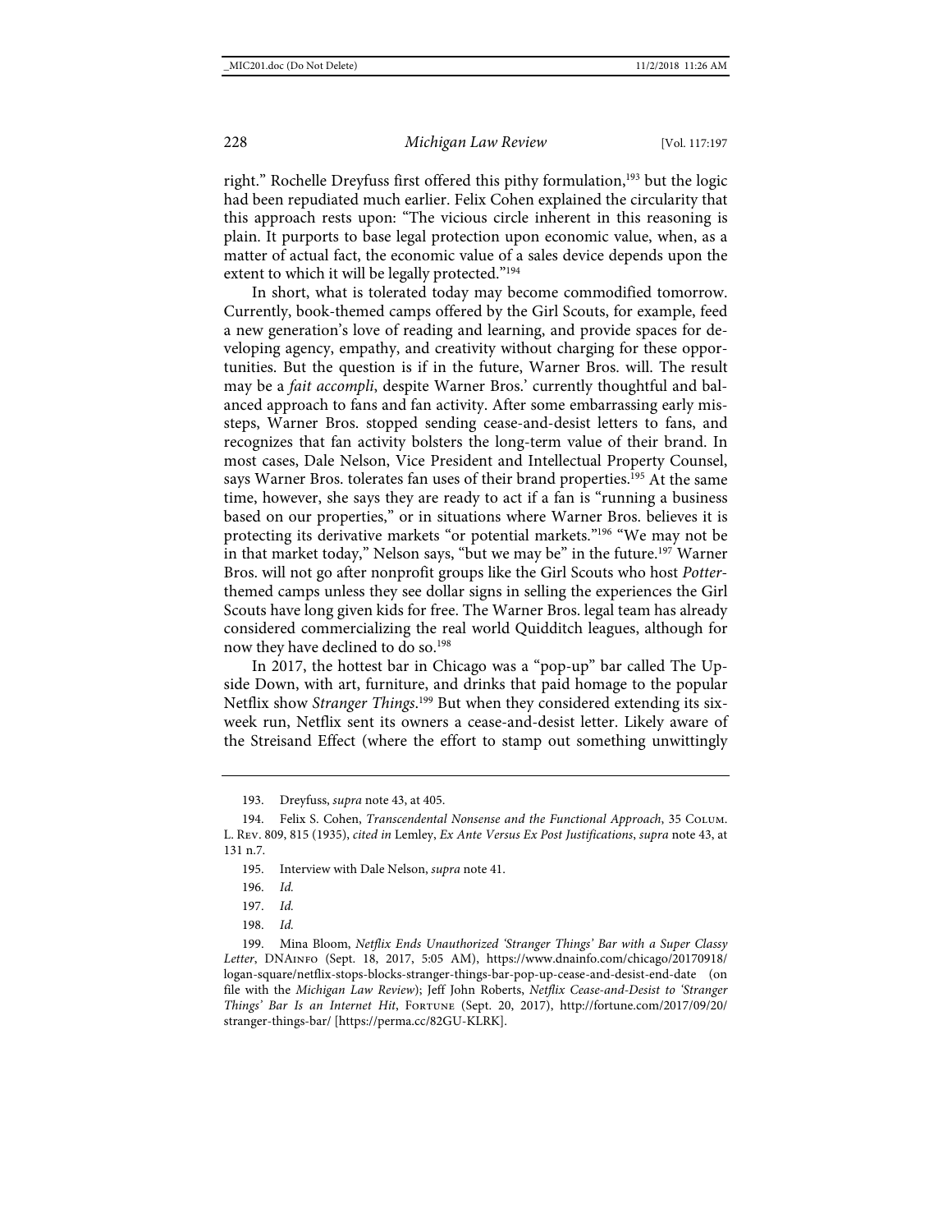right." Rochelle Dreyfuss first offered this pithy formulation,[193] but the logic had been repudiated much earlier. Felix Cohen explained the circularity that this approach rests upon: "The vicious circle inherent in this reasoning is plain. It purports to base legal protection upon economic value, when, as a matter of actual fact, the economic value of a sales device depends upon the extent to which it will be legally protected."[194]

In short, what is tolerated today may become commodified tomorrow. Currently, book-themed camps offered by the Girl Scouts, for example, feed a new generation's love of reading and learning, and provide spaces for developing agency, empathy, and creativity without charging for these opportunities. But the question is if in the future, Warner Bros. will. The result may be a *fait accompli*, despite Warner Bros.' currently thoughtful and balanced approach to fans and fan activity. After some embarrassing early missteps, Warner Bros. stopped sending cease-and-desist letters to fans, and recognizes that fan activity bolsters the long-term value of their brand. In most cases, Dale Nelson, Vice President and Intellectual Property Counsel, says Warner Bros. tolerates fan uses of their brand properties.[195] At the same time, however, she says they are ready to act if a fan is "running a business based on our properties," or in situations where Warner Bros. believes it is protecting its derivative markets "or potential markets."[196] "We may not be in that market today," Nelson says, "but we may be" in the future.[197] Warner Bros. will not go after nonprofit groups like the Girl Scouts who host *Potter*-themed camps unless they see dollar signs in selling the experiences the Girl Scouts have long given kids for free. The Warner Bros. legal team has already considered commercializing the real world Quidditch leagues, although for now they have declined to do so.[198]

In 2017, the hottest bar in Chicago was a "pop-up" bar called The Upside Down, with art, furniture, and drinks that paid homage to the popular Netflix show *Stranger Things*.[199] But when they considered extending its six-week run, Netflix sent its owners a cease-and-desist letter. Likely aware of the Streisand Effect (where the effort to stamp out something unwittingly

---

193. Dreyfuss, *supra* note 43, at 405.

194. Felix S. Cohen, *Transcendental Nonsense and the Functional Approach*, 35 Colum. L. Rev. 809, 815 (1935), *cited in* Lemley, *Ex Ante Versus Ex Post Justifications*, *supra* note 43, at 131 n.7.

195. Interview with Dale Nelson, *supra* note 41.

196. *Id.*

197. *Id.*

198. *Id.*

199. Mina Bloom, *Netflix Ends Unauthorized 'Stranger Things' Bar with a Super Classy Letter*, DNAinfo (Sept. 18, 2017, 5:05 AM), https://www.dnainfo.com/chicago/20170918/logan-square/netflix-stops-blocks-stranger-things-bar-pop-up-cease-and-desist-end-date (on file with the *Michigan Law Review*); Jeff John Roberts, *Netflix Cease-and-Desist to 'Stranger Things' Bar Is an Internet Hit*, Fortune (Sept. 20, 2017), http://fortune.com/2017/09/20/stranger-things-bar/ [https://perma.cc/82GU-KLRK].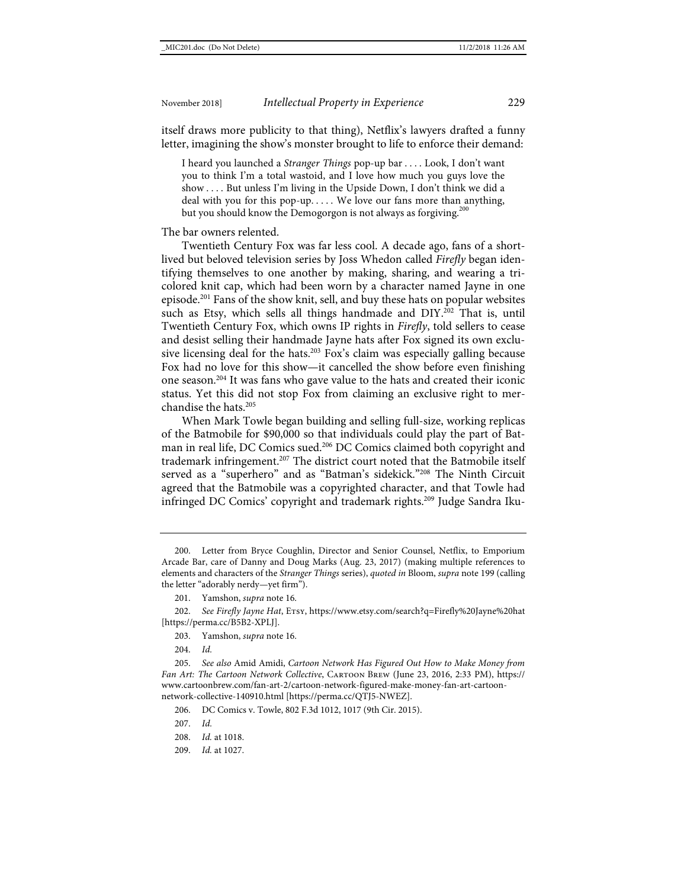itself draws more publicity to that thing), Netflix's lawyers drafted a funny letter, imagining the show's monster brought to life to enforce their demand:

> I heard you launched a *Stranger Things* pop-up bar . . . . Look, I don't want you to think I'm a total wastoid, and I love how much you guys love the show . . . . But unless I'm living in the Upside Down, I don't think we did a deal with you for this pop-up. . . . . We love our fans more than anything, but you should know the Demogorgon is not always as forgiving.[200]

The bar owners relented.

Twentieth Century Fox was far less cool. A decade ago, fans of a short-lived but beloved television series by Joss Whedon called *Firefly* began identifying themselves to one another by making, sharing, and wearing a tri-colored knit cap, which had been worn by a character named Jayne in one episode.[201] Fans of the show knit, sell, and buy these hats on popular websites such as Etsy, which sells all things handmade and DIY.[202] That is, until Twentieth Century Fox, which owns IP rights in *Firefly*, told sellers to cease and desist selling their handmade Jayne hats after Fox signed its own exclusive licensing deal for the hats.[203] Fox's claim was especially galling because Fox had no love for this show—it cancelled the show before even finishing one season.[204] It was fans who gave value to the hats and created their iconic status. Yet this did not stop Fox from claiming an exclusive right to merchandise the hats.[205]

When Mark Towle began building and selling full-size, working replicas of the Batmobile for $90,000 so that individuals could play the part of Batman in real life, DC Comics sued.[206] DC Comics claimed both copyright and trademark infringement.[207] The district court noted that the Batmobile itself served as a "superhero" and as "Batman's sidekick."[208] The Ninth Circuit agreed that the Batmobile was a copyrighted character, and that Towle had infringed DC Comics' copyright and trademark rights.[209] Judge Sandra Iku-

---

200. Letter from Bryce Coughlin, Director and Senior Counsel, Netflix, to Emporium Arcade Bar, care of Danny and Doug Marks (Aug. 23, 2017) (making multiple references to elements and characters of the *Stranger Things* series), *quoted in* Bloom, *supra* note 199 (calling the letter "adorably nerdy—yet firm").

201. Yamshon, *supra* note 16.

202. *See Firefly Jayne Hat*, Etsy, https://www.etsy.com/search?q=Firefly%20Jayne%20hat [https://perma.cc/B5B2-XPLJ].

203. Yamshon, *supra* note 16.

204. *Id.*

205. *See also* Amid Amidi, *Cartoon Network Has Figured Out How to Make Money from Fan Art: The Cartoon Network Collective*, Cartoon Brew (June 23, 2016, 2:33 PM), https://www.cartoonbrew.com/fan-art-2/cartoon-network-figured-make-money-fan-art-cartoon-network-collective-140910.html [https://perma.cc/QTJ5-NWEZ].

206. DC Comics v. Towle, 802 F.3d 1012, 1017 (9th Cir. 2015).

207. *Id.*

208. *Id.* at 1018.

209. *Id.* at 1027.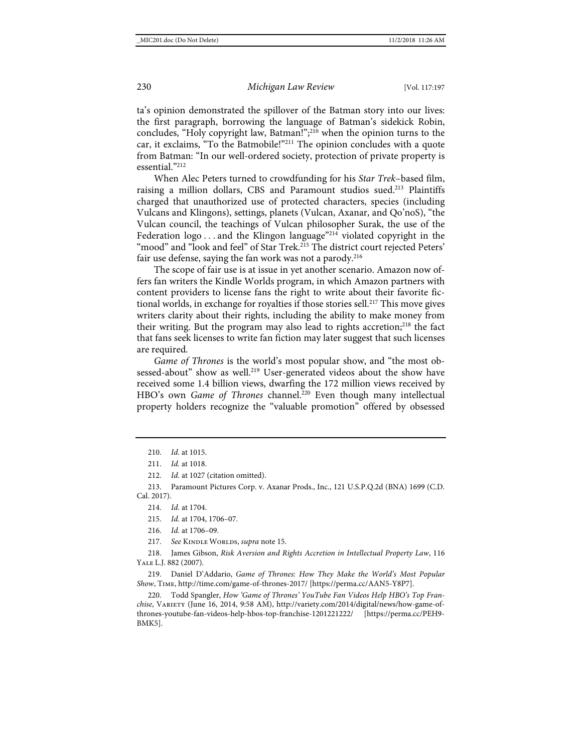ta's opinion demonstrated the spillover of the Batman story into our lives: the first paragraph, borrowing the language of Batman's sidekick Robin, concludes, "Holy copyright law, Batman!";[210] when the opinion turns to the car, it exclaims, "To the Batmobile!"[211] The opinion concludes with a quote from Batman: "In our well-ordered society, protection of private property is essential."[212]

When Alec Peters turned to crowdfunding for his *Star Trek*–based film, raising a million dollars, CBS and Paramount studios sued.[213] Plaintiffs charged that unauthorized use of protected characters, species (including Vulcans and Klingons), settings, planets (Vulcan, Axanar, and Qo'noS), "the Vulcan council, the teachings of Vulcan philosopher Surak, the use of the Federation logo . . . and the Klingon language"[214] violated copyright in the "mood" and "look and feel" of Star Trek.[215] The district court rejected Peters' fair use defense, saying the fan work was not a parody.[216]

The scope of fair use is at issue in yet another scenario. Amazon now offers fan writers the Kindle Worlds program, in which Amazon partners with content providers to license fans the right to write about their favorite fictional worlds, in exchange for royalties if those stories sell.[217] This move gives writers clarity about their rights, including the ability to make money from their writing. But the program may also lead to rights accretion;[218] the fact that fans seek licenses to write fan fiction may later suggest that such licenses are required.

*Game of Thrones* is the world's most popular show, and "the most obsessed-about" show as well.[219] User-generated videos about the show have received some 1.4 billion views, dwarfing the 172 million views received by HBO's own *Game of Thrones* channel.[220] Even though many intellectual property holders recognize the "valuable promotion" offered by obsessed

---

210. *Id.* at 1015.

211. *Id.* at 1018.

212. *Id.* at 1027 (citation omitted).

213. Paramount Pictures Corp. v. Axanar Prods., Inc., 121 U.S.P.Q.2d (BNA) 1699 (C.D. Cal. 2017).

214. *Id.* at 1704.

215. *Id.* at 1704, 1706–07.

216. *Id.* at 1706–09.

217. *See* Kindle Worlds, *supra* note 15.

218. James Gibson, *Risk Aversion and Rights Accretion in Intellectual Property Law*, 116 Yale L.J. 882 (2007).

219. Daniel D'Addario, *Game of Thrones: How They Make the World's Most Popular Show*, Time, http://time.com/game-of-thrones-2017/ [https://perma.cc/AAN5-Y8P7].

220. Todd Spangler, *How 'Game of Thrones' YouTube Fan Videos Help HBO's Top Franchise*, Variety (June 16, 2014, 9:58 AM), http://variety.com/2014/digital/news/how-game-of-thrones-youtube-fan-videos-help-hbos-top-franchise-1201221222/ [https://perma.cc/PEH9-BMK5].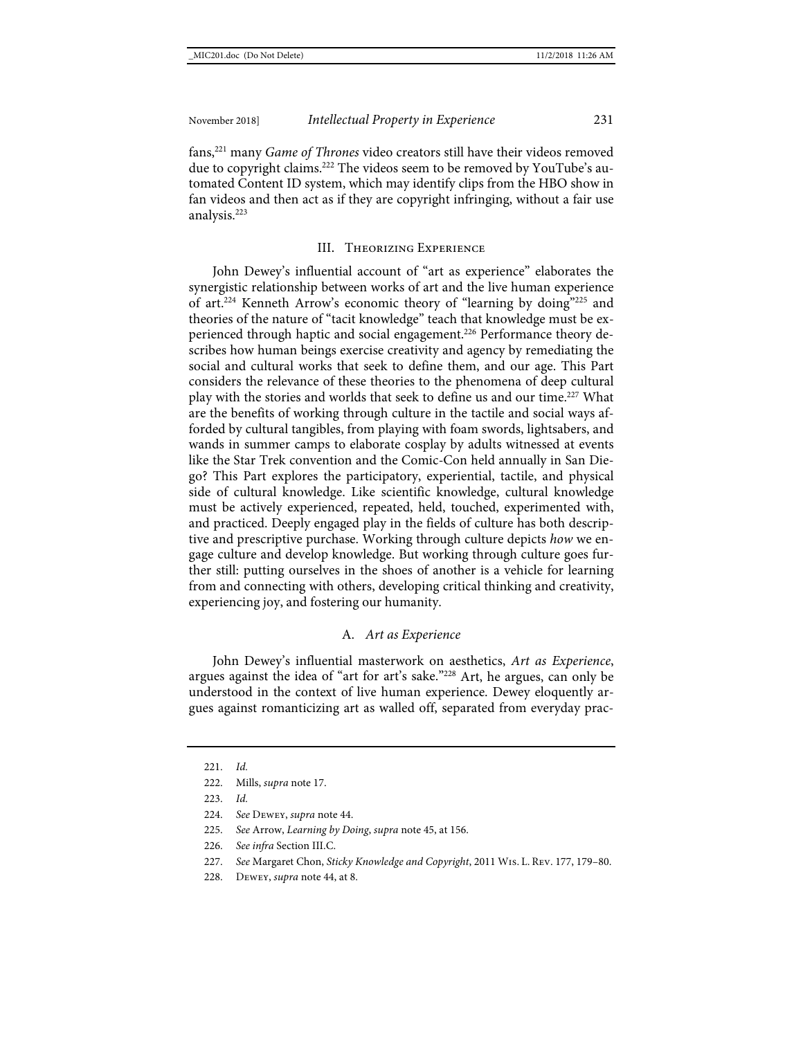fans,[221] many *Game of Thrones* video creators still have their videos removed due to copyright claims.[222] The videos seem to be removed by YouTube's automated Content ID system, which may identify clips from the HBO show in fan videos and then act as if they are copyright infringing, without a fair use analysis.[223]

## III. Theorizing Experience

John Dewey's influential account of "art as experience" elaborates the synergistic relationship between works of art and the live human experience of art.[224] Kenneth Arrow's economic theory of "learning by doing"[225] and theories of the nature of "tacit knowledge" teach that knowledge must be experienced through haptic and social engagement.[226] Performance theory describes how human beings exercise creativity and agency by remediating the social and cultural works that seek to define them, and our age. This Part considers the relevance of these theories to the phenomena of deep cultural play with the stories and worlds that seek to define us and our time.[227] What are the benefits of working through culture in the tactile and social ways afforded by cultural tangibles, from playing with foam swords, lightsabers, and wands in summer camps to elaborate cosplay by adults witnessed at events like the Star Trek convention and the Comic-Con held annually in San Diego? This Part explores the participatory, experiential, tactile, and physical side of cultural knowledge. Like scientific knowledge, cultural knowledge must be actively experienced, repeated, held, touched, experimented with, and practiced. Deeply engaged play in the fields of culture has both descriptive and prescriptive purchase. Working through culture depicts *how* we engage culture and develop knowledge. But working through culture goes further still: putting ourselves in the shoes of another is a vehicle for learning from and connecting with others, developing critical thinking and creativity, experiencing joy, and fostering our humanity.

### A. *Art as Experience*

John Dewey's influential masterwork on aesthetics, *Art as Experience*, argues against the idea of "art for art's sake."[228] Art, he argues, can only be understood in the context of live human experience. Dewey eloquently argues against romanticizing art as walled off, separated from everyday prac-

---

221. *Id.*

222. Mills, *supra* note 17.

223. *Id.*

224. *See* Dewey, *supra* note 44.

225. *See* Arrow, *Learning by Doing*, *supra* note 45, at 156.

226. *See infra* Section III.C.

227. *See* Margaret Chon, *Sticky Knowledge and Copyright*, 2011 Wis. L. Rev. 177, 179–80.

228. Dewey, *supra* note 44, at 8.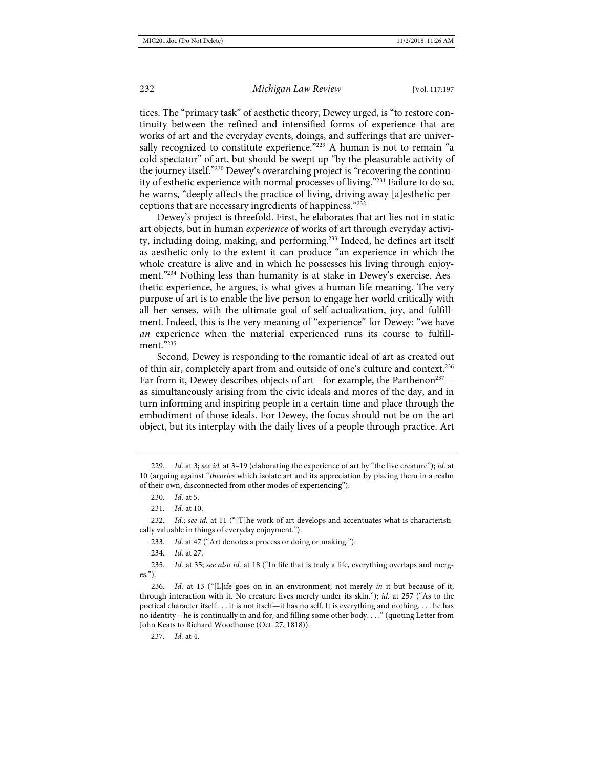tices. The "primary task" of aesthetic theory, Dewey urged, is "to restore continuity between the refined and intensified forms of experience that are works of art and the everyday events, doings, and sufferings that are universally recognized to constitute experience."[229] A human is not to remain "a cold spectator" of art, but should be swept up "by the pleasurable activity of the journey itself."[230] Dewey's overarching project is "recovering the continuity of esthetic experience with normal processes of living."[231] Failure to do so, he warns, "deeply affects the practice of living, driving away [a]esthetic perceptions that are necessary ingredients of happiness."[232]

Dewey's project is threefold. First, he elaborates that art lies not in static art objects, but in human *experience* of works of art through everyday activity, including doing, making, and performing.[233] Indeed, he defines art itself as aesthetic only to the extent it can produce "an experience in which the whole creature is alive and in which he possesses his living through enjoyment."[234] Nothing less than humanity is at stake in Dewey's exercise. Aesthetic experience, he argues, is what gives a human life meaning. The very purpose of art is to enable the live person to engage her world critically with all her senses, with the ultimate goal of self-actualization, joy, and fulfillment. Indeed, this is the very meaning of "experience" for Dewey: "we have *an* experience when the material experienced runs its course to fulfillment."[235]

Second, Dewey is responding to the romantic ideal of art as created out of thin air, completely apart from and outside of one's culture and context.[236] Far from it, Dewey describes objects of art—for example, the Parthenon[237]—as simultaneously arising from the civic ideals and mores of the day, and in turn informing and inspiring people in a certain time and place through the embodiment of those ideals. For Dewey, the focus should not be on the art object, but its interplay with the daily lives of a people through practice. Art

---

229. *Id.* at 3; *see id.* at 3–19 (elaborating the experience of art by "the live creature"); *id.* at 10 (arguing against "*theories* which isolate art and its appreciation by placing them in a realm of their own, disconnected from other modes of experiencing").

230. *Id.* at 5.

231. *Id.* at 10.

232. *Id.*; *see id.* at 11 ("[T]he work of art develops and accentuates what is characteristically valuable in things of everyday enjoyment.").

233. *Id.* at 47 ("Art denotes a process or doing or making.").

234. *Id.* at 27.

235. *Id.* at 35; *see also id.* at 18 ("In life that is truly a life, everything overlaps and merges.").

236. *Id.* at 13 ("[L]ife goes on in an environment; not merely *in* it but because of it, through interaction with it. No creature lives merely under its skin."); *id.* at 257 ("As to the poetical character itself . . . it is not itself—it has no self. It is everything and nothing. . . . he has no identity—he is continually in and for, and filling some other body. . . ." (quoting Letter from John Keats to Richard Woodhouse (Oct. 27, 1818)).

237. *Id.* at 4.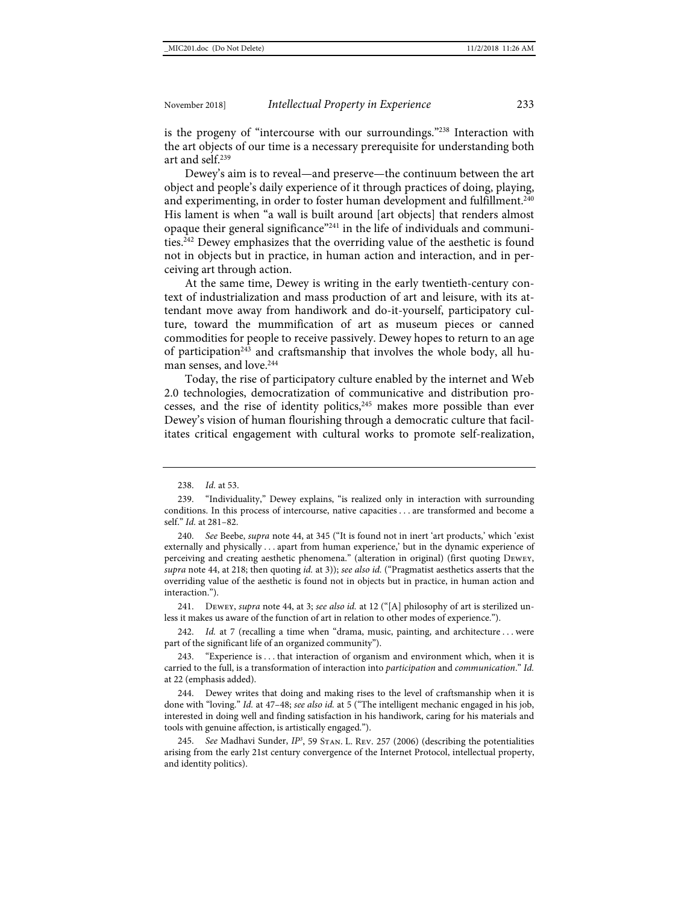is the progeny of "intercourse with our surroundings."[238] Interaction with the art objects of our time is a necessary prerequisite for understanding both art and self.[239]

Dewey's aim is to reveal—and preserve—the continuum between the art object and people's daily experience of it through practices of doing, playing, and experimenting, in order to foster human development and fulfillment.[240] His lament is when "a wall is built around [art objects] that renders almost opaque their general significance"[241] in the life of individuals and communities.[242] Dewey emphasizes that the overriding value of the aesthetic is found not in objects but in practice, in human action and interaction, and in perceiving art through action.

At the same time, Dewey is writing in the early twentieth-century context of industrialization and mass production of art and leisure, with its attendant move away from handiwork and do-it-yourself, participatory culture, toward the mummification of art as museum pieces or canned commodities for people to receive passively. Dewey hopes to return to an age of participation[243] and craftsmanship that involves the whole body, all human senses, and love.[244]

Today, the rise of participatory culture enabled by the internet and Web 2.0 technologies, democratization of communicative and distribution processes, and the rise of identity politics,[245] makes more possible than ever Dewey's vision of human flourishing through a democratic culture that facilitates critical engagement with cultural works to promote self-realization,

---

238. *Id.* at 53.

239. "Individuality," Dewey explains, "is realized only in interaction with surrounding conditions. In this process of intercourse, native capacities . . . are transformed and become a self." *Id.* at 281–82.

240. *See* Beebe, *supra* note 44, at 345 ("It is found not in inert 'art products,' which 'exist externally and physically . . . apart from human experience,' but in the dynamic experience of perceiving and creating aesthetic phenomena." (alteration in original) (first quoting Dewey, *supra* note 44, at 218; then quoting *id.* at 3)); *see also id.* ("Pragmatist aesthetics asserts that the overriding value of the aesthetic is found not in objects but in practice, in human action and interaction.").

241. Dewey, *supra* note 44, at 3; *see also id.* at 12 ("[A] philosophy of art is sterilized unless it makes us aware of the function of art in relation to other modes of experience.").

242. *Id.* at 7 (recalling a time when "drama, music, painting, and architecture . . . were part of the significant life of an organized community").

243. "Experience is . . . that interaction of organism and environment which, when it is carried to the full, is a transformation of interaction into *participation* and *communication*." *Id.* at 22 (emphasis added).

244. Dewey writes that doing and making rises to the level of craftsmanship when it is done with "loving." *Id.* at 47–48; *see also id.* at 5 ("The intelligent mechanic engaged in his job, interested in doing well and finding satisfaction in his handiwork, caring for his materials and tools with genuine affection, is artistically engaged.").

245. *See* Madhavi Sunder, *IP*$^3$, 59 Stan. L. Rev. 257 (2006) (describing the potentialities arising from the early 21st century convergence of the Internet Protocol, intellectual property, and identity politics).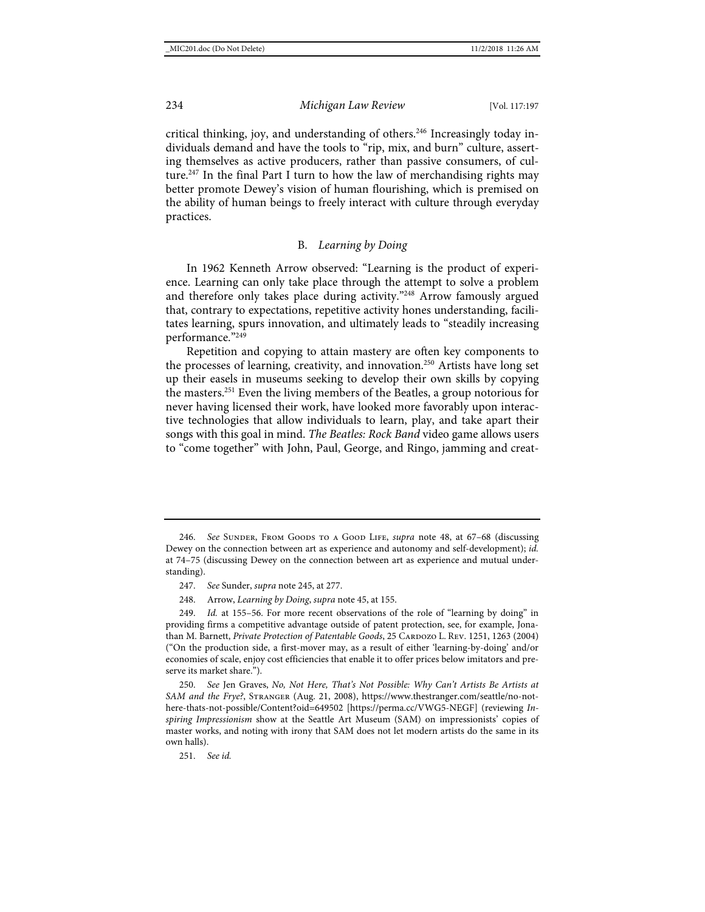critical thinking, joy, and understanding of others.[246] Increasingly today individuals demand and have the tools to "rip, mix, and burn" culture, asserting themselves as active producers, rather than passive consumers, of culture.[247] In the final Part I turn to how the law of merchandising rights may better promote Dewey's vision of human flourishing, which is premised on the ability of human beings to freely interact with culture through everyday practices.

### B. *Learning by Doing*

In 1962 Kenneth Arrow observed: "Learning is the product of experience. Learning can only take place through the attempt to solve a problem and therefore only takes place during activity."[248] Arrow famously argued that, contrary to expectations, repetitive activity hones understanding, facilitates learning, spurs innovation, and ultimately leads to "steadily increasing performance."[249]

Repetition and copying to attain mastery are often key components to the processes of learning, creativity, and innovation.[250] Artists have long set up their easels in museums seeking to develop their own skills by copying the masters.[251] Even the living members of the Beatles, a group notorious for never having licensed their work, have looked more favorably upon interactive technologies that allow individuals to learn, play, and take apart their songs with this goal in mind. *The Beatles: Rock Band* video game allows users to "come together" with John, Paul, George, and Ringo, jamming and creat-

---

246. *See* Sunder, From Goods to a Good Life, *supra* note 48, at 67–68 (discussing Dewey on the connection between art as experience and autonomy and self-development); *id.* at 74–75 (discussing Dewey on the connection between art as experience and mutual understanding).

247. *See* Sunder, *supra* note 245, at 277.

248. Arrow, *Learning by Doing*, *supra* note 45, at 155.

249. *Id.* at 155–56. For more recent observations of the role of "learning by doing" in providing firms a competitive advantage outside of patent protection, see, for example, Jonathan M. Barnett, *Private Protection of Patentable Goods*, 25 Cardozo L. Rev. 1251, 1263 (2004) ("On the production side, a first-mover may, as a result of either 'learning-by-doing' and/or economies of scale, enjoy cost efficiencies that enable it to offer prices below imitators and preserve its market share.").

250. *See* Jen Graves, *No, Not Here, That's Not Possible: Why Can't Artists Be Artists at SAM and the Frye?*, Stranger (Aug. 21, 2008), https://www.thestranger.com/seattle/no-not-here-thats-not-possible/Content?oid=649502 [https://perma.cc/VWG5-NEGF] (reviewing *Inspiring Impressionism* show at the Seattle Art Museum (SAM) on impressionists' copies of master works, and noting with irony that SAM does not let modern artists do the same in its own halls).

251. *See id.*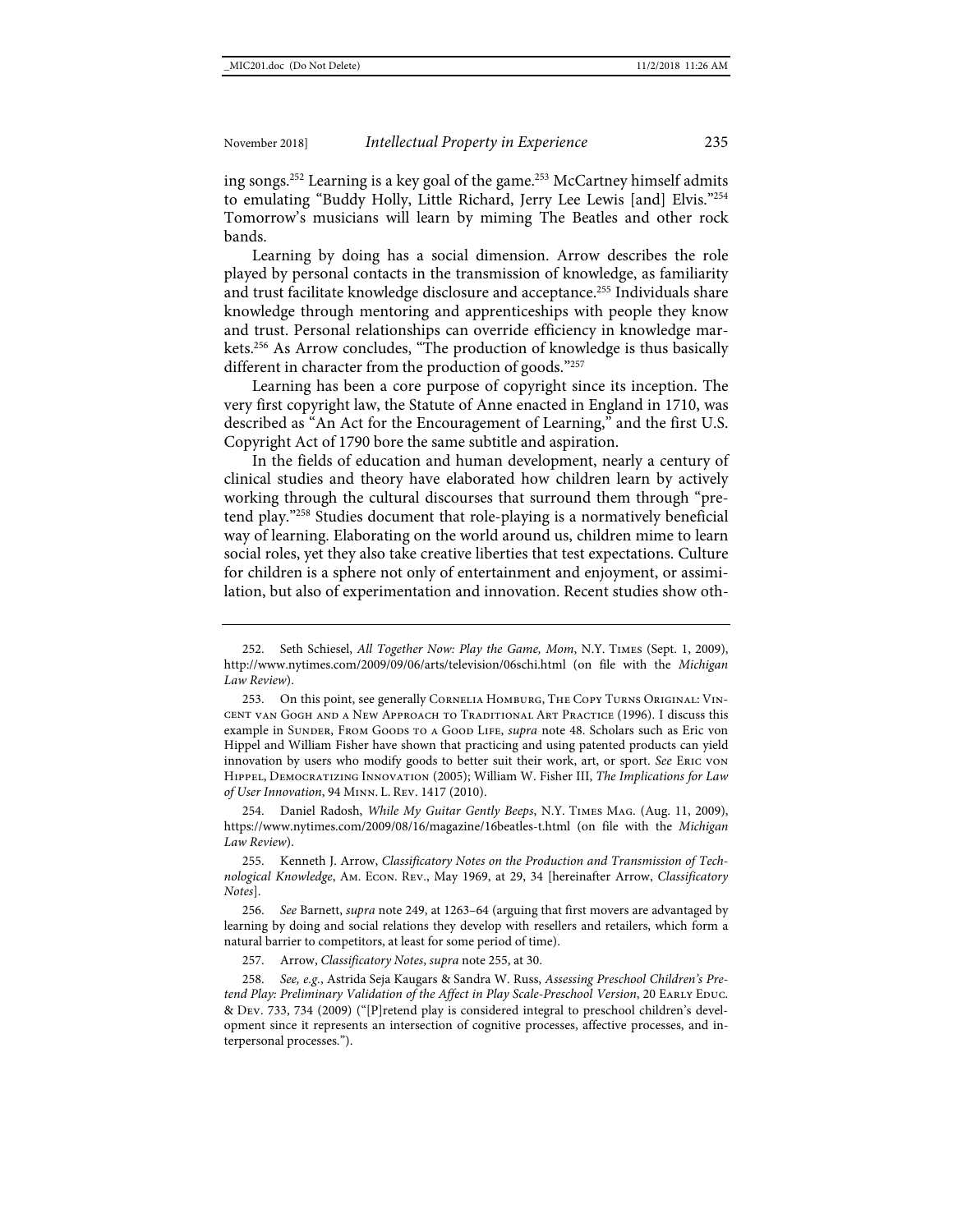ing songs.[252] Learning is a key goal of the game.[253] McCartney himself admits to emulating "Buddy Holly, Little Richard, Jerry Lee Lewis [and] Elvis."[254] Tomorrow's musicians will learn by miming The Beatles and other rock bands.

Learning by doing has a social dimension. Arrow describes the role played by personal contacts in the transmission of knowledge, as familiarity and trust facilitate knowledge disclosure and acceptance.[255] Individuals share knowledge through mentoring and apprenticeships with people they know and trust. Personal relationships can override efficiency in knowledge markets.[256] As Arrow concludes, "The production of knowledge is thus basically different in character from the production of goods."[257]

Learning has been a core purpose of copyright since its inception. The very first copyright law, the Statute of Anne enacted in England in 1710, was described as "An Act for the Encouragement of Learning," and the first U.S. Copyright Act of 1790 bore the same subtitle and aspiration.

In the fields of education and human development, nearly a century of clinical studies and theory have elaborated how children learn by actively working through the cultural discourses that surround them through "pretend play."[258] Studies document that role-playing is a normatively beneficial way of learning. Elaborating on the world around us, children mime to learn social roles, yet they also take creative liberties that test expectations. Culture for children is a sphere not only of entertainment and enjoyment, or assimilation, but also of experimentation and innovation. Recent studies show oth-

---

252. Seth Schiesel, *All Together Now: Play the Game, Mom*, N.Y. Times (Sept. 1, 2009), http://www.nytimes.com/2009/09/06/arts/television/06schi.html (on file with the *Michigan Law Review*).

253. On this point, see generally Cornelia Homburg, The Copy Turns Original: Vincent van Gogh and a New Approach to Traditional Art Practice (1996). I discuss this example in Sunder, From Goods to a Good Life, *supra* note 48. Scholars such as Eric von Hippel and William Fisher have shown that practicing and using patented products can yield innovation by users who modify goods to better suit their work, art, or sport. *See* Eric von Hippel, Democratizing Innovation (2005); William W. Fisher III, *The Implications for Law of User Innovation*, 94 Minn. L. Rev. 1417 (2010).

254. Daniel Radosh, *While My Guitar Gently Beeps*, N.Y. Times Mag. (Aug. 11, 2009), https://www.nytimes.com/2009/08/16/magazine/16beatles-t.html (on file with the *Michigan Law Review*).

255. Kenneth J. Arrow, *Classificatory Notes on the Production and Transmission of Technological Knowledge*, Am. Econ. Rev., May 1969, at 29, 34 [hereinafter Arrow, *Classificatory Notes*].

256. *See* Barnett, *supra* note 249, at 1263–64 (arguing that first movers are advantaged by learning by doing and social relations they develop with resellers and retailers, which form a natural barrier to competitors, at least for some period of time).

257. Arrow, *Classificatory Notes*, *supra* note 255, at 30.

258. *See, e.g.*, Astrida Seja Kaugars & Sandra W. Russ, *Assessing Preschool Children's Pretend Play: Preliminary Validation of the Affect in Play Scale-Preschool Version*, 20 Early Educ. & Dev. 733, 734 (2009) ("[P]retend play is considered integral to preschool children's development since it represents an intersection of cognitive processes, affective processes, and interpersonal processes.").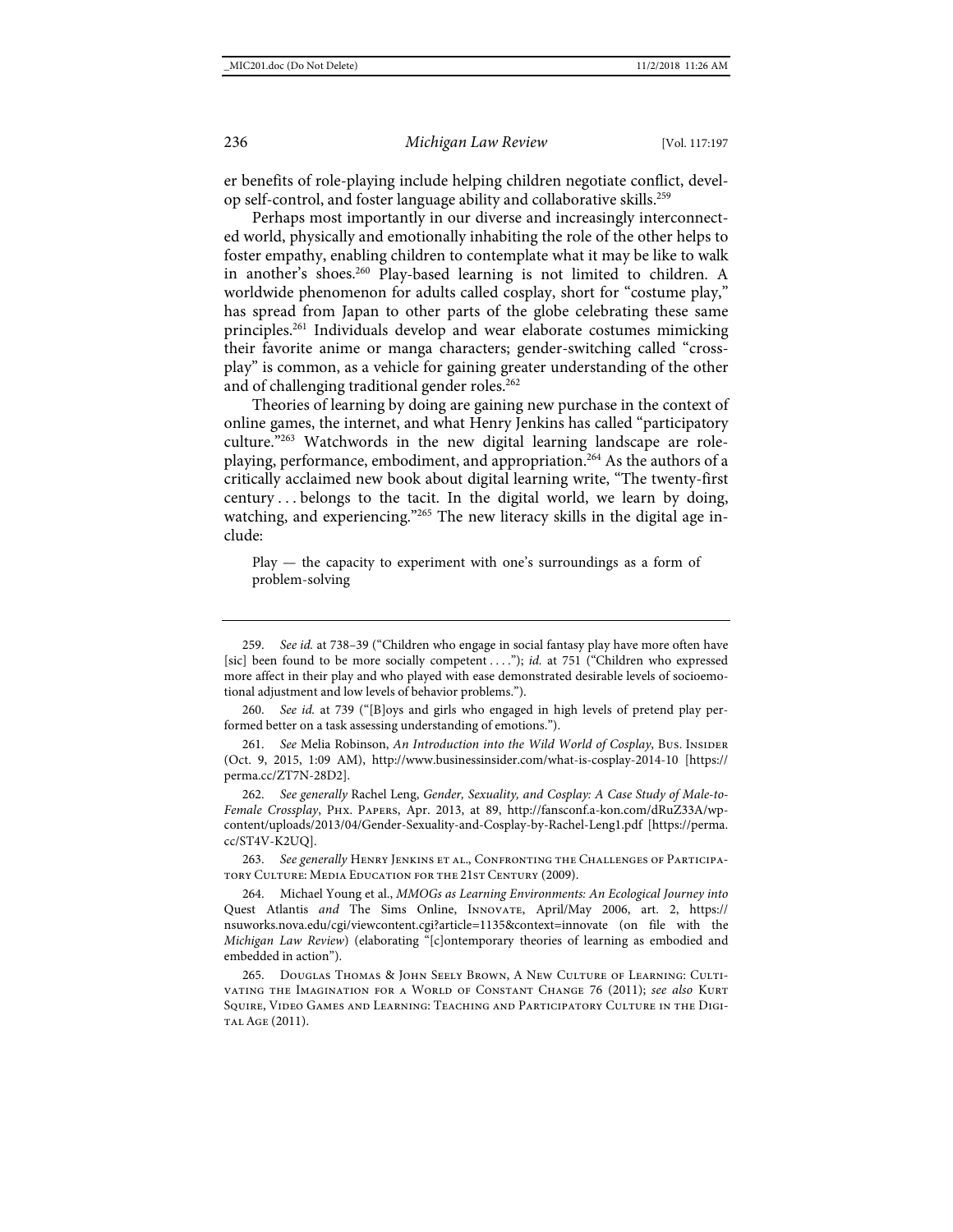er benefits of role-playing include helping children negotiate conflict, develop self-control, and foster language ability and collaborative skills.[259]

Perhaps most importantly in our diverse and increasingly interconnected world, physically and emotionally inhabiting the role of the other helps to foster empathy, enabling children to contemplate what it may be like to walk in another's shoes.[260] Play-based learning is not limited to children. A worldwide phenomenon for adults called cosplay, short for "costume play," has spread from Japan to other parts of the globe celebrating these same principles.[261] Individuals develop and wear elaborate costumes mimicking their favorite anime or manga characters; gender-switching called "crossplay" is common, as a vehicle for gaining greater understanding of the other and of challenging traditional gender roles.[262]

Theories of learning by doing are gaining new purchase in the context of online games, the internet, and what Henry Jenkins has called "participatory culture."[263] Watchwords in the new digital learning landscape are role-playing, performance, embodiment, and appropriation.[264] As the authors of a critically acclaimed new book about digital learning write, "The twenty-first century . . . belongs to the tacit. In the digital world, we learn by doing, watching, and experiencing."[265] The new literacy skills in the digital age include:

> Play — the capacity to experiment with one's surroundings as a form of problem-solving

---

259. *See id.* at 738–39 ("Children who engage in social fantasy play have more often have [sic] been found to be more socially competent . . . ."); *id.* at 751 ("Children who expressed more affect in their play and who played with ease demonstrated desirable levels of socioemotional adjustment and low levels of behavior problems.").

260. *See id.* at 739 ("[B]oys and girls who engaged in high levels of pretend play performed better on a task assessing understanding of emotions.").

261. *See* Melia Robinson, *An Introduction into the Wild World of Cosplay*, Bus. Insider (Oct. 9, 2015, 1:09 AM), http://www.businessinsider.com/what-is-cosplay-2014-10 [https://perma.cc/ZT7N-28D2].

262. *See generally* Rachel Leng, *Gender, Sexuality, and Cosplay: A Case Study of Male-to-Female Crossplay*, Phx. Papers, Apr. 2013, at 89, http://fansconf.a-kon.com/dRuZ33A/wp-content/uploads/2013/04/Gender-Sexuality-and-Cosplay-by-Rachel-Leng1.pdf [https://perma.cc/ST4V-K2UQ].

263. *See generally* Henry Jenkins et al., Confronting the Challenges of Participatory Culture: Media Education for the 21st Century (2009).

264. Michael Young et al., *MMOGs as Learning Environments: An Ecological Journey into* Quest Atlantis *and* The Sims Online, Innovate, April/May 2006, art. 2, https://nsuworks.nova.edu/cgi/viewcontent.cgi?article=1135&context=innovate (on file with the *Michigan Law Review*) (elaborating "[c]ontemporary theories of learning as embodied and embedded in action").

265. Douglas Thomas & John Seely Brown, A New Culture of Learning: Cultivating the Imagination for a World of Constant Change 76 (2011); *see also* Kurt Squire, Video Games and Learning: Teaching and Participatory Culture in the Digital Age (2011).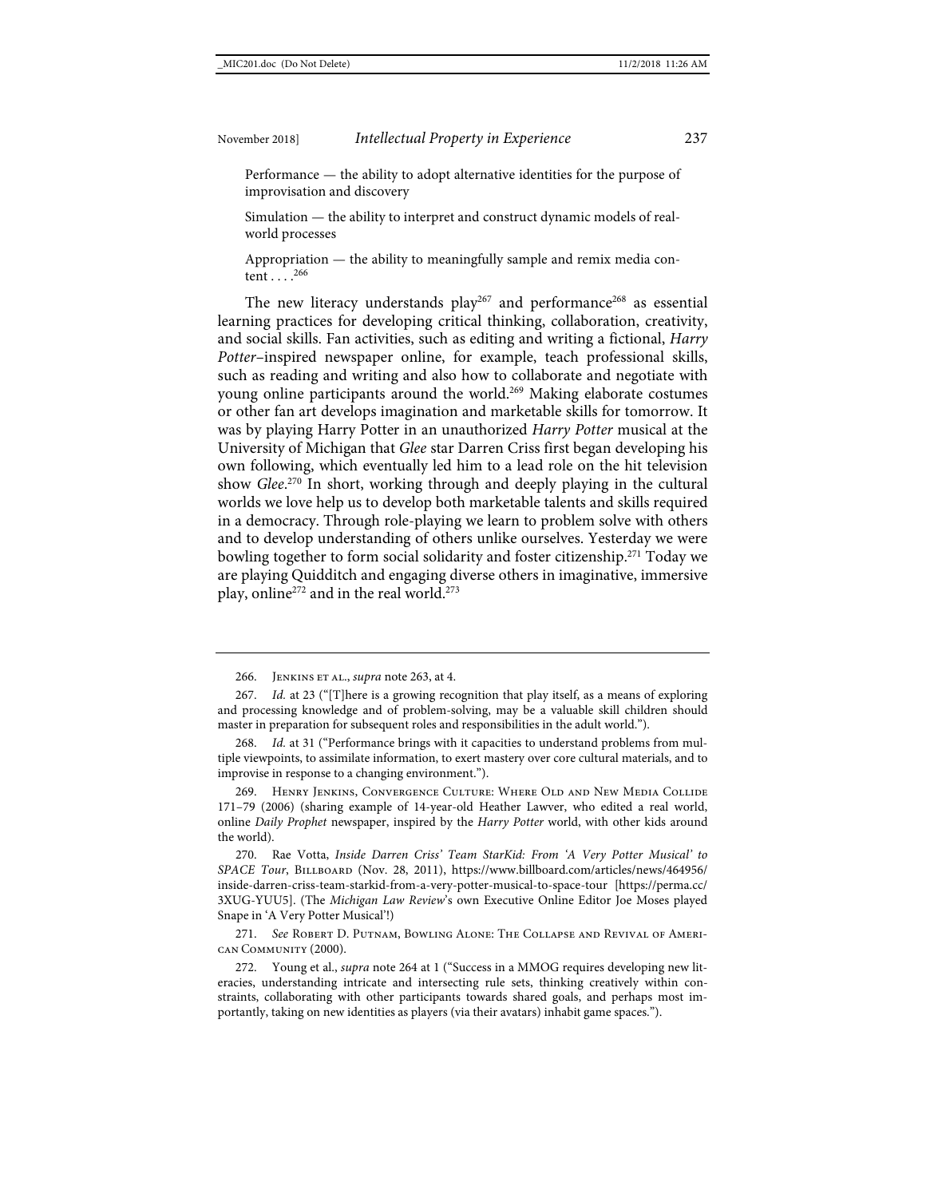Performance — the ability to adopt alternative identities for the purpose of improvisation and discovery

Simulation — the ability to interpret and construct dynamic models of real-world processes

Appropriation — the ability to meaningfully sample and remix media content . . . .[266]

The new literacy understands play[267] and performance[268] as essential learning practices for developing critical thinking, collaboration, creativity, and social skills. Fan activities, such as editing and writing a fictional, *Harry Potter*–inspired newspaper online, for example, teach professional skills, such as reading and writing and also how to collaborate and negotiate with young online participants around the world.[269] Making elaborate costumes or other fan art develops imagination and marketable skills for tomorrow. It was by playing Harry Potter in an unauthorized *Harry Potter* musical at the University of Michigan that *Glee* star Darren Criss first began developing his own following, which eventually led him to a lead role on the hit television show *Glee*.[270] In short, working through and deeply playing in the cultural worlds we love help us to develop both marketable talents and skills required in a democracy. Through role-playing we learn to problem solve with others and to develop understanding of others unlike ourselves. Yesterday we were bowling together to form social solidarity and foster citizenship.[271] Today we are playing Quidditch and engaging diverse others in imaginative, immersive play, online[272] and in the real world.[273]

---

266. Jenkins et al., *supra* note 263, at 4.

267. *Id.* at 23 ("[T]here is a growing recognition that play itself, as a means of exploring and processing knowledge and of problem-solving, may be a valuable skill children should master in preparation for subsequent roles and responsibilities in the adult world.").

268. *Id.* at 31 ("Performance brings with it capacities to understand problems from multiple viewpoints, to assimilate information, to exert mastery over core cultural materials, and to improvise in response to a changing environment.").

269. Henry Jenkins, Convergence Culture: Where Old and New Media Collide 171–79 (2006) (sharing example of 14-year-old Heather Lawver, who edited a real world, online *Daily Prophet* newspaper, inspired by the *Harry Potter* world, with other kids around the world).

270. Rae Votta, *Inside Darren Criss' Team StarKid: From 'A Very Potter Musical' to SPACE Tour*, Billboard (Nov. 28, 2011), https://www.billboard.com/articles/news/464956/inside-darren-criss-team-starkid-from-a-very-potter-musical-to-space-tour [https://perma.cc/3XUG-YUU5]. (The *Michigan Law Review*'s own Executive Online Editor Joe Moses played Snape in 'A Very Potter Musical'!)

271. *See* Robert D. Putnam, Bowling Alone: The Collapse and Revival of American Community (2000).

272. Young et al., *supra* note 264 at 1 ("Success in a MMOG requires developing new literacies, understanding intricate and intersecting rule sets, thinking creatively within constraints, collaborating with other participants towards shared goals, and perhaps most importantly, taking on new identities as players (via their avatars) inhabit game spaces.").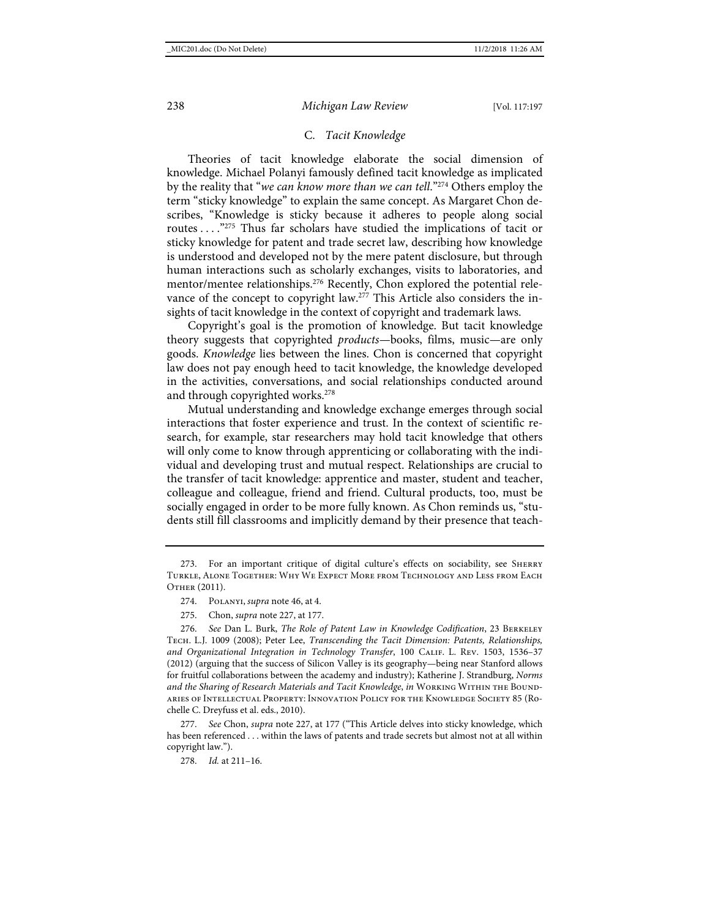### C. *Tacit Knowledge*

Theories of tacit knowledge elaborate the social dimension of knowledge. Michael Polanyi famously defined tacit knowledge as implicated by the reality that "*we can know more than we can tell*."[274] Others employ the term "sticky knowledge" to explain the same concept. As Margaret Chon describes, "Knowledge is sticky because it adheres to people along social routes . . . ."[275] Thus far scholars have studied the implications of tacit or sticky knowledge for patent and trade secret law, describing how knowledge is understood and developed not by the mere patent disclosure, but through human interactions such as scholarly exchanges, visits to laboratories, and mentor/mentee relationships.[276] Recently, Chon explored the potential relevance of the concept to copyright law.[277] This Article also considers the insights of tacit knowledge in the context of copyright and trademark laws.

Copyright's goal is the promotion of knowledge. But tacit knowledge theory suggests that copyrighted *products*—books, films, music—are only goods. *Knowledge* lies between the lines. Chon is concerned that copyright law does not pay enough heed to tacit knowledge, the knowledge developed in the activities, conversations, and social relationships conducted around and through copyrighted works.[278]

Mutual understanding and knowledge exchange emerges through social interactions that foster experience and trust. In the context of scientific research, for example, star researchers may hold tacit knowledge that others will only come to know through apprenticing or collaborating with the individual and developing trust and mutual respect. Relationships are crucial to the transfer of tacit knowledge: apprentice and master, student and teacher, colleague and colleague, friend and friend. Cultural products, too, must be socially engaged in order to be more fully known. As Chon reminds us, "students still fill classrooms and implicitly demand by their presence that teach-

---

273. For an important critique of digital culture's effects on sociability, see Sherry Turkle, Alone Together: Why We Expect More from Technology and Less from Each Other (2011).

274. Polanyi, *supra* note 46, at 4.

275. Chon, *supra* note 227, at 177.

276. *See* Dan L. Burk, *The Role of Patent Law in Knowledge Codification*, 23 Berkeley Tech. L.J. 1009 (2008); Peter Lee, *Transcending the Tacit Dimension: Patents, Relationships, and Organizational Integration in Technology Transfer*, 100 Calif. L. Rev. 1503, 1536–37 (2012) (arguing that the success of Silicon Valley is its geography—being near Stanford allows for fruitful collaborations between the academy and industry); Katherine J. Strandburg, *Norms and the Sharing of Research Materials and Tacit Knowledge*, *in* Working Within the Boundaries of Intellectual Property: Innovation Policy for the Knowledge Society 85 (Rochelle C. Dreyfuss et al. eds., 2010).

277. *See* Chon, *supra* note 227, at 177 ("This Article delves into sticky knowledge, which has been referenced . . . within the laws of patents and trade secrets but almost not at all within copyright law.").

278. *Id.* at 211–16.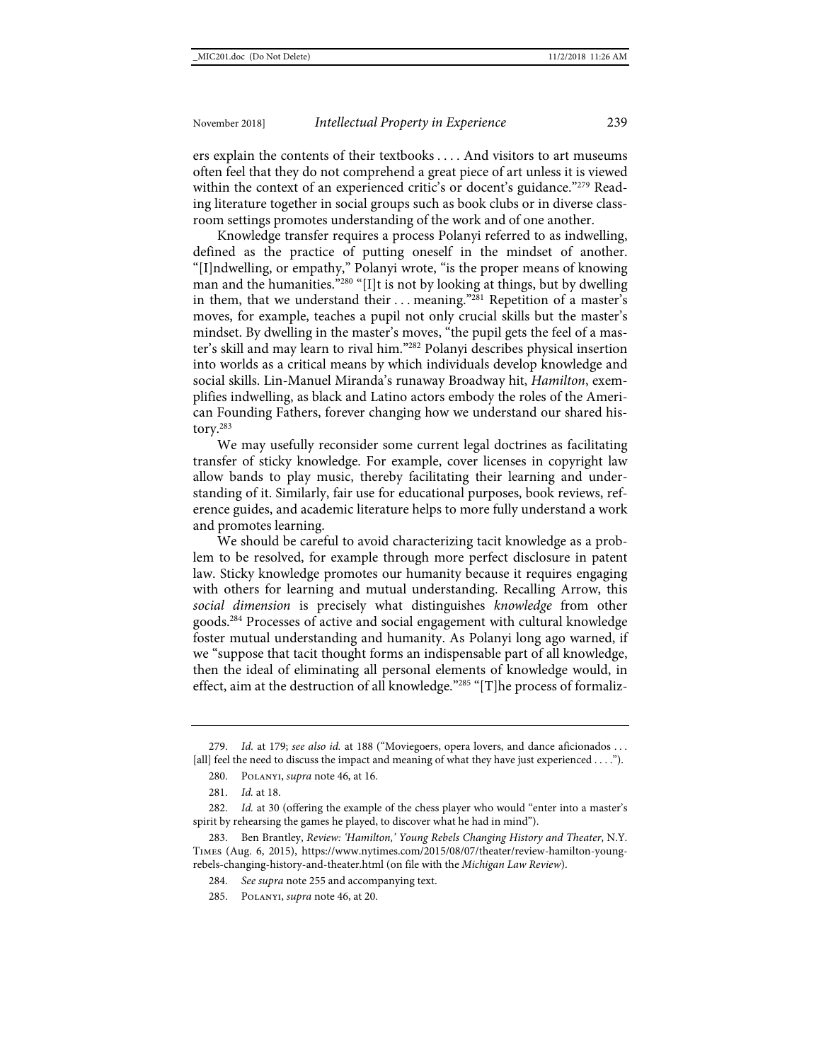ers explain the contents of their textbooks . . . . And visitors to art museums often feel that they do not comprehend a great piece of art unless it is viewed within the context of an experienced critic's or docent's guidance."[279] Reading literature together in social groups such as book clubs or in diverse classroom settings promotes understanding of the work and of one another.

Knowledge transfer requires a process Polanyi referred to as indwelling, defined as the practice of putting oneself in the mindset of another. "[I]ndwelling, or empathy," Polanyi wrote, "is the proper means of knowing man and the humanities."[280] "[I]t is not by looking at things, but by dwelling in them, that we understand their . . . meaning."[281] Repetition of a master's moves, for example, teaches a pupil not only crucial skills but the master's mindset. By dwelling in the master's moves, "the pupil gets the feel of a master's skill and may learn to rival him."[282] Polanyi describes physical insertion into worlds as a critical means by which individuals develop knowledge and social skills. Lin-Manuel Miranda's runaway Broadway hit, *Hamilton*, exemplifies indwelling, as black and Latino actors embody the roles of the American Founding Fathers, forever changing how we understand our shared history.[283]

We may usefully reconsider some current legal doctrines as facilitating transfer of sticky knowledge. For example, cover licenses in copyright law allow bands to play music, thereby facilitating their learning and understanding of it. Similarly, fair use for educational purposes, book reviews, reference guides, and academic literature helps to more fully understand a work and promotes learning.

We should be careful to avoid characterizing tacit knowledge as a problem to be resolved, for example through more perfect disclosure in patent law. Sticky knowledge promotes our humanity because it requires engaging with others for learning and mutual understanding. Recalling Arrow, this *social dimension* is precisely what distinguishes *knowledge* from other goods.[284] Processes of active and social engagement with cultural knowledge foster mutual understanding and humanity. As Polanyi long ago warned, if we "suppose that tacit thought forms an indispensable part of all knowledge, then the ideal of eliminating all personal elements of knowledge would, in effect, aim at the destruction of all knowledge."[285] "[T]he process of formaliz-

---

279. *Id.* at 179; *see also id.* at 188 ("Moviegoers, opera lovers, and dance aficionados . . . [all] feel the need to discuss the impact and meaning of what they have just experienced . . . .").

280. Polanyi, *supra* note 46, at 16.

281. *Id.* at 18.

282. *Id.* at 30 (offering the example of the chess player who would "enter into a master's spirit by rehearsing the games he played, to discover what he had in mind").

283. Ben Brantley, *Review: 'Hamilton,' Young Rebels Changing History and Theater*, N.Y. Times (Aug. 6, 2015), https://www.nytimes.com/2015/08/07/theater/review-hamilton-young-rebels-changing-history-and-theater.html (on file with the *Michigan Law Review*).

284. *See supra* note 255 and accompanying text.

285. Polanyi, *supra* note 46, at 20.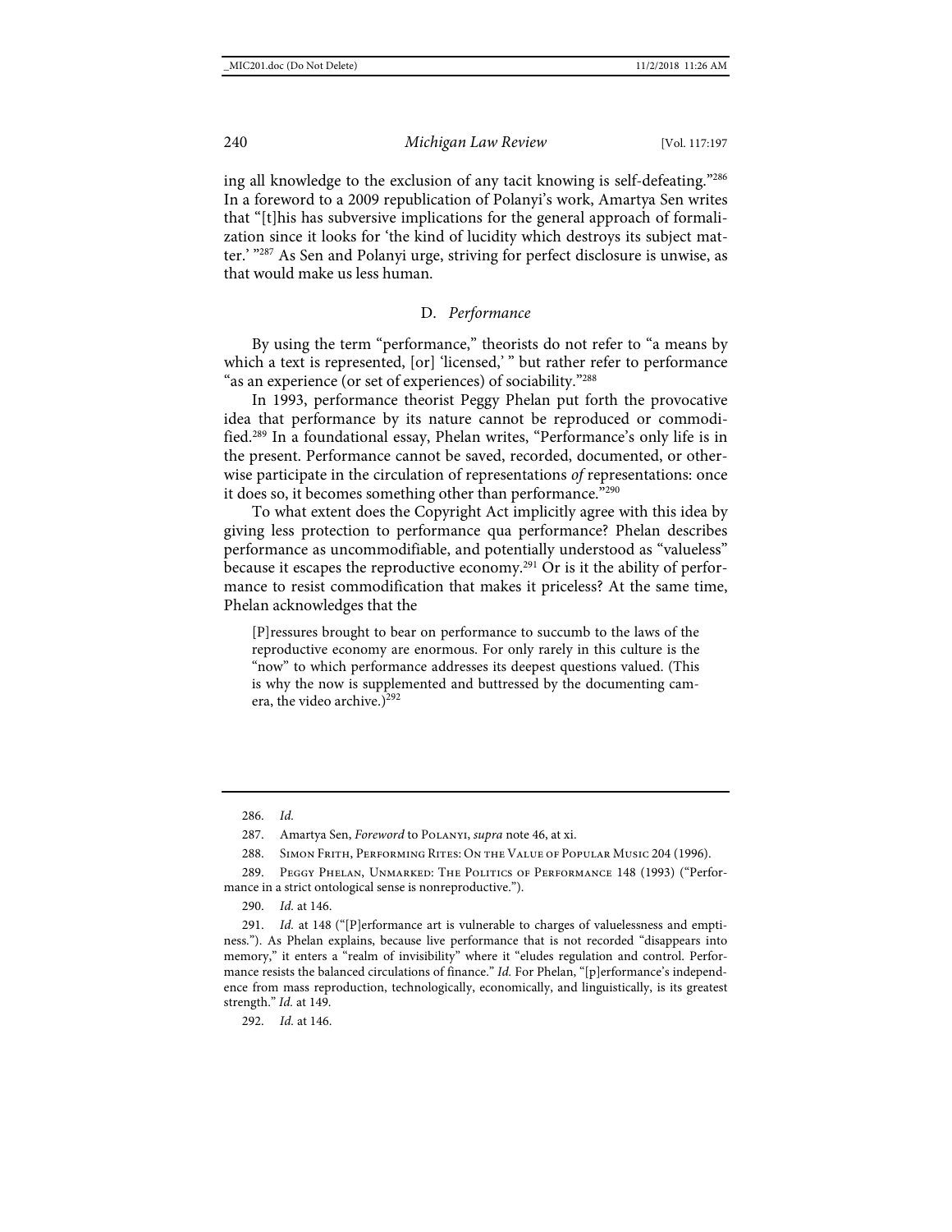ing all knowledge to the exclusion of any tacit knowing is self-defeating."[286] In a foreword to a 2009 republication of Polanyi's work, Amartya Sen writes that "[t]his has subversive implications for the general approach of formalization since it looks for 'the kind of lucidity which destroys its subject matter.' "[287] As Sen and Polanyi urge, striving for perfect disclosure is unwise, as that would make us less human.

### D. *Performance*

By using the term "performance," theorists do not refer to "a means by which a text is represented, [or] 'licensed,' " but rather refer to performance "as an experience (or set of experiences) of sociability."[288]

In 1993, performance theorist Peggy Phelan put forth the provocative idea that performance by its nature cannot be reproduced or commodified.[289] In a foundational essay, Phelan writes, "Performance's only life is in the present. Performance cannot be saved, recorded, documented, or otherwise participate in the circulation of representations *of* representations: once it does so, it becomes something other than performance."[290]

To what extent does the Copyright Act implicitly agree with this idea by giving less protection to performance qua performance? Phelan describes performance as uncommodifiable, and potentially understood as "valueless" because it escapes the reproductive economy.[291] Or is it the ability of performance to resist commodification that makes it priceless? At the same time, Phelan acknowledges that the

> [P]ressures brought to bear on performance to succumb to the laws of the reproductive economy are enormous. For only rarely in this culture is the "now" to which performance addresses its deepest questions valued. (This is why the now is supplemented and buttressed by the documenting camera, the video archive.)[292]

---

286. *Id.*

287. Amartya Sen, *Foreword* to Polanyi, *supra* note 46, at xi.

288. Simon Frith, Performing Rites: On the Value of Popular Music 204 (1996).

289. Peggy Phelan, Unmarked: The Politics of Performance 148 (1993) ("Performance in a strict ontological sense is nonreproductive.").

290. *Id.* at 146.

291. *Id.* at 148 ("[P]erformance art is vulnerable to charges of valuelessness and emptiness."). As Phelan explains, because live performance that is not recorded "disappears into memory," it enters a "realm of invisibility" where it "eludes regulation and control. Performance resists the balanced circulations of finance." *Id.* For Phelan, "[p]erformance's independence from mass reproduction, technologically, economically, and linguistically, is its greatest strength." *Id.* at 149.

292. *Id.* at 146.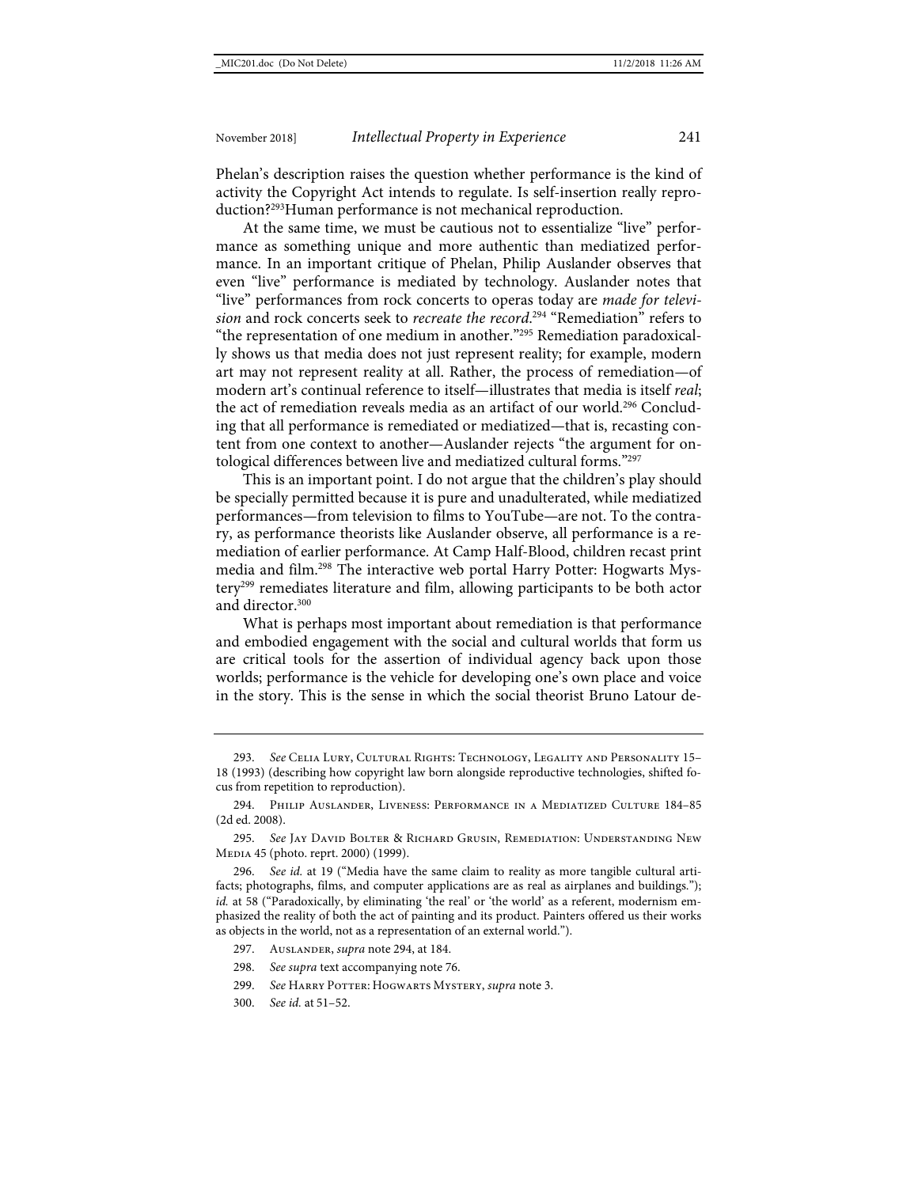Phelan's description raises the question whether performance is the kind of activity the Copyright Act intends to regulate. Is self-insertion really reproduction?[293]Human performance is not mechanical reproduction.

At the same time, we must be cautious not to essentialize "live" performance as something unique and more authentic than mediatized performance. In an important critique of Phelan, Philip Auslander observes that even "live" performance is mediated by technology. Auslander notes that "live" performances from rock concerts to operas today are *made for television* and rock concerts seek to *recreate the record*.[294] "Remediation" refers to "the representation of one medium in another."[295] Remediation paradoxically shows us that media does not just represent reality; for example, modern art may not represent reality at all. Rather, the process of remediation—of modern art's continual reference to itself—illustrates that media is itself *real*; the act of remediation reveals media as an artifact of our world.[296] Concluding that all performance is remediated or mediatized—that is, recasting content from one context to another—Auslander rejects "the argument for ontological differences between live and mediatized cultural forms."[297]

This is an important point. I do not argue that the children's play should be specially permitted because it is pure and unadulterated, while mediatized performances—from television to films to YouTube—are not. To the contrary, as performance theorists like Auslander observe, all performance is a remediation of earlier performance. At Camp Half-Blood, children recast print media and film.[298] The interactive web portal Harry Potter: Hogwarts Mystery[299] remediates literature and film, allowing participants to be both actor and director.[300]

What is perhaps most important about remediation is that performance and embodied engagement with the social and cultural worlds that form us are critical tools for the assertion of individual agency back upon those worlds; performance is the vehicle for developing one's own place and voice in the story. This is the sense in which the social theorist Bruno Latour de-

---

293. *See* Celia Lury, Cultural Rights: Technology, Legality and Personality 15–18 (1993) (describing how copyright law born alongside reproductive technologies, shifted focus from repetition to reproduction).

294. Philip Auslander, Liveness: Performance in a Mediatized Culture 184–85 (2d ed. 2008).

295. *See* Jay David Bolter & Richard Grusin, Remediation: Understanding New Media 45 (photo. reprt. 2000) (1999).

296. *See id.* at 19 ("Media have the same claim to reality as more tangible cultural artifacts; photographs, films, and computer applications are as real as airplanes and buildings."); *id.* at 58 ("Paradoxically, by eliminating 'the real' or 'the world' as a referent, modernism emphasized the reality of both the act of painting and its product. Painters offered us their works as objects in the world, not as a representation of an external world.").

297. Auslander, *supra* note 294, at 184.

298. *See supra* text accompanying note 76.

299. *See* Harry Potter: Hogwarts Mystery, *supra* note 3.

300. *See id.* at 51–52.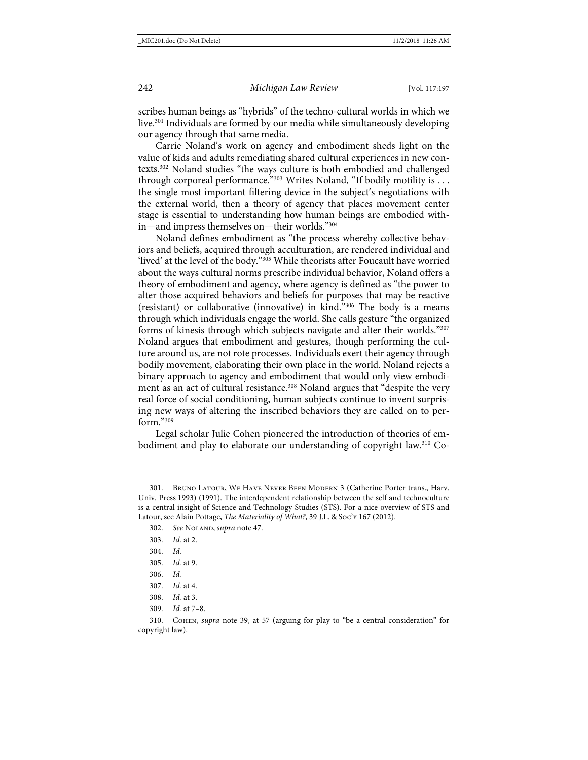scribes human beings as "hybrids" of the techno-cultural worlds in which we live.[301] Individuals are formed by our media while simultaneously developing our agency through that same media.

Carrie Noland's work on agency and embodiment sheds light on the value of kids and adults remediating shared cultural experiences in new contexts.[302] Noland studies "the ways culture is both embodied and challenged through corporeal performance."[303] Writes Noland, "If bodily motility is . . . the single most important filtering device in the subject's negotiations with the external world, then a theory of agency that places movement center stage is essential to understanding how human beings are embodied within—and impress themselves on—their worlds."[304]

Noland defines embodiment as "the process whereby collective behaviors and beliefs, acquired through acculturation, are rendered individual and 'lived' at the level of the body."[305] While theorists after Foucault have worried about the ways cultural norms prescribe individual behavior, Noland offers a theory of embodiment and agency, where agency is defined as "the power to alter those acquired behaviors and beliefs for purposes that may be reactive (resistant) or collaborative (innovative) in kind."[306] The body is a means through which individuals engage the world. She calls gesture "the organized forms of kinesis through which subjects navigate and alter their worlds."[307] Noland argues that embodiment and gestures, though performing the culture around us, are not rote processes. Individuals exert their agency through bodily movement, elaborating their own place in the world. Noland rejects a binary approach to agency and embodiment that would only view embodiment as an act of cultural resistance.[308] Noland argues that "despite the very real force of social conditioning, human subjects continue to invent surprising new ways of altering the inscribed behaviors they are called on to perform."[309]

Legal scholar Julie Cohen pioneered the introduction of theories of embodiment and play to elaborate our understanding of copyright law.[310] Co-

---

301. Bruno Latour, We Have Never Been Modern 3 (Catherine Porter trans., Harv. Univ. Press 1993) (1991). The interdependent relationship between the self and technoculture is a central insight of Science and Technology Studies (STS). For a nice overview of STS and Latour, see Alain Pottage, *The Materiality of What?*, 39 J.L. & Soc'y 167 (2012).

302. *See* Noland, *supra* note 47.

303. *Id.* at 2.

304. *Id.*

305. *Id.* at 9.

306. *Id.*

307. *Id.* at 4.

308. *Id.* at 3.

309. *Id.* at 7–8.

310. Cohen, *supra* note 39, at 57 (arguing for play to "be a central consideration" for copyright law).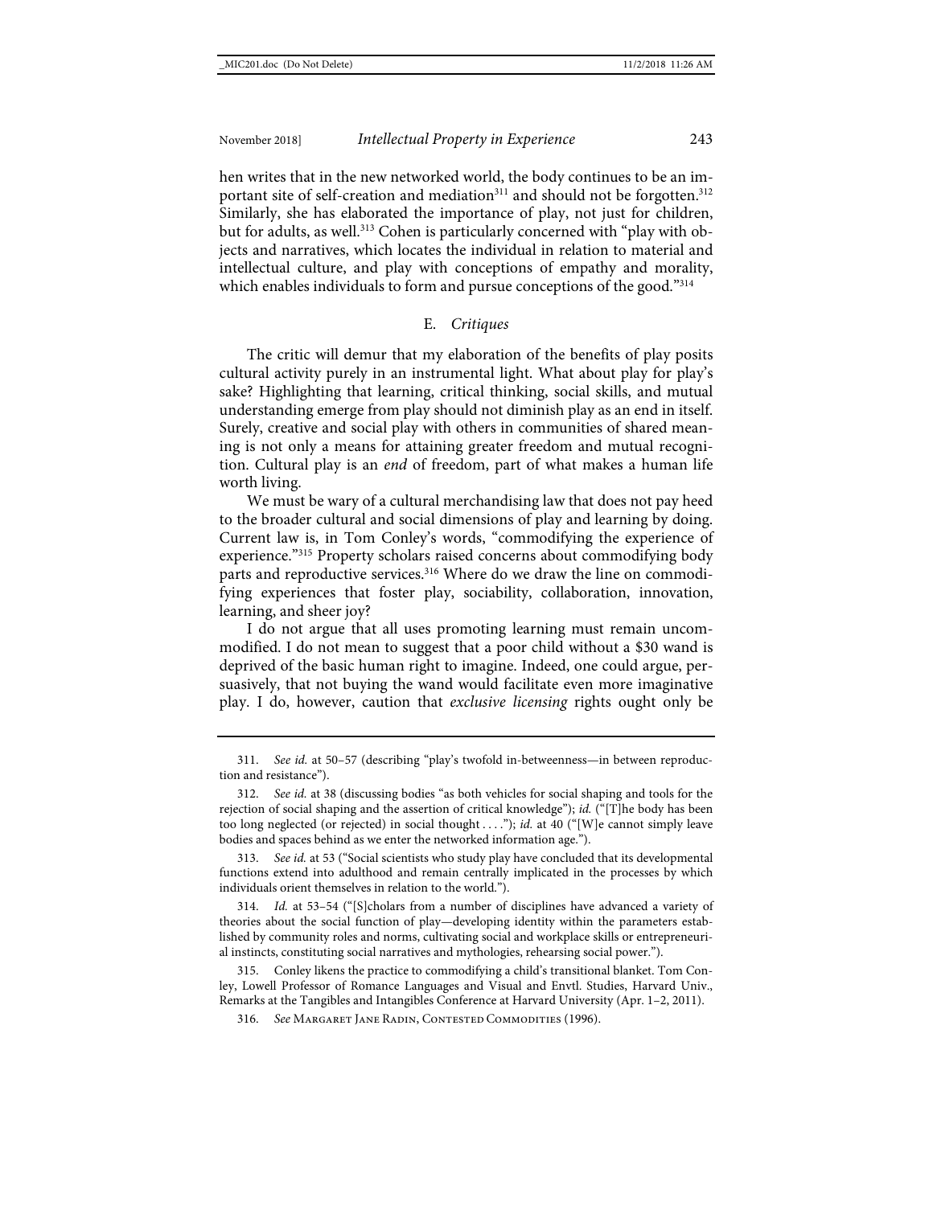hen writes that in the new networked world, the body continues to be an important site of self-creation and mediation[311] and should not be forgotten.[312] Similarly, she has elaborated the importance of play, not just for children, but for adults, as well.[313] Cohen is particularly concerned with "play with objects and narratives, which locates the individual in relation to material and intellectual culture, and play with conceptions of empathy and morality, which enables individuals to form and pursue conceptions of the good."[314]

### E. *Critiques*

The critic will demur that my elaboration of the benefits of play posits cultural activity purely in an instrumental light. What about play for play's sake? Highlighting that learning, critical thinking, social skills, and mutual understanding emerge from play should not diminish play as an end in itself. Surely, creative and social play with others in communities of shared meaning is not only a means for attaining greater freedom and mutual recognition. Cultural play is an *end* of freedom, part of what makes a human life worth living.

We must be wary of a cultural merchandising law that does not pay heed to the broader cultural and social dimensions of play and learning by doing. Current law is, in Tom Conley's words, "commodifying the experience of experience."[315] Property scholars raised concerns about commodifying body parts and reproductive services.[316] Where do we draw the line on commodifying experiences that foster play, sociability, collaboration, innovation, learning, and sheer joy?

I do not argue that all uses promoting learning must remain uncommodified. I do not mean to suggest that a poor child without a $30 wand is deprived of the basic human right to imagine. Indeed, one could argue, persuasively, that not buying the wand would facilitate even more imaginative play. I do, however, caution that *exclusive licensing* rights ought only be

---

311. *See id.* at 50–57 (describing "play's twofold in-betweenness—in between reproduction and resistance").

312. *See id.* at 38 (discussing bodies "as both vehicles for social shaping and tools for the rejection of social shaping and the assertion of critical knowledge"); *id.* ("[T]he body has been too long neglected (or rejected) in social thought . . . ."); *id.* at 40 ("[W]e cannot simply leave bodies and spaces behind as we enter the networked information age.").

313. *See id.* at 53 ("Social scientists who study play have concluded that its developmental functions extend into adulthood and remain centrally implicated in the processes by which individuals orient themselves in relation to the world.").

314. *Id.* at 53–54 ("[S]cholars from a number of disciplines have advanced a variety of theories about the social function of play—developing identity within the parameters established by community roles and norms, cultivating social and workplace skills or entrepreneurial instincts, constituting social narratives and mythologies, rehearsing social power.").

315. Conley likens the practice to commodifying a child's transitional blanket. Tom Conley, Lowell Professor of Romance Languages and Visual and Envtl. Studies, Harvard Univ., Remarks at the Tangibles and Intangibles Conference at Harvard University (Apr. 1–2, 2011).

316. *See* Margaret Jane Radin, Contested Commodities (1996).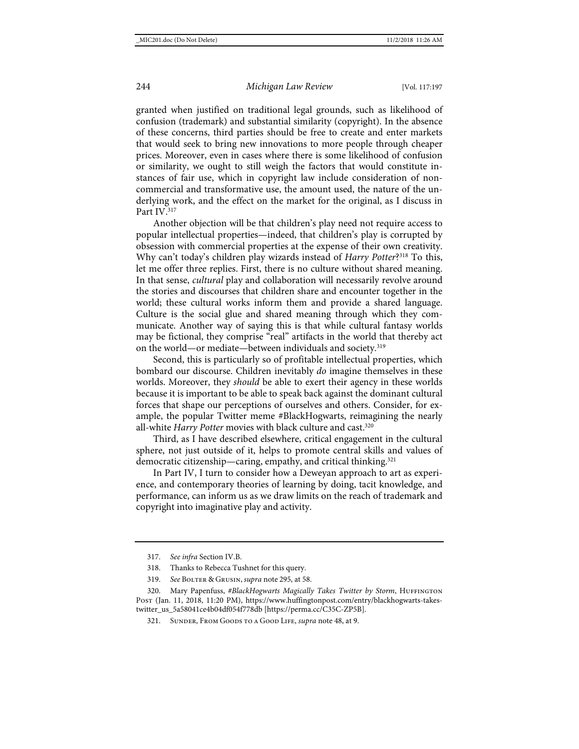granted when justified on traditional legal grounds, such as likelihood of confusion (trademark) and substantial similarity (copyright). In the absence of these concerns, third parties should be free to create and enter markets that would seek to bring new innovations to more people through cheaper prices. Moreover, even in cases where there is some likelihood of confusion or similarity, we ought to still weigh the factors that would constitute instances of fair use, which in copyright law include consideration of non-commercial and transformative use, the amount used, the nature of the underlying work, and the effect on the market for the original, as I discuss in Part IV.[317]

Another objection will be that children's play need not require access to popular intellectual properties—indeed, that children's play is corrupted by obsession with commercial properties at the expense of their own creativity. Why can't today's children play wizards instead of *Harry Potter*?[318] To this, let me offer three replies. First, there is no culture without shared meaning. In that sense, *cultural* play and collaboration will necessarily revolve around the stories and discourses that children share and encounter together in the world; these cultural works inform them and provide a shared language. Culture is the social glue and shared meaning through which they communicate. Another way of saying this is that while cultural fantasy worlds may be fictional, they comprise "real" artifacts in the world that thereby act on the world—or mediate—between individuals and society.[319]

Second, this is particularly so of profitable intellectual properties, which bombard our discourse. Children inevitably *do* imagine themselves in these worlds. Moreover, they *should* be able to exert their agency in these worlds because it is important to be able to speak back against the dominant cultural forces that shape our perceptions of ourselves and others. Consider, for example, the popular Twitter meme #BlackHogwarts, reimagining the nearly all-white *Harry Potter* movies with black culture and cast.[320]

Third, as I have described elsewhere, critical engagement in the cultural sphere, not just outside of it, helps to promote central skills and values of democratic citizenship—caring, empathy, and critical thinking.[321]

In Part IV, I turn to consider how a Deweyan approach to art as experience, and contemporary theories of learning by doing, tacit knowledge, and performance, can inform us as we draw limits on the reach of trademark and copyright into imaginative play and activity.

---

317. *See infra* Section IV.B.

318. Thanks to Rebecca Tushnet for this query.

319. *See* Bolter & Grusin, *supra* note 295, at 58.

320. Mary Papenfuss, *#BlackHogwarts Magically Takes Twitter by Storm*, Huffington Post (Jan. 11, 2018, 11:20 PM), https://www.huffingtonpost.com/entry/blackhogwarts-takes-twitter_us_5a58041ce4b04df054f778db [https://perma.cc/C35C-ZP5B].

321. Sunder, From Goods to a Good Life, *supra* note 48, at 9.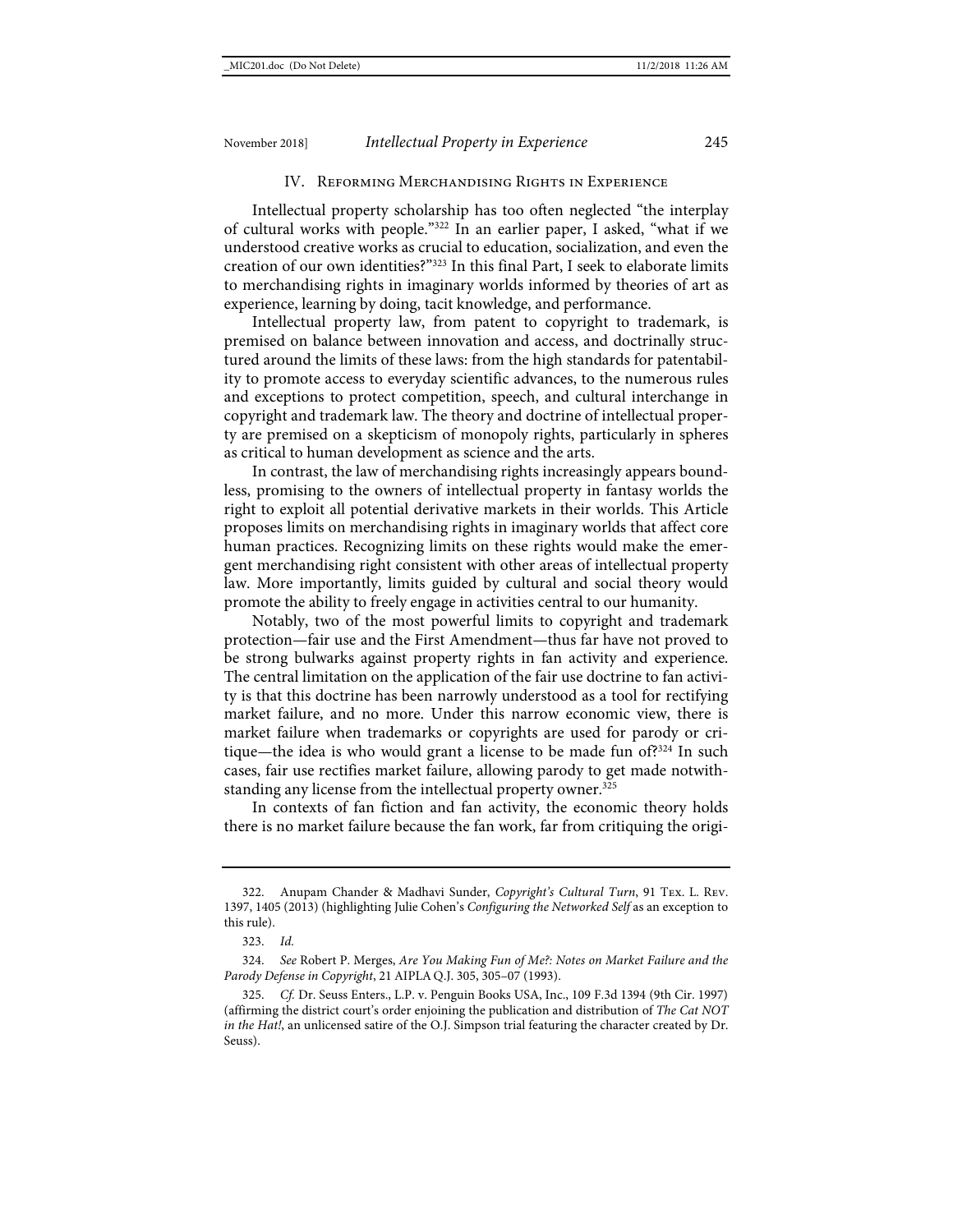## IV. Reforming Merchandising Rights in Experience

Intellectual property scholarship has too often neglected "the interplay of cultural works with people."[322] In an earlier paper, I asked, "what if we understood creative works as crucial to education, socialization, and even the creation of our own identities?"[323] In this final Part, I seek to elaborate limits to merchandising rights in imaginary worlds informed by theories of art as experience, learning by doing, tacit knowledge, and performance.

Intellectual property law, from patent to copyright to trademark, is premised on balance between innovation and access, and doctrinally structured around the limits of these laws: from the high standards for patentability to promote access to everyday scientific advances, to the numerous rules and exceptions to protect competition, speech, and cultural interchange in copyright and trademark law. The theory and doctrine of intellectual property are premised on a skepticism of monopoly rights, particularly in spheres as critical to human development as science and the arts.

In contrast, the law of merchandising rights increasingly appears boundless, promising to the owners of intellectual property in fantasy worlds the right to exploit all potential derivative markets in their worlds. This Article proposes limits on merchandising rights in imaginary worlds that affect core human practices. Recognizing limits on these rights would make the emergent merchandising right consistent with other areas of intellectual property law. More importantly, limits guided by cultural and social theory would promote the ability to freely engage in activities central to our humanity.

Notably, two of the most powerful limits to copyright and trademark protection—fair use and the First Amendment—thus far have not proved to be strong bulwarks against property rights in fan activity and experience. The central limitation on the application of the fair use doctrine to fan activity is that this doctrine has been narrowly understood as a tool for rectifying market failure, and no more. Under this narrow economic view, there is market failure when trademarks or copyrights are used for parody or critique—the idea is who would grant a license to be made fun of?[324] In such cases, fair use rectifies market failure, allowing parody to get made notwithstanding any license from the intellectual property owner.[325]

In contexts of fan fiction and fan activity, the economic theory holds there is no market failure because the fan work, far from critiquing the origi-

---

322. Anupam Chander & Madhavi Sunder, *Copyright's Cultural Turn*, 91 Tex. L. Rev. 1397, 1405 (2013) (highlighting Julie Cohen's *Configuring the Networked Self* as an exception to this rule).

323. *Id.*

324. *See* Robert P. Merges, *Are You Making Fun of Me?: Notes on Market Failure and the Parody Defense in Copyright*, 21 AIPLA Q.J. 305, 305–07 (1993).

325. *Cf.* Dr. Seuss Enters., L.P. v. Penguin Books USA, Inc., 109 F.3d 1394 (9th Cir. 1997) (affirming the district court's order enjoining the publication and distribution of *The Cat NOT in the Hat!*, an unlicensed satire of the O.J. Simpson trial featuring the character created by Dr. Seuss).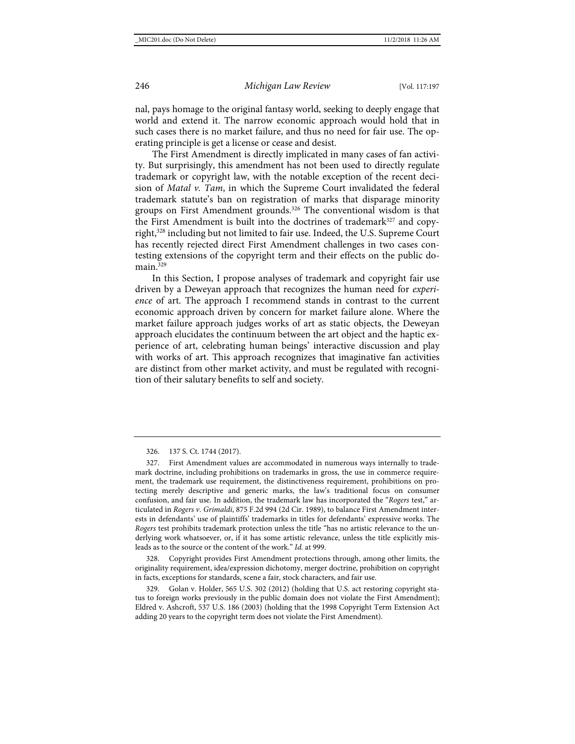nal, pays homage to the original fantasy world, seeking to deeply engage that world and extend it. The narrow economic approach would hold that in such cases there is no market failure, and thus no need for fair use. The operating principle is get a license or cease and desist.

The First Amendment is directly implicated in many cases of fan activity. But surprisingly, this amendment has not been used to directly regulate trademark or copyright law, with the notable exception of the recent decision of *Matal v. Tam*, in which the Supreme Court invalidated the federal trademark statute's ban on registration of marks that disparage minority groups on First Amendment grounds.[326] The conventional wisdom is that the First Amendment is built into the doctrines of trademark[327] and copyright,[328] including but not limited to fair use. Indeed, the U.S. Supreme Court has recently rejected direct First Amendment challenges in two cases contesting extensions of the copyright term and their effects on the public domain.[329]

In this Section, I propose analyses of trademark and copyright fair use driven by a Deweyan approach that recognizes the human need for *experience* of art. The approach I recommend stands in contrast to the current economic approach driven by concern for market failure alone. Where the market failure approach judges works of art as static objects, the Deweyan approach elucidates the continuum between the art object and the haptic experience of art, celebrating human beings' interactive discussion and play with works of art. This approach recognizes that imaginative fan activities are distinct from other market activity, and must be regulated with recognition of their salutary benefits to self and society.

---

326. 137 S. Ct. 1744 (2017).

327. First Amendment values are accommodated in numerous ways internally to trademark doctrine, including prohibitions on trademarks in gross, the use in commerce requirement, the trademark use requirement, the distinctiveness requirement, prohibitions on protecting merely descriptive and generic marks, the law's traditional focus on consumer confusion, and fair use. In addition, the trademark law has incorporated the "*Rogers* test," articulated in *Rogers v. Grimaldi*, 875 F.2d 994 (2d Cir. 1989), to balance First Amendment interests in defendants' use of plaintiffs' trademarks in titles for defendants' expressive works. The *Rogers* test prohibits trademark protection unless the title "has no artistic relevance to the underlying work whatsoever, or, if it has some artistic relevance, unless the title explicitly misleads as to the source or the content of the work." *Id.* at 999.

328. Copyright provides First Amendment protections through, among other limits, the originality requirement, idea/expression dichotomy, merger doctrine, prohibition on copyright in facts, exceptions for standards, scene a fair, stock characters, and fair use.

329. Golan v. Holder, 565 U.S. 302 (2012) (holding that U.S. act restoring copyright status to foreign works previously in the public domain does not violate the First Amendment); Eldred v. Ashcroft, 537 U.S. 186 (2003) (holding that the 1998 Copyright Term Extension Act adding 20 years to the copyright term does not violate the First Amendment).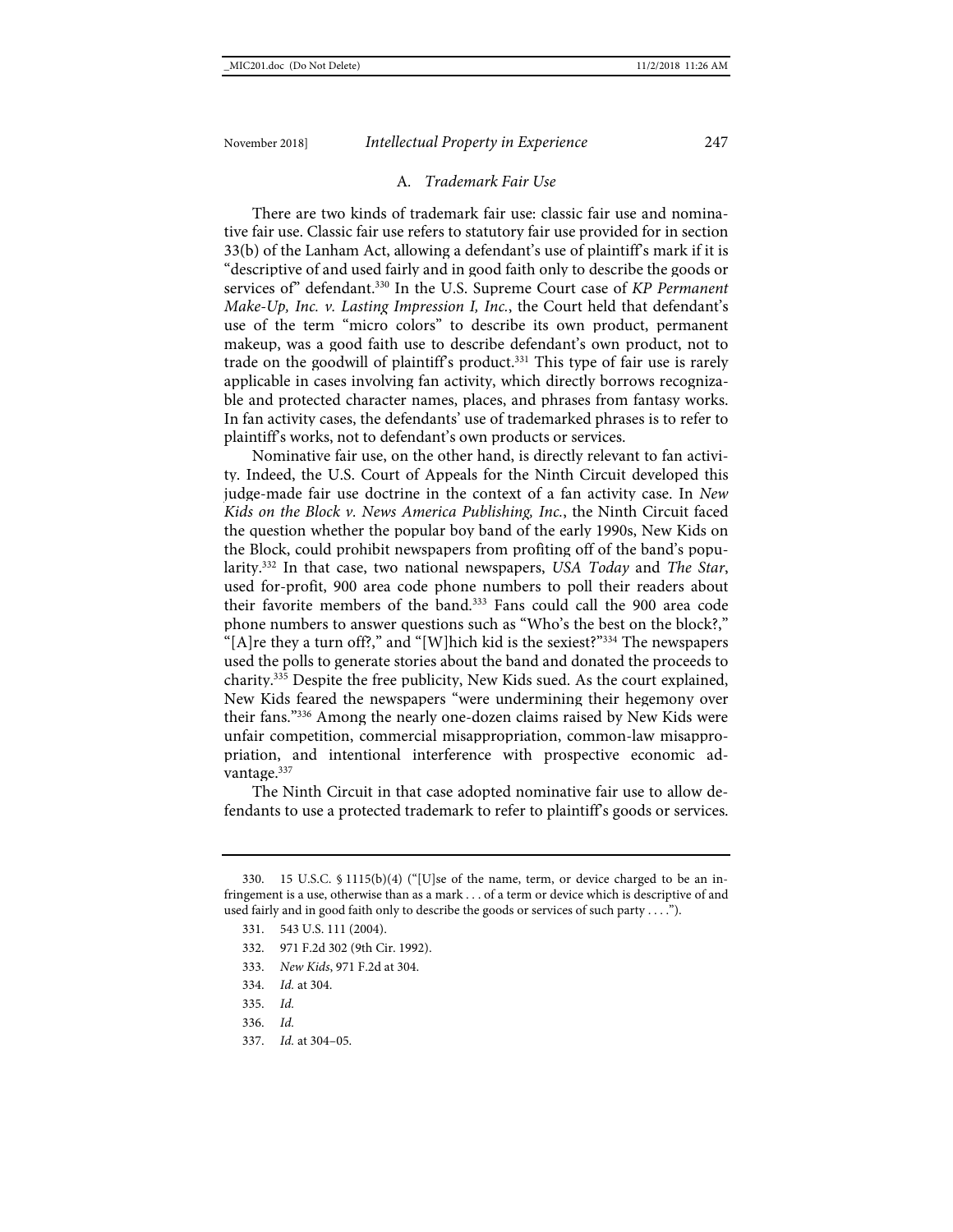### A. *Trademark Fair Use*

There are two kinds of trademark fair use: classic fair use and nominative fair use. Classic fair use refers to statutory fair use provided for in section 33(b) of the Lanham Act, allowing a defendant's use of plaintiff's mark if it is "descriptive of and used fairly and in good faith only to describe the goods or services of" defendant.[330] In the U.S. Supreme Court case of *KP Permanent Make-Up, Inc. v. Lasting Impression I, Inc.*, the Court held that defendant's use of the term "micro colors" to describe its own product, permanent makeup, was a good faith use to describe defendant's own product, not to trade on the goodwill of plaintiff's product.[331] This type of fair use is rarely applicable in cases involving fan activity, which directly borrows recognizable and protected character names, places, and phrases from fantasy works. In fan activity cases, the defendants' use of trademarked phrases is to refer to plaintiff's works, not to defendant's own products or services.

Nominative fair use, on the other hand, is directly relevant to fan activity. Indeed, the U.S. Court of Appeals for the Ninth Circuit developed this judge-made fair use doctrine in the context of a fan activity case. In *New Kids on the Block v. News America Publishing, Inc.*, the Ninth Circuit faced the question whether the popular boy band of the early 1990s, New Kids on the Block, could prohibit newspapers from profiting off of the band's popularity.[332] In that case, two national newspapers, *USA Today* and *The Star*, used for-profit, 900 area code phone numbers to poll their readers about their favorite members of the band.[333] Fans could call the 900 area code phone numbers to answer questions such as "Who's the best on the block?," "[A]re they a turn off?," and "[W]hich kid is the sexiest?"[334] The newspapers used the polls to generate stories about the band and donated the proceeds to charity.[335] Despite the free publicity, New Kids sued. As the court explained, New Kids feared the newspapers "were undermining their hegemony over their fans."[336] Among the nearly one-dozen claims raised by New Kids were unfair competition, commercial misappropriation, common-law misappropriation, and intentional interference with prospective economic advantage.[337]

The Ninth Circuit in that case adopted nominative fair use to allow defendants to use a protected trademark to refer to plaintiff's goods or services.

---

330. 15 U.S.C. § 1115(b)(4) ("[U]se of the name, term, or device charged to be an infringement is a use, otherwise than as a mark . . . of a term or device which is descriptive of and used fairly and in good faith only to describe the goods or services of such party . . . .").

331. 543 U.S. 111 (2004).

332. 971 F.2d 302 (9th Cir. 1992).

333. *New Kids*, 971 F.2d at 304.

334. *Id.* at 304.

335. *Id.*

336. *Id.*

337. *Id.* at 304–05.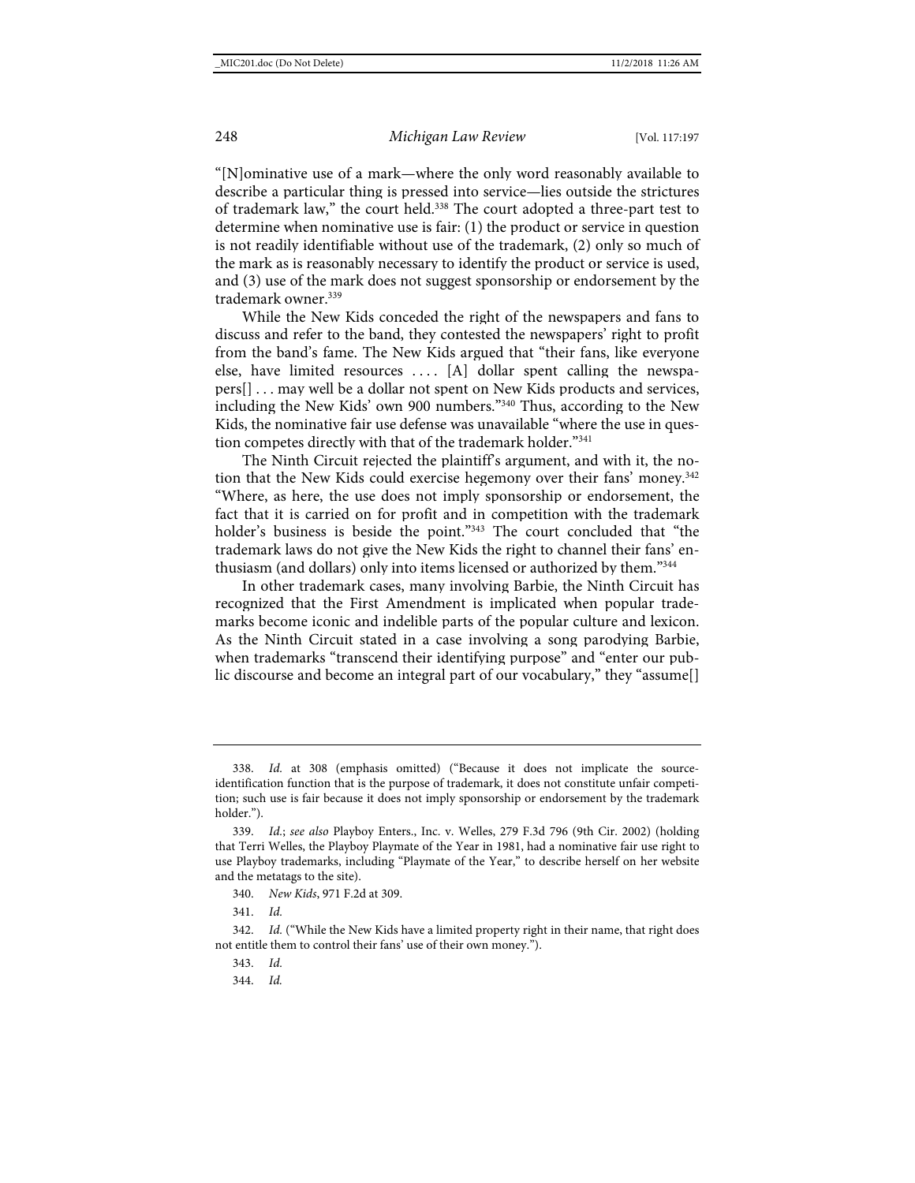"[N]ominative use of a mark—where the only word reasonably available to describe a particular thing is pressed into service—lies outside the strictures of trademark law," the court held.[338] The court adopted a three-part test to determine when nominative use is fair: (1) the product or service in question is not readily identifiable without use of the trademark, (2) only so much of the mark as is reasonably necessary to identify the product or service is used, and (3) use of the mark does not suggest sponsorship or endorsement by the trademark owner.[339]

While the New Kids conceded the right of the newspapers and fans to discuss and refer to the band, they contested the newspapers' right to profit from the band's fame. The New Kids argued that "their fans, like everyone else, have limited resources . . . . [A] dollar spent calling the newspapers[] . . . may well be a dollar not spent on New Kids products and services, including the New Kids' own 900 numbers."[340] Thus, according to the New Kids, the nominative fair use defense was unavailable "where the use in question competes directly with that of the trademark holder."[341]

The Ninth Circuit rejected the plaintiff's argument, and with it, the notion that the New Kids could exercise hegemony over their fans' money.[342] "Where, as here, the use does not imply sponsorship or endorsement, the fact that it is carried on for profit and in competition with the trademark holder's business is beside the point."[343] The court concluded that "the trademark laws do not give the New Kids the right to channel their fans' enthusiasm (and dollars) only into items licensed or authorized by them."[344]

In other trademark cases, many involving Barbie, the Ninth Circuit has recognized that the First Amendment is implicated when popular trademarks become iconic and indelible parts of the popular culture and lexicon. As the Ninth Circuit stated in a case involving a song parodying Barbie, when trademarks "transcend their identifying purpose" and "enter our public discourse and become an integral part of our vocabulary," they "assume[]

---

338. *Id.* at 308 (emphasis omitted) ("Because it does not implicate the source-identification function that is the purpose of trademark, it does not constitute unfair competition; such use is fair because it does not imply sponsorship or endorsement by the trademark holder.").

339. *Id.*; *see also* Playboy Enters., Inc. v. Welles, 279 F.3d 796 (9th Cir. 2002) (holding that Terri Welles, the Playboy Playmate of the Year in 1981, had a nominative fair use right to use Playboy trademarks, including "Playmate of the Year," to describe herself on her website and the metatags to the site).

340. *New Kids*, 971 F.2d at 309.

341. *Id.*

342. *Id.* ("While the New Kids have a limited property right in their name, that right does not entitle them to control their fans' use of their own money.").

343. *Id.*

344. *Id.*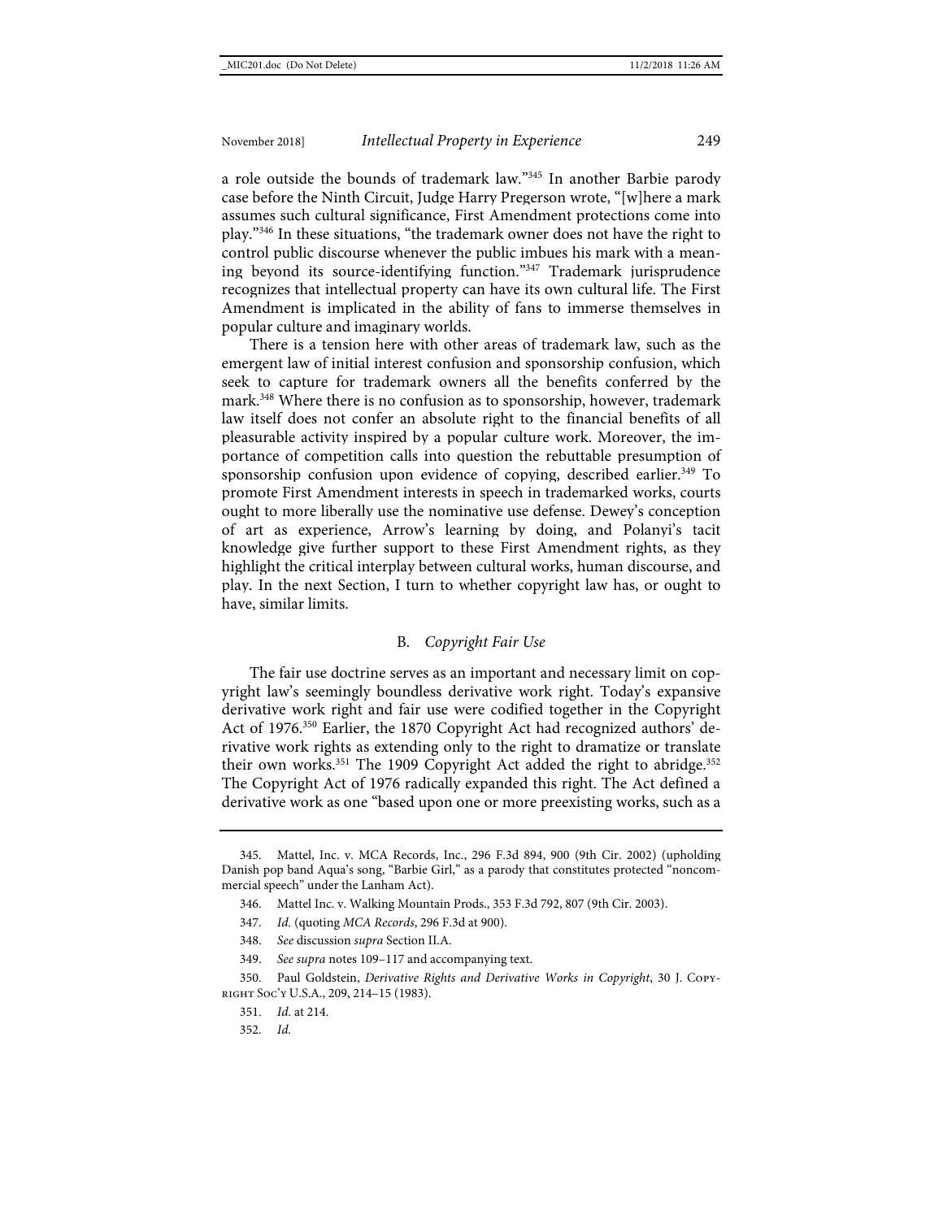a role outside the bounds of trademark law."[345] In another Barbie parody case before the Ninth Circuit, Judge Harry Pregerson wrote, "[w]here a mark assumes such cultural significance, First Amendment protections come into play."[346] In these situations, "the trademark owner does not have the right to control public discourse whenever the public imbues his mark with a meaning beyond its source-identifying function."[347] Trademark jurisprudence recognizes that intellectual property can have its own cultural life. The First Amendment is implicated in the ability of fans to immerse themselves in popular culture and imaginary worlds.

There is a tension here with other areas of trademark law, such as the emergent law of initial interest confusion and sponsorship confusion, which seek to capture for trademark owners all the benefits conferred by the mark.[348] Where there is no confusion as to sponsorship, however, trademark law itself does not confer an absolute right to the financial benefits of all pleasurable activity inspired by a popular culture work. Moreover, the importance of competition calls into question the rebuttable presumption of sponsorship confusion upon evidence of copying, described earlier.[349] To promote First Amendment interests in speech in trademarked works, courts ought to more liberally use the nominative use defense. Dewey's conception of art as experience, Arrow's learning by doing, and Polanyi's tacit knowledge give further support to these First Amendment rights, as they highlight the critical interplay between cultural works, human discourse, and play. In the next Section, I turn to whether copyright law has, or ought to have, similar limits.

### B. *Copyright Fair Use*

The fair use doctrine serves as an important and necessary limit on copyright law's seemingly boundless derivative work right. Today's expansive derivative work right and fair use were codified together in the Copyright Act of 1976.[350] Earlier, the 1870 Copyright Act had recognized authors' derivative work rights as extending only to the right to dramatize or translate their own works.[351] The 1909 Copyright Act added the right to abridge.[352] The Copyright Act of 1976 radically expanded this right. The Act defined a derivative work as one "based upon one or more preexisting works, such as a

---

345. Mattel, Inc. v. MCA Records, Inc., 296 F.3d 894, 900 (9th Cir. 2002) (upholding Danish pop band Aqua's song, "Barbie Girl," as a parody that constitutes protected "noncommercial speech" under the Lanham Act).

346. Mattel Inc. v. Walking Mountain Prods., 353 F.3d 792, 807 (9th Cir. 2003).

347. *Id.* (quoting *MCA Records*, 296 F.3d at 900).

348. *See* discussion *supra* Section II.A.

349. *See supra* notes 109–117 and accompanying text.

350. Paul Goldstein, *Derivative Rights and Derivative Works in Copyright*, 30 J. Copyright Soc'y U.S.A., 209, 214–15 (1983).

351. *Id.* at 214.

352. *Id.*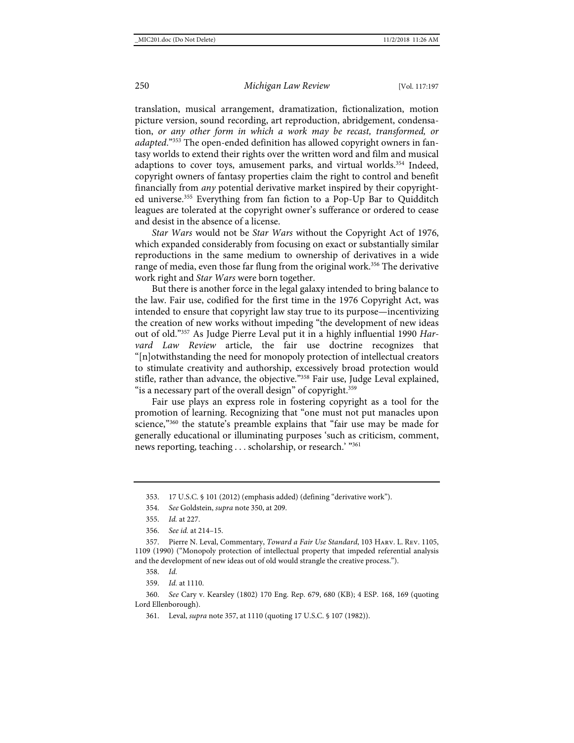translation, musical arrangement, dramatization, fictionalization, motion picture version, sound recording, art reproduction, abridgement, condensation, *or any other form in which a work may be recast, transformed, or adapted*."[353] The open-ended definition has allowed copyright owners in fantasy worlds to extend their rights over the written word and film and musical adaptions to cover toys, amusement parks, and virtual worlds.[354] Indeed, copyright owners of fantasy properties claim the right to control and benefit financially from *any* potential derivative market inspired by their copyrighted universe.[355] Everything from fan fiction to a Pop-Up Bar to Quidditch leagues are tolerated at the copyright owner's sufferance or ordered to cease and desist in the absence of a license.

*Star Wars* would not be *Star Wars* without the Copyright Act of 1976, which expanded considerably from focusing on exact or substantially similar reproductions in the same medium to ownership of derivatives in a wide range of media, even those far flung from the original work.[356] The derivative work right and *Star Wars* were born together.

But there is another force in the legal galaxy intended to bring balance to the law. Fair use, codified for the first time in the 1976 Copyright Act, was intended to ensure that copyright law stay true to its purpose—incentivizing the creation of new works without impeding "the development of new ideas out of old."[357] As Judge Pierre Leval put it in a highly influential 1990 *Harvard Law Review* article, the fair use doctrine recognizes that "[n]otwithstanding the need for monopoly protection of intellectual creators to stimulate creativity and authorship, excessively broad protection would stifle, rather than advance, the objective."[358] Fair use, Judge Leval explained, "is a necessary part of the overall design" of copyright.[359]

Fair use plays an express role in fostering copyright as a tool for the promotion of learning. Recognizing that "one must not put manacles upon science,"[360] the statute's preamble explains that "fair use may be made for generally educational or illuminating purposes 'such as criticism, comment, news reporting, teaching . . . scholarship, or research.' "[361]

---

353. 17 U.S.C. § 101 (2012) (emphasis added) (defining "derivative work").

354. *See* Goldstein, *supra* note 350, at 209.

355. *Id.* at 227.

356. *See id.* at 214–15.

357. Pierre N. Leval, Commentary, *Toward a Fair Use Standard*, 103 Harv. L. Rev. 1105, 1109 (1990) ("Monopoly protection of intellectual property that impeded referential analysis and the development of new ideas out of old would strangle the creative process.").

358. *Id.*

359. *Id.* at 1110.

360. *See* Cary v. Kearsley (1802) 170 Eng. Rep. 679, 680 (KB); 4 ESP. 168, 169 (quoting Lord Ellenborough).

361. Leval, *supra* note 357, at 1110 (quoting 17 U.S.C. § 107 (1982)).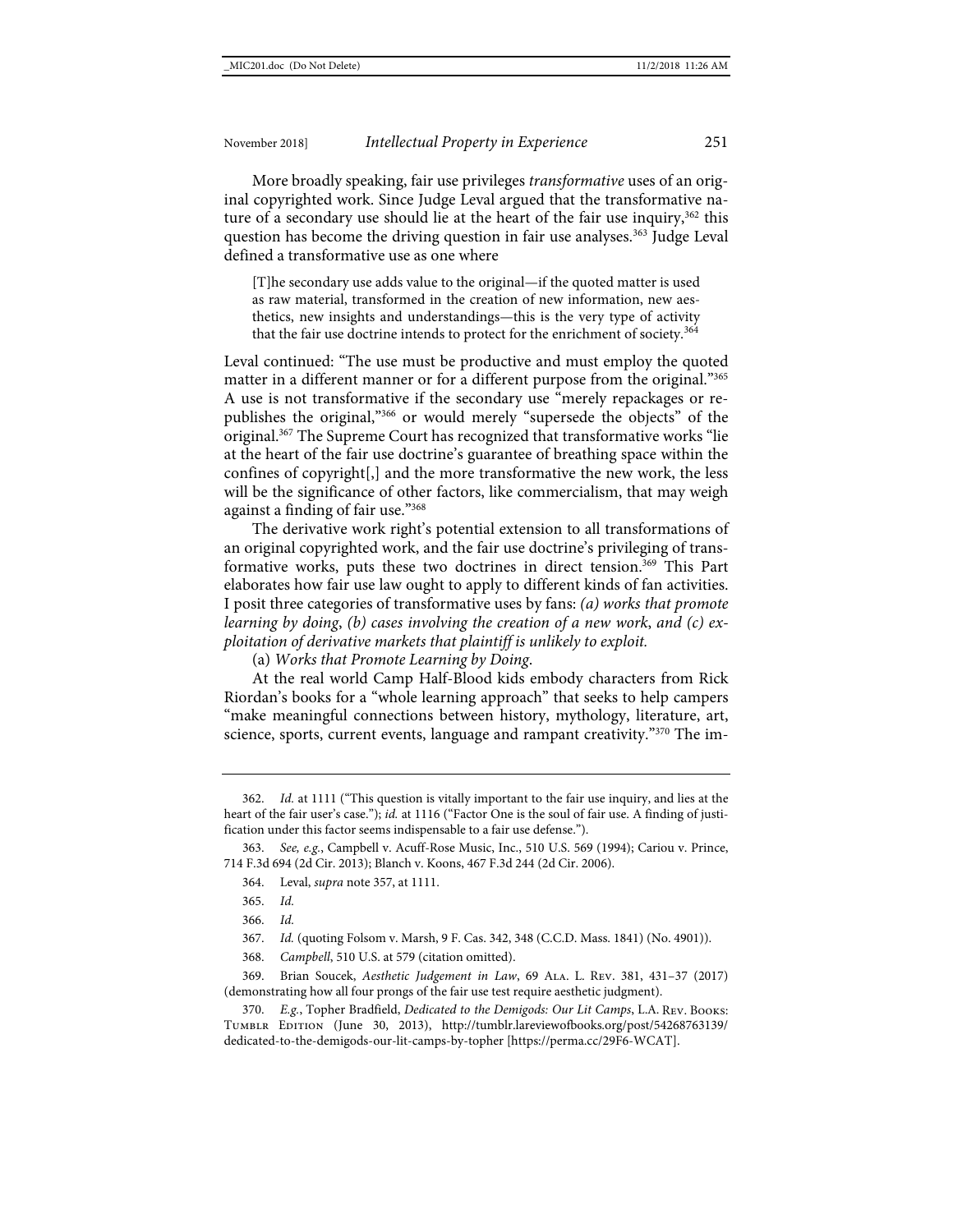More broadly speaking, fair use privileges *transformative* uses of an original copyrighted work. Since Judge Leval argued that the transformative nature of a secondary use should lie at the heart of the fair use inquiry,[362] this question has become the driving question in fair use analyses.[363] Judge Leval defined a transformative use as one where

> [T]he secondary use adds value to the original—if the quoted matter is used as raw material, transformed in the creation of new information, new aesthetics, new insights and understandings—this is the very type of activity that the fair use doctrine intends to protect for the enrichment of society.[364]

Leval continued: "The use must be productive and must employ the quoted matter in a different manner or for a different purpose from the original."[365] A use is not transformative if the secondary use "merely repackages or republishes the original,"[366] or would merely "supersede the objects" of the original.[367] The Supreme Court has recognized that transformative works "lie at the heart of the fair use doctrine's guarantee of breathing space within the confines of copyright[,] and the more transformative the new work, the less will be the significance of other factors, like commercialism, that may weigh against a finding of fair use."[368]

The derivative work right's potential extension to all transformations of an original copyrighted work, and the fair use doctrine's privileging of transformative works, puts these two doctrines in direct tension.[369] This Part elaborates how fair use law ought to apply to different kinds of fan activities. I posit three categories of transformative uses by fans: *(a) works that promote learning by doing*, *(b) cases involving the creation of a new work*, *and (c) exploitation of derivative markets that plaintiff is unlikely to exploit.*

(a) *Works that Promote Learning by Doing.*

At the real world Camp Half-Blood kids embody characters from Rick Riordan's books for a "whole learning approach" that seeks to help campers "make meaningful connections between history, mythology, literature, art, science, sports, current events, language and rampant creativity."[370] The im-

---

362. *Id.* at 1111 ("This question is vitally important to the fair use inquiry, and lies at the heart of the fair user's case."); *id.* at 1116 ("Factor One is the soul of fair use. A finding of justification under this factor seems indispensable to a fair use defense.").

363. *See, e.g.*, Campbell v. Acuff-Rose Music, Inc., 510 U.S. 569 (1994); Cariou v. Prince, 714 F.3d 694 (2d Cir. 2013); Blanch v. Koons, 467 F.3d 244 (2d Cir. 2006).

364. Leval, *supra* note 357, at 1111.

365. *Id.*

366. *Id.*

367. *Id.* (quoting Folsom v. Marsh, 9 F. Cas. 342, 348 (C.C.D. Mass. 1841) (No. 4901)).

368. *Campbell*, 510 U.S. at 579 (citation omitted).

369. Brian Soucek, *Aesthetic Judgement in Law*, 69 Ala. L. Rev. 381, 431–37 (2017) (demonstrating how all four prongs of the fair use test require aesthetic judgment).

370. *E.g.*, Topher Bradfield, *Dedicated to the Demigods: Our Lit Camps*, L.A. Rev. Books: Tumblr Edition (June 30, 2013), http://tumblr.lareviewofbooks.org/post/54268763139/dedicated-to-the-demigods-our-lit-camps-by-topher [https://perma.cc/29F6-WCAT].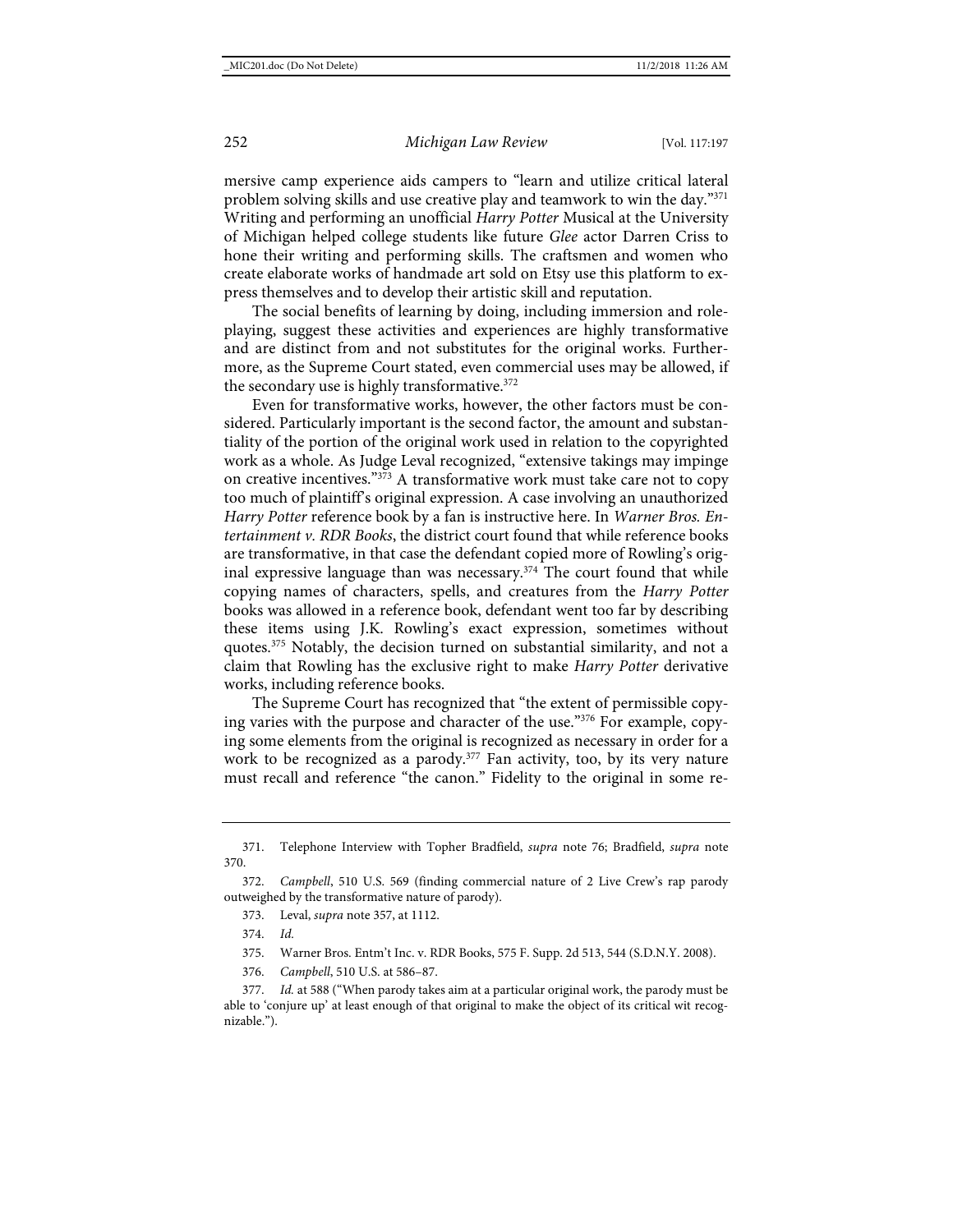mersive camp experience aids campers to "learn and utilize critical lateral problem solving skills and use creative play and teamwork to win the day."[371] Writing and performing an unofficial *Harry Potter* Musical at the University of Michigan helped college students like future *Glee* actor Darren Criss to hone their writing and performing skills. The craftsmen and women who create elaborate works of handmade art sold on Etsy use this platform to express themselves and to develop their artistic skill and reputation.

The social benefits of learning by doing, including immersion and role-playing, suggest these activities and experiences are highly transformative and are distinct from and not substitutes for the original works. Furthermore, as the Supreme Court stated, even commercial uses may be allowed, if the secondary use is highly transformative.[372]

Even for transformative works, however, the other factors must be considered. Particularly important is the second factor, the amount and substantiality of the portion of the original work used in relation to the copyrighted work as a whole. As Judge Leval recognized, "extensive takings may impinge on creative incentives."[373] A transformative work must take care not to copy too much of plaintiff's original expression. A case involving an unauthorized *Harry Potter* reference book by a fan is instructive here. In *Warner Bros. Entertainment v. RDR Books*, the district court found that while reference books are transformative, in that case the defendant copied more of Rowling's original expressive language than was necessary.[374] The court found that while copying names of characters, spells, and creatures from the *Harry Potter* books was allowed in a reference book, defendant went too far by describing these items using J.K. Rowling's exact expression, sometimes without quotes.[375] Notably, the decision turned on substantial similarity, and not a claim that Rowling has the exclusive right to make *Harry Potter* derivative works, including reference books.

The Supreme Court has recognized that "the extent of permissible copying varies with the purpose and character of the use."[376] For example, copying some elements from the original is recognized as necessary in order for a work to be recognized as a parody.[377] Fan activity, too, by its very nature must recall and reference "the canon." Fidelity to the original in some re-

---

371. Telephone Interview with Topher Bradfield, *supra* note 76; Bradfield, *supra* note 370.

372. *Campbell*, 510 U.S. 569 (finding commercial nature of 2 Live Crew's rap parody outweighed by the transformative nature of parody).

373. Leval, *supra* note 357, at 1112.

374. *Id.*

375. Warner Bros. Entm't Inc. v. RDR Books, 575 F. Supp. 2d 513, 544 (S.D.N.Y. 2008).

376. *Campbell*, 510 U.S. at 586–87.

377. *Id.* at 588 ("When parody takes aim at a particular original work, the parody must be able to 'conjure up' at least enough of that original to make the object of its critical wit recognizable.").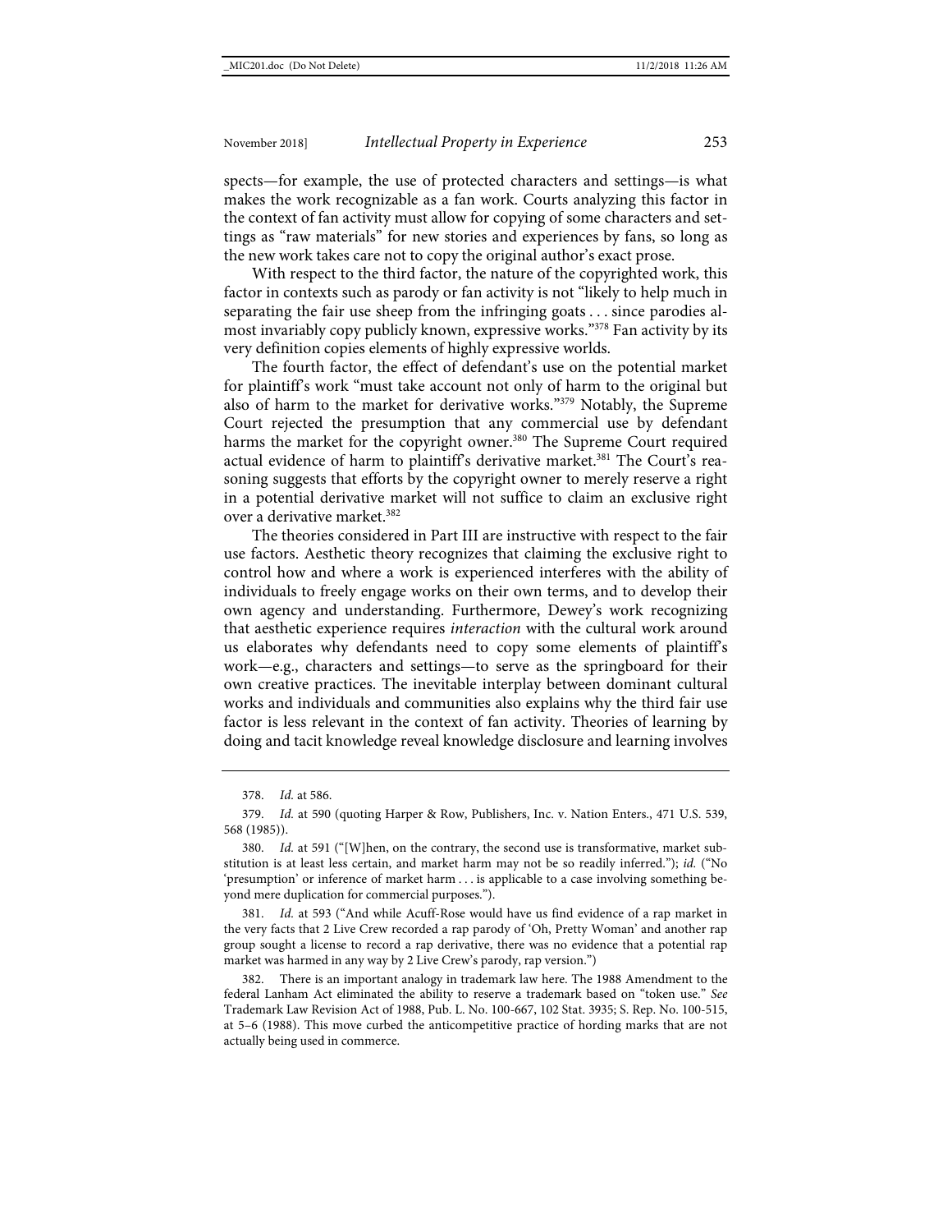spects—for example, the use of protected characters and settings—is what makes the work recognizable as a fan work. Courts analyzing this factor in the context of fan activity must allow for copying of some characters and settings as "raw materials" for new stories and experiences by fans, so long as the new work takes care not to copy the original author's exact prose.

With respect to the third factor, the nature of the copyrighted work, this factor in contexts such as parody or fan activity is not "likely to help much in separating the fair use sheep from the infringing goats . . . since parodies almost invariably copy publicly known, expressive works."[378] Fan activity by its very definition copies elements of highly expressive worlds.

The fourth factor, the effect of defendant's use on the potential market for plaintiff's work "must take account not only of harm to the original but also of harm to the market for derivative works."[379] Notably, the Supreme Court rejected the presumption that any commercial use by defendant harms the market for the copyright owner.[380] The Supreme Court required actual evidence of harm to plaintiff's derivative market.[381] The Court's reasoning suggests that efforts by the copyright owner to merely reserve a right in a potential derivative market will not suffice to claim an exclusive right over a derivative market.[382]

The theories considered in Part III are instructive with respect to the fair use factors. Aesthetic theory recognizes that claiming the exclusive right to control how and where a work is experienced interferes with the ability of individuals to freely engage works on their own terms, and to develop their own agency and understanding. Furthermore, Dewey's work recognizing that aesthetic experience requires *interaction* with the cultural work around us elaborates why defendants need to copy some elements of plaintiff's work—e.g., characters and settings—to serve as the springboard for their own creative practices. The inevitable interplay between dominant cultural works and individuals and communities also explains why the third fair use factor is less relevant in the context of fan activity. Theories of learning by doing and tacit knowledge reveal knowledge disclosure and learning involves

---

378. *Id.* at 586.

379. *Id.* at 590 (quoting Harper & Row, Publishers, Inc. v. Nation Enters., 471 U.S. 539, 568 (1985)).

380. *Id.* at 591 ("[W]hen, on the contrary, the second use is transformative, market substitution is at least less certain, and market harm may not be so readily inferred."); *id.* ("No 'presumption' or inference of market harm . . . is applicable to a case involving something beyond mere duplication for commercial purposes.").

381. *Id.* at 593 ("And while Acuff-Rose would have us find evidence of a rap market in the very facts that 2 Live Crew recorded a rap parody of 'Oh, Pretty Woman' and another rap group sought a license to record a rap derivative, there was no evidence that a potential rap market was harmed in any way by 2 Live Crew's parody, rap version.")

382. There is an important analogy in trademark law here. The 1988 Amendment to the federal Lanham Act eliminated the ability to reserve a trademark based on "token use." *See* Trademark Law Revision Act of 1988, Pub. L. No. 100-667, 102 Stat. 3935; S. Rep. No. 100-515, at 5–6 (1988). This move curbed the anticompetitive practice of hording marks that are not actually being used in commerce.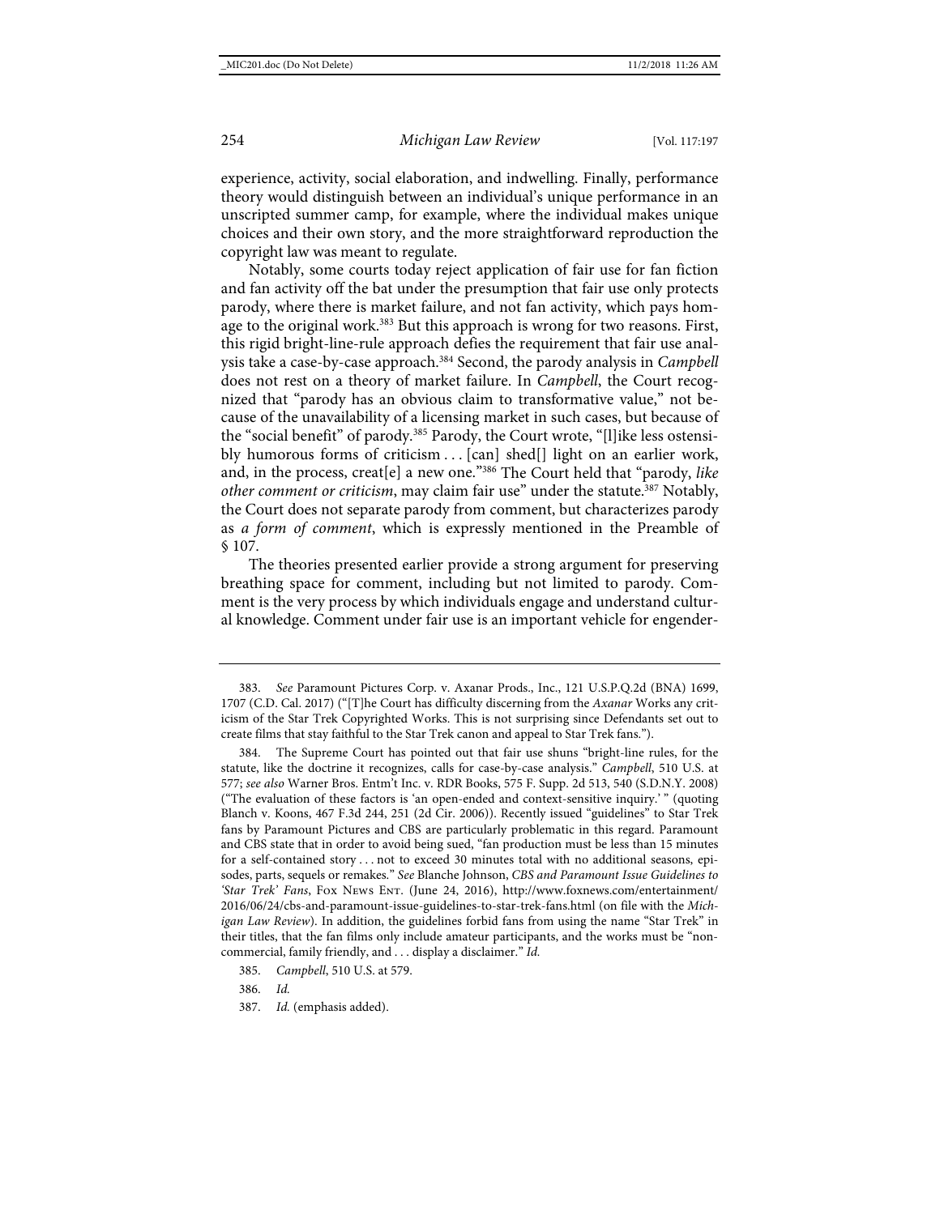experience, activity, social elaboration, and indwelling. Finally, performance theory would distinguish between an individual's unique performance in an unscripted summer camp, for example, where the individual makes unique choices and their own story, and the more straightforward reproduction the copyright law was meant to regulate.

Notably, some courts today reject application of fair use for fan fiction and fan activity off the bat under the presumption that fair use only protects parody, where there is market failure, and not fan activity, which pays homage to the original work.[383] But this approach is wrong for two reasons. First, this rigid bright-line-rule approach defies the requirement that fair use analysis take a case-by-case approach.[384] Second, the parody analysis in *Campbell* does not rest on a theory of market failure. In *Campbell*, the Court recognized that "parody has an obvious claim to transformative value," not because of the unavailability of a licensing market in such cases, but because of the "social benefit" of parody.[385] Parody, the Court wrote, "[l]ike less ostensibly humorous forms of criticism . . . [can] shed[] light on an earlier work, and, in the process, creat[e] a new one."[386] The Court held that "parody, *like other comment or criticism*, may claim fair use" under the statute.[387] Notably, the Court does not separate parody from comment, but characterizes parody as *a form of comment*, which is expressly mentioned in the Preamble of § 107.

The theories presented earlier provide a strong argument for preserving breathing space for comment, including but not limited to parody. Comment is the very process by which individuals engage and understand cultural knowledge. Comment under fair use is an important vehicle for engender-

---

383. *See* Paramount Pictures Corp. v. Axanar Prods., Inc., 121 U.S.P.Q.2d (BNA) 1699, 1707 (C.D. Cal. 2017) ("[T]he Court has difficulty discerning from the *Axanar* Works any criticism of the Star Trek Copyrighted Works. This is not surprising since Defendants set out to create films that stay faithful to the Star Trek canon and appeal to Star Trek fans.").

384. The Supreme Court has pointed out that fair use shuns "bright-line rules, for the statute, like the doctrine it recognizes, calls for case-by-case analysis." *Campbell*, 510 U.S. at 577; *see also* Warner Bros. Entm't Inc. v. RDR Books, 575 F. Supp. 2d 513, 540 (S.D.N.Y. 2008) ("The evaluation of these factors is 'an open-ended and context-sensitive inquiry.' " (quoting Blanch v. Koons, 467 F.3d 244, 251 (2d Cir. 2006)). Recently issued "guidelines" to Star Trek fans by Paramount Pictures and CBS are particularly problematic in this regard. Paramount and CBS state that in order to avoid being sued, "fan production must be less than 15 minutes for a self-contained story . . . not to exceed 30 minutes total with no additional seasons, episodes, parts, sequels or remakes." *See* Blanche Johnson, *CBS and Paramount Issue Guidelines to 'Star Trek' Fans*, Fox News Ent. (June 24, 2016), http://www.foxnews.com/entertainment/2016/06/24/cbs-and-paramount-issue-guidelines-to-star-trek-fans.html (on file with the *Michigan Law Review*). In addition, the guidelines forbid fans from using the name "Star Trek" in their titles, that the fan films only include amateur participants, and the works must be "noncommercial, family friendly, and . . . display a disclaimer." *Id.*

385. *Campbell*, 510 U.S. at 579.

386. *Id.*

387. *Id.* (emphasis added).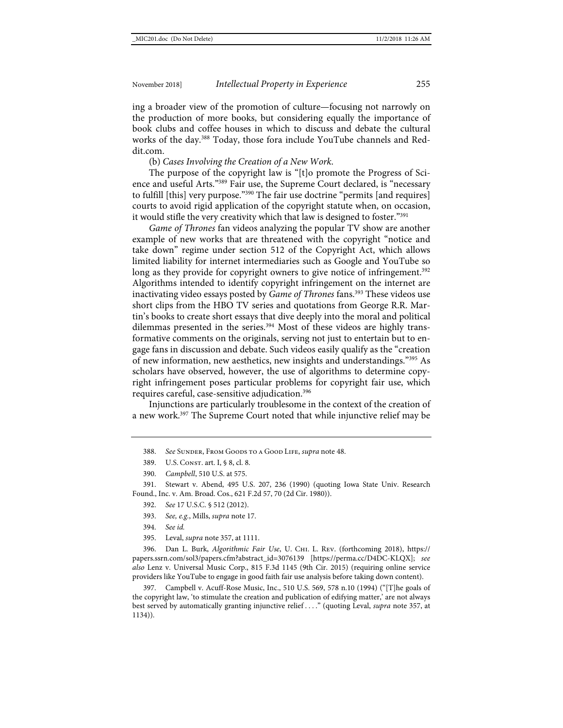ing a broader view of the promotion of culture—focusing not narrowly on the production of more books, but considering equally the importance of book clubs and coffee houses in which to discuss and debate the cultural works of the day.[388] Today, those fora include YouTube channels and Reddit.com.

(b) *Cases Involving the Creation of a New Work.*

The purpose of the copyright law is "[t]o promote the Progress of Science and useful Arts."[389] Fair use, the Supreme Court declared, is "necessary to fulfill [this] very purpose."[390] The fair use doctrine "permits [and requires] courts to avoid rigid application of the copyright statute when, on occasion, it would stifle the very creativity which that law is designed to foster."[391]

*Game of Thrones* fan videos analyzing the popular TV show are another example of new works that are threatened with the copyright "notice and take down" regime under section 512 of the Copyright Act, which allows limited liability for internet intermediaries such as Google and YouTube so long as they provide for copyright owners to give notice of infringement.[392] Algorithms intended to identify copyright infringement on the internet are inactivating video essays posted by *Game of Thrones* fans.[393] These videos use short clips from the HBO TV series and quotations from George R.R. Martin's books to create short essays that dive deeply into the moral and political dilemmas presented in the series.[394] Most of these videos are highly transformative comments on the originals, serving not just to entertain but to engage fans in discussion and debate. Such videos easily qualify as the "creation of new information, new aesthetics, new insights and understandings."[395] As scholars have observed, however, the use of algorithms to determine copyright infringement poses particular problems for copyright fair use, which requires careful, case-sensitive adjudication.[396]

Injunctions are particularly troublesome in the context of the creation of a new work.[397] The Supreme Court noted that while injunctive relief may be

---

388. *See* Sunder, From Goods to a Good Life, *supra* note 48.

389. U.S. Const. art. I, § 8, cl. 8.

390. *Campbell*, 510 U.S. at 575.

391. Stewart v. Abend, 495 U.S. 207, 236 (1990) (quoting Iowa State Univ. Research Found., Inc. v. Am. Broad. Cos., 621 F.2d 57, 70 (2d Cir. 1980)).

392. *See* 17 U.S.C. § 512 (2012).

393. *See, e.g.*, Mills, *supra* note 17.

394. *See id.*

395. Leval, *supra* note 357, at 1111.

396. Dan L. Burk, *Algorithmic Fair Use*, U. Chi. L. Rev. (forthcoming 2018), https://papers.ssrn.com/sol3/papers.cfm?abstract_id=3076139 [https://perma.cc/D4DC-KLQX]; *see also* Lenz v. Universal Music Corp., 815 F.3d 1145 (9th Cir. 2015) (requiring online service providers like YouTube to engage in good faith fair use analysis before taking down content).

397. Campbell v. Acuff-Rose Music, Inc., 510 U.S. 569, 578 n.10 (1994) ("[T]he goals of the copyright law, 'to stimulate the creation and publication of edifying matter,' are not always best served by automatically granting injunctive relief . . . ." (quoting Leval, *supra* note 357, at 1134)).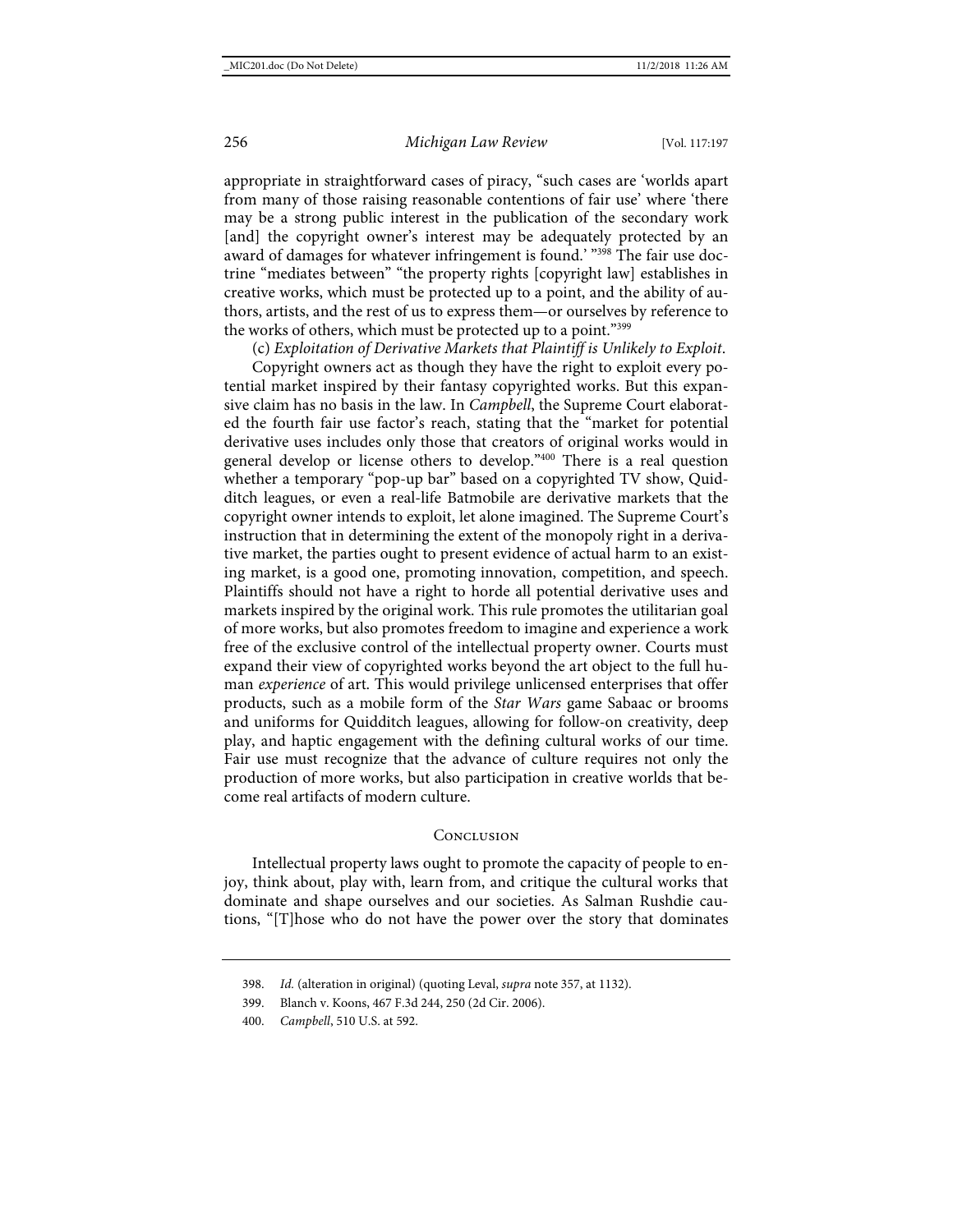appropriate in straightforward cases of piracy, "such cases are 'worlds apart from many of those raising reasonable contentions of fair use' where 'there may be a strong public interest in the publication of the secondary work [and] the copyright owner's interest may be adequately protected by an award of damages for whatever infringement is found.' "[398] The fair use doctrine "mediates between" "the property rights [copyright law] establishes in creative works, which must be protected up to a point, and the ability of authors, artists, and the rest of us to express them—or ourselves by reference to the works of others, which must be protected up to a point."[399]

(c) *Exploitation of Derivative Markets that Plaintiff is Unlikely to Exploit*.

Copyright owners act as though they have the right to exploit every potential market inspired by their fantasy copyrighted works. But this expansive claim has no basis in the law. In *Campbell*, the Supreme Court elaborated the fourth fair use factor's reach, stating that the "market for potential derivative uses includes only those that creators of original works would in general develop or license others to develop."[400] There is a real question whether a temporary "pop-up bar" based on a copyrighted TV show, Quidditch leagues, or even a real-life Batmobile are derivative markets that the copyright owner intends to exploit, let alone imagined. The Supreme Court's instruction that in determining the extent of the monopoly right in a derivative market, the parties ought to present evidence of actual harm to an existing market, is a good one, promoting innovation, competition, and speech. Plaintiffs should not have a right to horde all potential derivative uses and markets inspired by the original work. This rule promotes the utilitarian goal of more works, but also promotes freedom to imagine and experience a work free of the exclusive control of the intellectual property owner. Courts must expand their view of copyrighted works beyond the art object to the full human *experience* of art. This would privilege unlicensed enterprises that offer products, such as a mobile form of the *Star Wars* game Sabaac or brooms and uniforms for Quidditch leagues, allowing for follow-on creativity, deep play, and haptic engagement with the defining cultural works of our time. Fair use must recognize that the advance of culture requires not only the production of more works, but also participation in creative worlds that become real artifacts of modern culture.

## Conclusion

Intellectual property laws ought to promote the capacity of people to enjoy, think about, play with, learn from, and critique the cultural works that dominate and shape ourselves and our societies. As Salman Rushdie cautions, "[T]hose who do not have the power over the story that dominates

---

398. *Id.* (alteration in original) (quoting Leval, *supra* note 357, at 1132).

399. Blanch v. Koons, 467 F.3d 244, 250 (2d Cir. 2006).

400. *Campbell*, 510 U.S. at 592.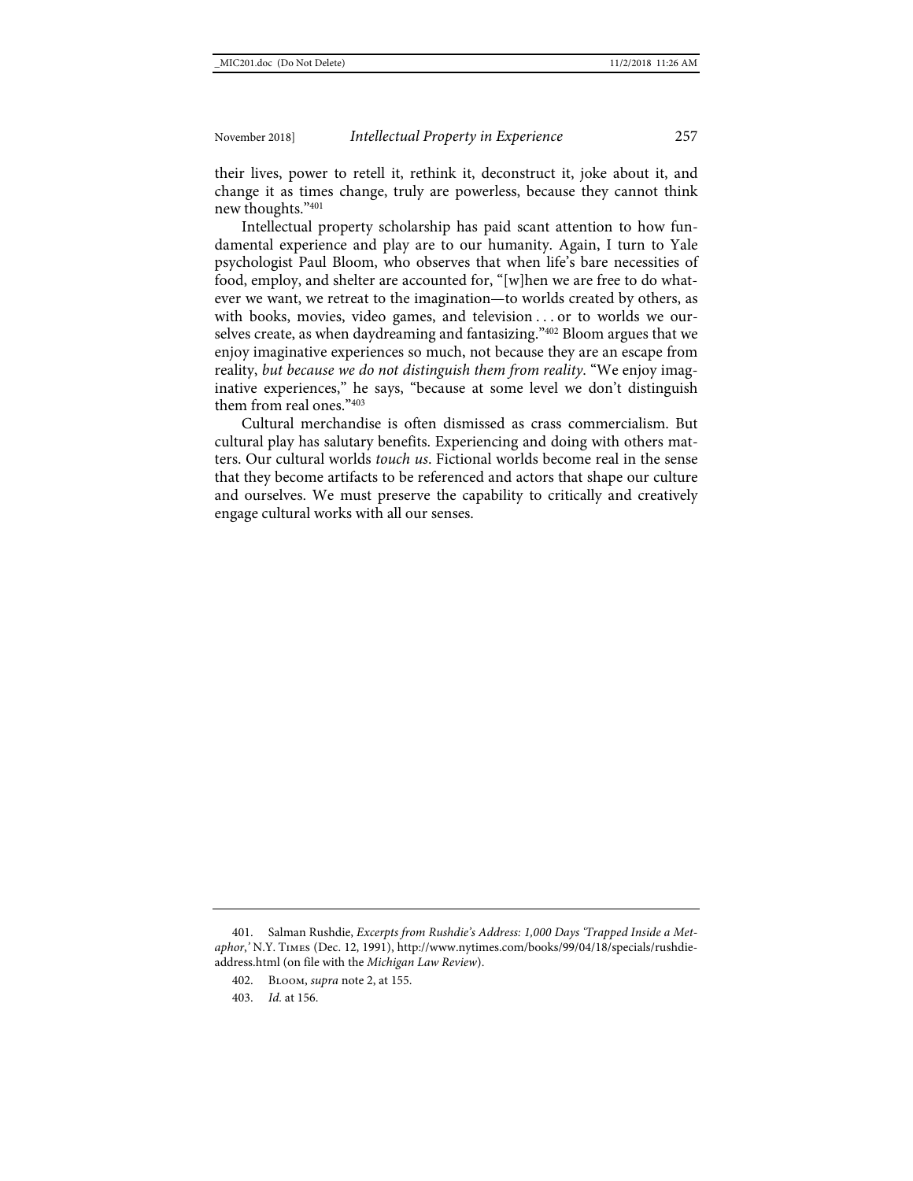their lives, power to retell it, rethink it, deconstruct it, joke about it, and change it as times change, truly are powerless, because they cannot think new thoughts."[401]

Intellectual property scholarship has paid scant attention to how fundamental experience and play are to our humanity. Again, I turn to Yale psychologist Paul Bloom, who observes that when life's bare necessities of food, employ, and shelter are accounted for, "[w]hen we are free to do whatever we want, we retreat to the imagination—to worlds created by others, as with books, movies, video games, and television . . . or to worlds we ourselves create, as when daydreaming and fantasizing."[402] Bloom argues that we enjoy imaginative experiences so much, not because they are an escape from reality, *but because we do not distinguish them from reality*. "We enjoy imaginative experiences," he says, "because at some level we don't distinguish them from real ones."[403]

Cultural merchandise is often dismissed as crass commercialism. But cultural play has salutary benefits. Experiencing and doing with others matters. Our cultural worlds *touch us*. Fictional worlds become real in the sense that they become artifacts to be referenced and actors that shape our culture and ourselves. We must preserve the capability to critically and creatively engage cultural works with all our senses.

---

401. Salman Rushdie, *Excerpts from Rushdie's Address: 1,000 Days 'Trapped Inside a Metaphor,'* N.Y. Times (Dec. 12, 1991), http://www.nytimes.com/books/99/04/18/specials/rushdie-address.html (on file with the *Michigan Law Review*).

402. Bloom, *supra* note 2, at 155.

403. *Id.* at 156.